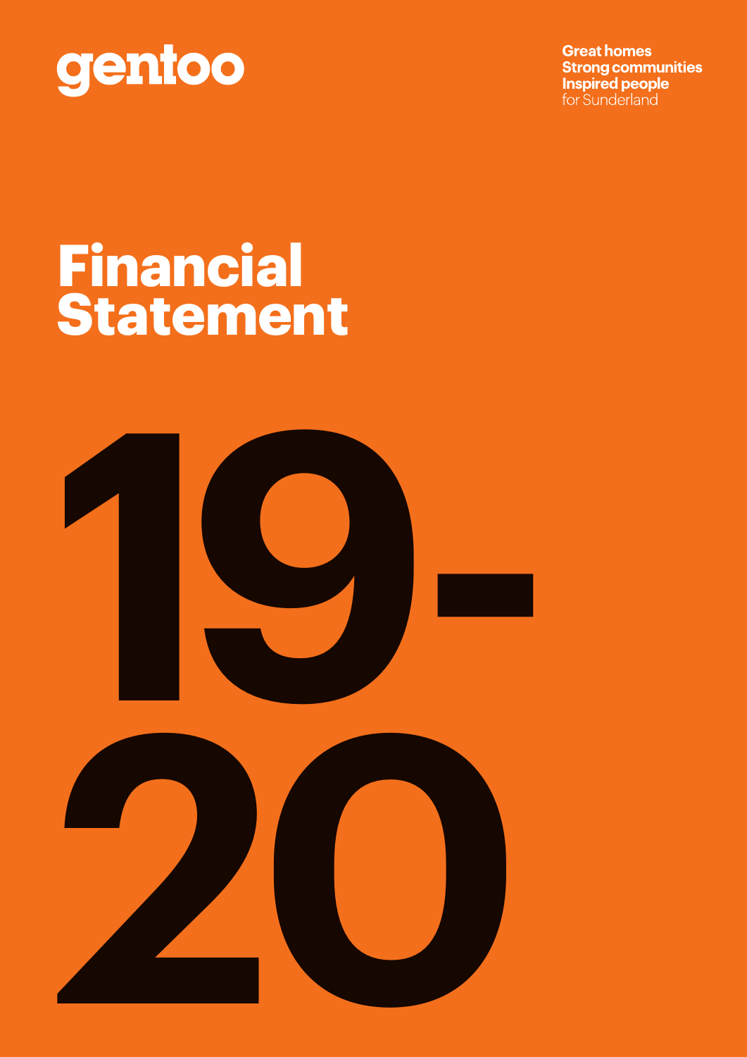gentoo

**Great homes**
**Strong communities**
**Inspired people**
for Sunderland

# Financial Statement

# 19-20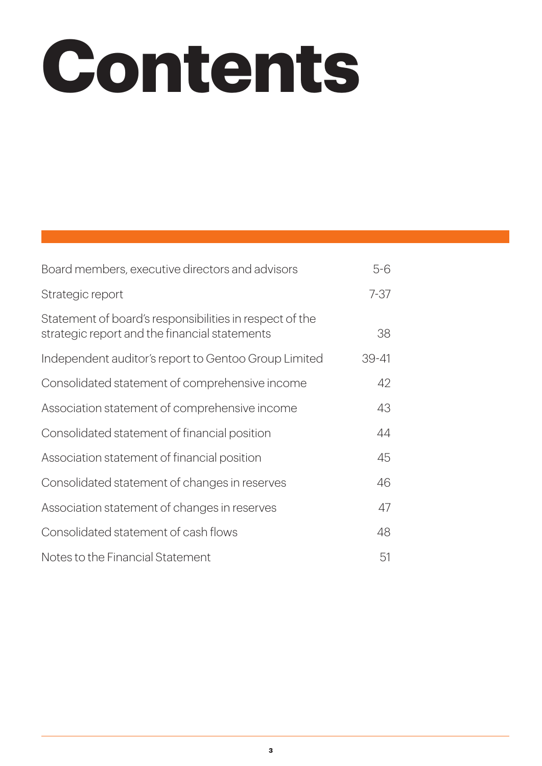# Contents

| | |
|---|---|
| Board members, executive directors and advisors | 5-6 |
| Strategic report | 7-37 |
| Statement of board's responsibilities in respect of the strategic report and the financial statements | 38 |
| Independent auditor's report to Gentoo Group Limited | 39-41 |
| Consolidated statement of comprehensive income | 42 |
| Association statement of comprehensive income | 43 |
| Consolidated statement of financial position | 44 |
| Association statement of financial position | 45 |
| Consolidated statement of changes in reserves | 46 |
| Association statement of changes in reserves | 47 |
| Consolidated statement of cash flows | 48 |
| Notes to the Financial Statement | 51 |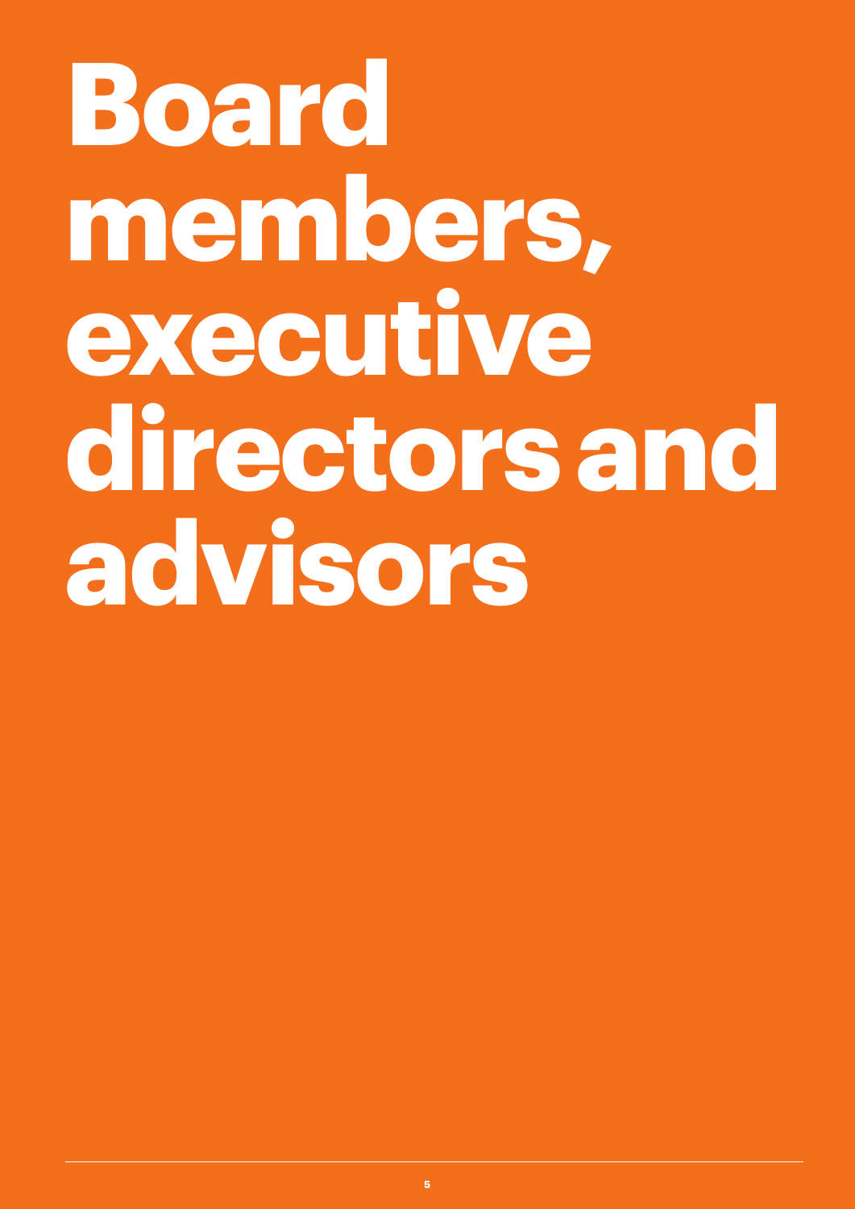# Board members, executive directors and advisors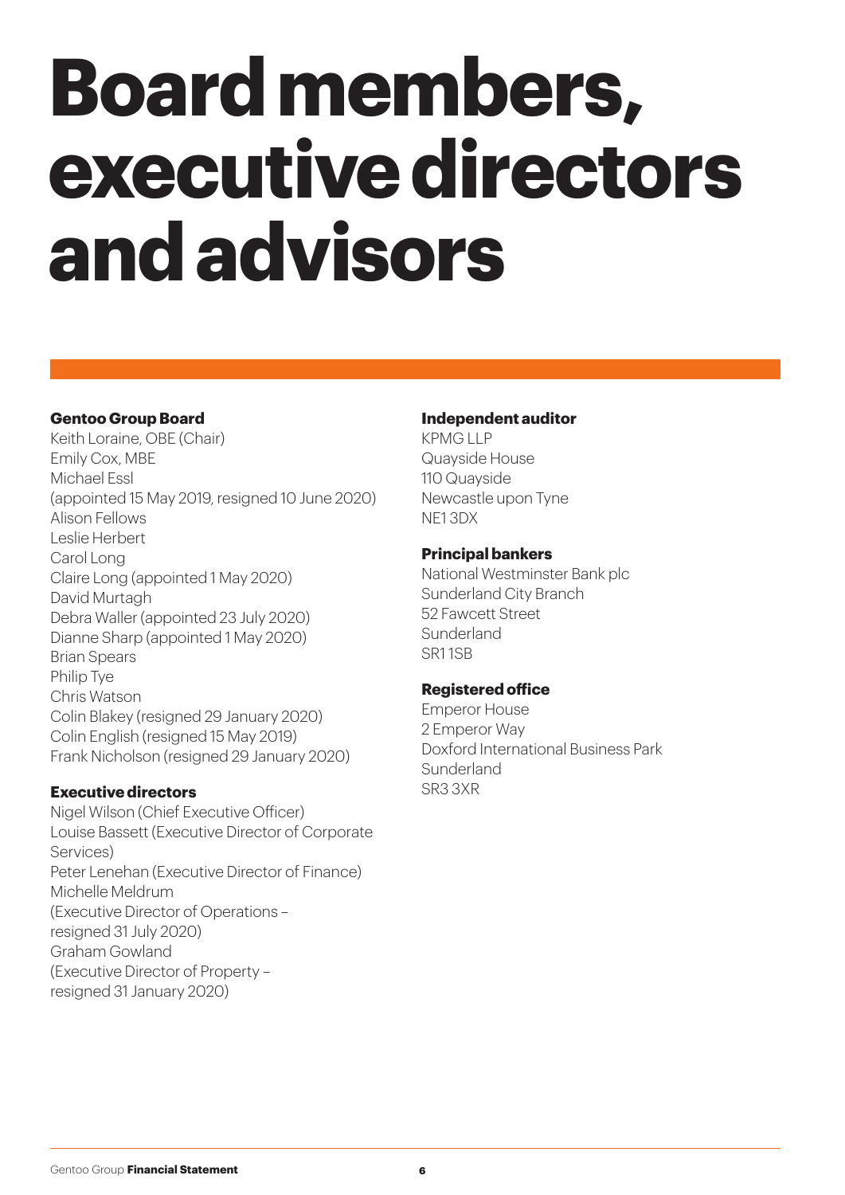# Board members, executive directors and advisors

**Gentoo Group Board**

Keith Loraine, OBE (Chair)
Emily Cox, MBE
Michael Essl
(appointed 15 May 2019, resigned 10 June 2020)
Alison Fellows
Leslie Herbert
Carol Long
Claire Long (appointed 1 May 2020)
David Murtagh
Debra Waller (appointed 23 July 2020)
Dianne Sharp (appointed 1 May 2020)
Brian Spears
Philip Tye
Chris Watson
Colin Blakey (resigned 29 January 2020)
Colin English (resigned 15 May 2019)
Frank Nicholson (resigned 29 January 2020)

**Executive directors**

Nigel Wilson (Chief Executive Officer)
Louise Bassett (Executive Director of Corporate Services)
Peter Lenehan (Executive Director of Finance)
Michelle Meldrum
(Executive Director of Operations – resigned 31 July 2020)
Graham Gowland
(Executive Director of Property – resigned 31 January 2020)

**Independent auditor**

KPMG LLP
Quayside House
110 Quayside
Newcastle upon Tyne
NE1 3DX

**Principal bankers**

National Westminster Bank plc
Sunderland City Branch
52 Fawcett Street
Sunderland
SR1 1SB

**Registered office**

Emperor House
2 Emperor Way
Doxford International Business Park
Sunderland
SR3 3XR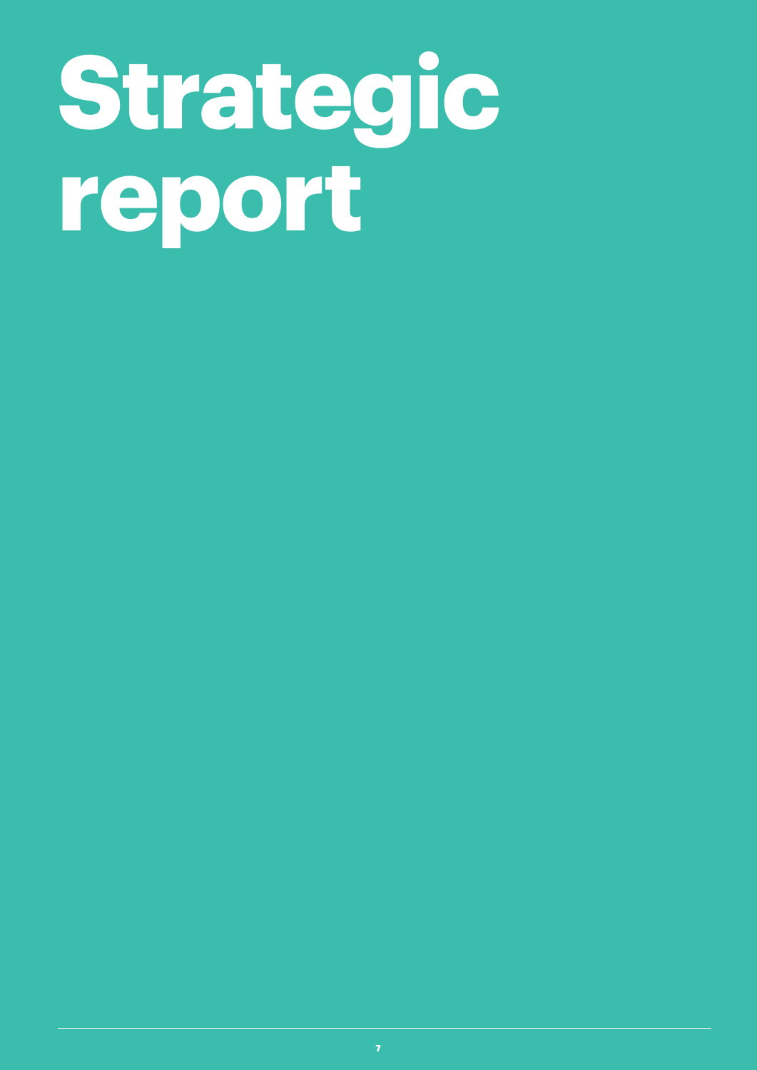# Strategic report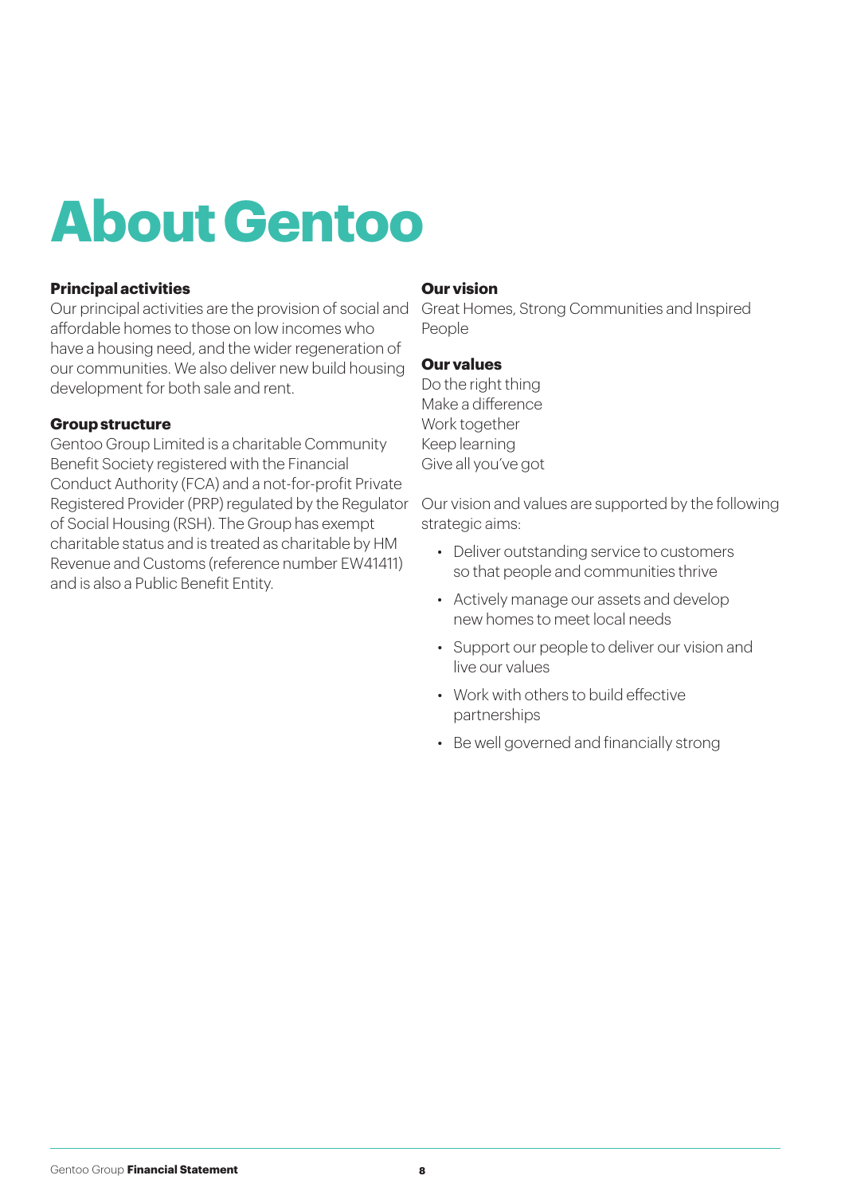# About Gentoo

### Principal activities

Our principal activities are the provision of social and affordable homes to those on low incomes who have a housing need, and the wider regeneration of our communities. We also deliver new build housing development for both sale and rent.

### Group structure

Gentoo Group Limited is a charitable Community Benefit Society registered with the Financial Conduct Authority (FCA) and a not-for-profit Private Registered Provider (PRP) regulated by the Regulator of Social Housing (RSH). The Group has exempt charitable status and is treated as charitable by HM Revenue and Customs (reference number EW41411) and is also a Public Benefit Entity.

### Our vision

Great Homes, Strong Communities and Inspired People

### Our values

Do the right thing
Make a difference
Work together
Keep learning
Give all you've got

Our vision and values are supported by the following strategic aims:

- Deliver outstanding service to customers so that people and communities thrive
- Actively manage our assets and develop new homes to meet local needs
- Support our people to deliver our vision and live our values
- Work with others to build effective partnerships
- Be well governed and financially strong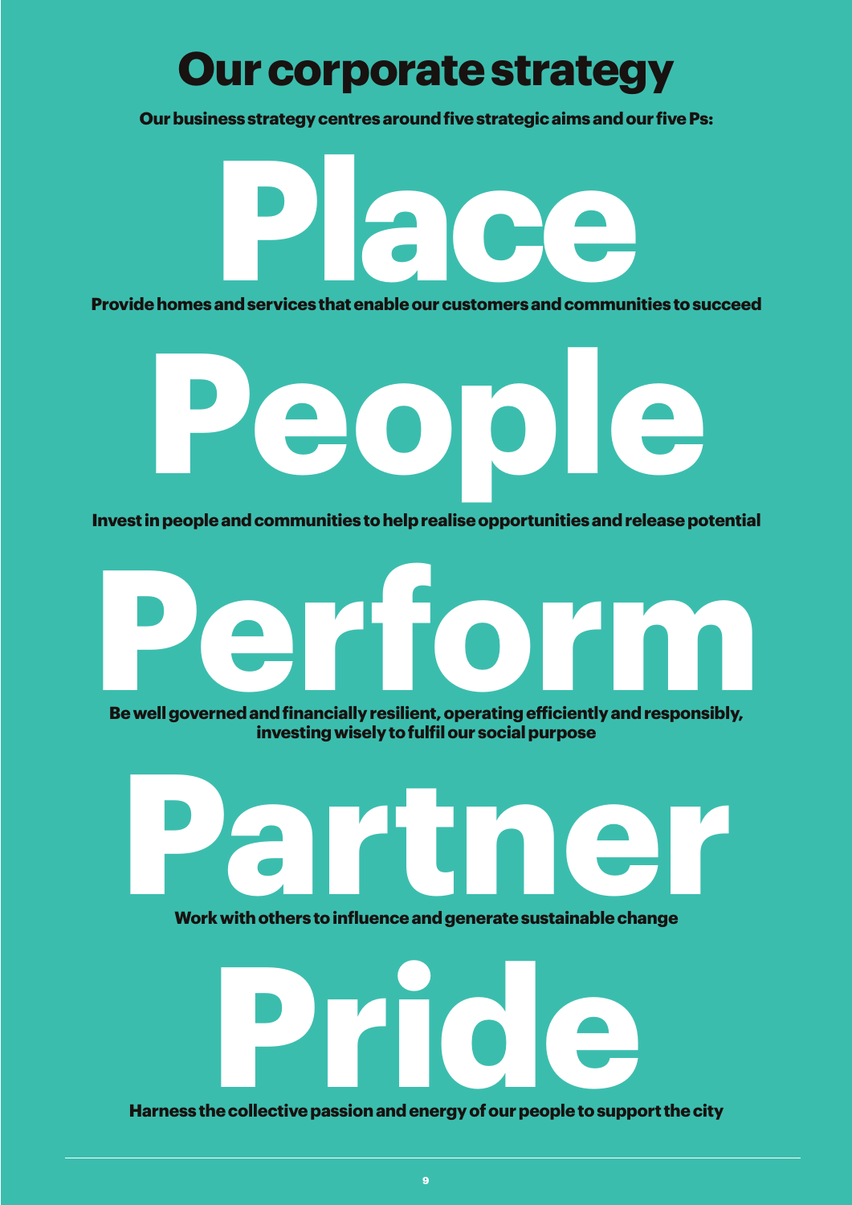# Our corporate strategy

**Our business strategy centres around five strategic aims and our five Ps:**

## Place

**Provide homes and services that enable our customers and communities to succeed**

## People

**Invest in people and communities to help realise opportunities and release potential**

## Perform

**Be well governed and financially resilient, operating efficiently and responsibly, investing wisely to fulfil our social purpose**

## Partner

**Work with others to influence and generate sustainable change**

## Pride

**Harness the collective passion and energy of our people to support the city**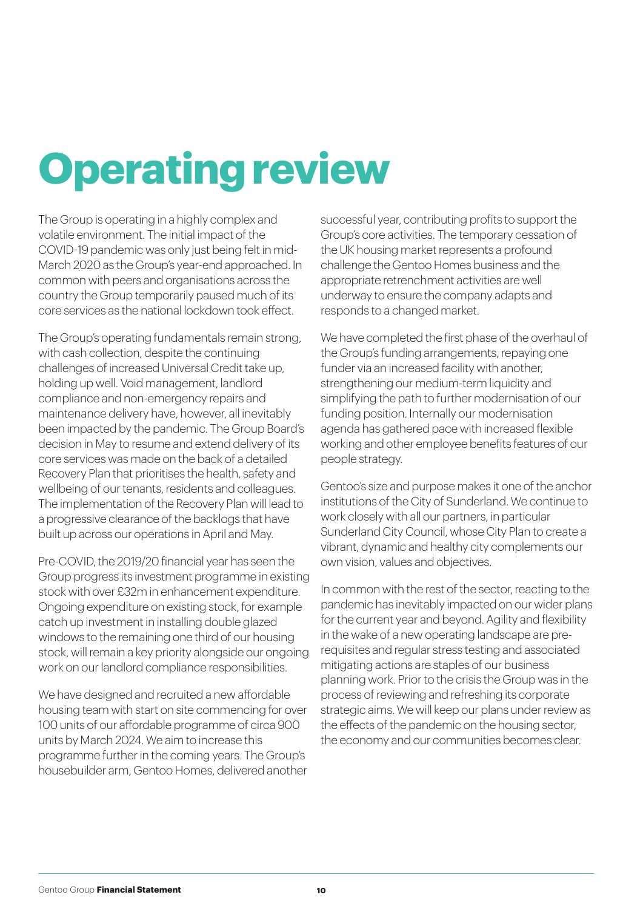# Operating review

The Group is operating in a highly complex and volatile environment. The initial impact of the COVID-19 pandemic was only just being felt in mid-March 2020 as the Group's year-end approached. In common with peers and organisations across the country the Group temporarily paused much of its core services as the national lockdown took effect.

The Group's operating fundamentals remain strong, with cash collection, despite the continuing challenges of increased Universal Credit take up, holding up well. Void management, landlord compliance and non-emergency repairs and maintenance delivery have, however, all inevitably been impacted by the pandemic. The Group Board's decision in May to resume and extend delivery of its core services was made on the back of a detailed Recovery Plan that prioritises the health, safety and wellbeing of our tenants, residents and colleagues. The implementation of the Recovery Plan will lead to a progressive clearance of the backlogs that have built up across our operations in April and May.

Pre-COVID, the 2019/20 financial year has seen the Group progress its investment programme in existing stock with over £32m in enhancement expenditure. Ongoing expenditure on existing stock, for example catch up investment in installing double glazed windows to the remaining one third of our housing stock, will remain a key priority alongside our ongoing work on our landlord compliance responsibilities.

We have designed and recruited a new affordable housing team with start on site commencing for over 100 units of our affordable programme of circa 900 units by March 2024. We aim to increase this programme further in the coming years. The Group's housebuilder arm, Gentoo Homes, delivered another successful year, contributing profits to support the Group's core activities. The temporary cessation of the UK housing market represents a profound challenge the Gentoo Homes business and the appropriate retrenchment activities are well underway to ensure the company adapts and responds to a changed market.

We have completed the first phase of the overhaul of the Group's funding arrangements, repaying one funder via an increased facility with another, strengthening our medium-term liquidity and simplifying the path to further modernisation of our funding position. Internally our modernisation agenda has gathered pace with increased flexible working and other employee benefits features of our people strategy.

Gentoo's size and purpose makes it one of the anchor institutions of the City of Sunderland. We continue to work closely with all our partners, in particular Sunderland City Council, whose City Plan to create a vibrant, dynamic and healthy city complements our own vision, values and objectives.

In common with the rest of the sector, reacting to the pandemic has inevitably impacted on our wider plans for the current year and beyond. Agility and flexibility in the wake of a new operating landscape are pre-requisites and regular stress testing and associated mitigating actions are staples of our business planning work. Prior to the crisis the Group was in the process of reviewing and refreshing its corporate strategic aims. We will keep our plans under review as the effects of the pandemic on the housing sector, the economy and our communities becomes clear.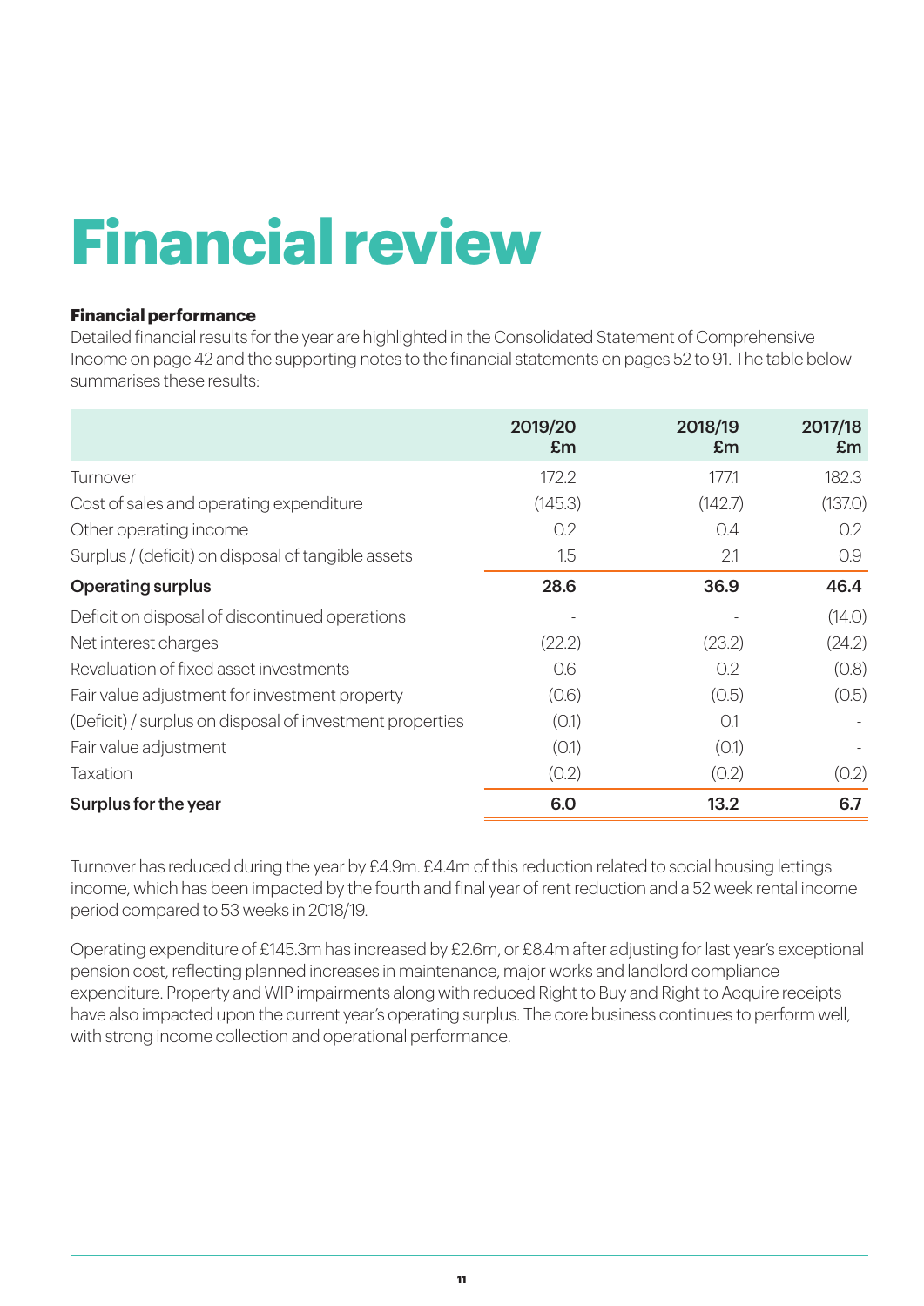# Financial review

**Financial performance**

Detailed financial results for the year are highlighted in the Consolidated Statement of Comprehensive Income on page 42 and the supporting notes to the financial statements on pages 52 to 91. The table below summarises these results:

| | 2019/20 £m | 2018/19 £m | 2017/18 £m |
|---|---|---|---|
| Turnover | 172.2 | 177.1 | 182.3 |
| Cost of sales and operating expenditure | (145.3) | (142.7) | (137.0) |
| Other operating income | 0.2 | 0.4 | 0.2 |
| Surplus / (deficit) on disposal of tangible assets | 1.5 | 2.1 | 0.9 |
| **Operating surplus** | **28.6** | **36.9** | **46.4** |
| Deficit on disposal of discontinued operations | - | - | (14.0) |
| Net interest charges | (22.2) | (23.2) | (24.2) |
| Revaluation of fixed asset investments | 0.6 | 0.2 | (0.8) |
| Fair value adjustment for investment property | (0.6) | (0.5) | (0.5) |
| (Deficit) / surplus on disposal of investment properties | (0.1) | 0.1 | - |
| Fair value adjustment | (0.1) | (0.1) | - |
| Taxation | (0.2) | (0.2) | (0.2) |
| **Surplus for the year** | **6.0** | **13.2** | **6.7** |

Turnover has reduced during the year by £4.9m. £4.4m of this reduction related to social housing lettings income, which has been impacted by the fourth and final year of rent reduction and a 52 week rental income period compared to 53 weeks in 2018/19.

Operating expenditure of £145.3m has increased by £2.6m, or £8.4m after adjusting for last year's exceptional pension cost, reflecting planned increases in maintenance, major works and landlord compliance expenditure. Property and WIP impairments along with reduced Right to Buy and Right to Acquire receipts have also impacted upon the current year's operating surplus. The core business continues to perform well, with strong income collection and operational performance.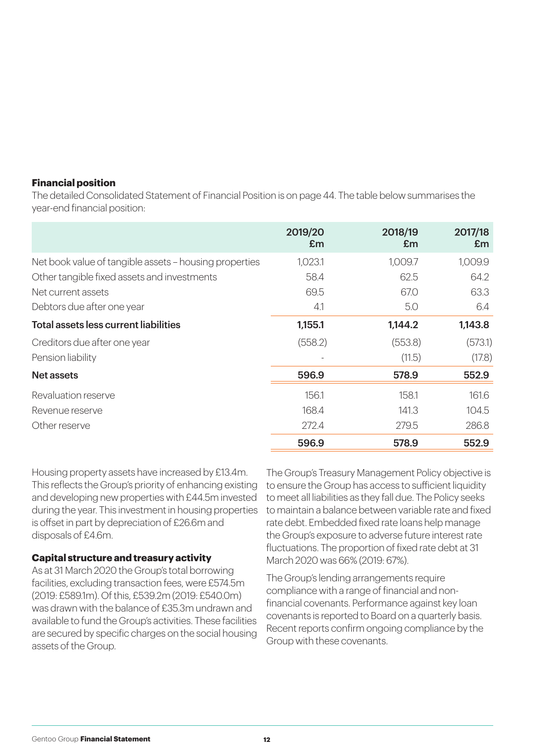**Financial position**

The detailed Consolidated Statement of Financial Position is on page 44. The table below summarises the year-end financial position:

| | 2019/20 £m | 2018/19 £m | 2017/18 £m |
|---|---|---|---|
| Net book value of tangible assets – housing properties | 1,023.1 | 1,009.7 | 1,009.9 |
| Other tangible fixed assets and investments | 58.4 | 62.5 | 64.2 |
| Net current assets | 69.5 | 67.0 | 63.3 |
| Debtors due after one year | 4.1 | 5.0 | 6.4 |
| **Total assets less current liabilities** | **1,155.1** | **1,144.2** | **1,143.8** |
| Creditors due after one year | (558.2) | (553.8) | (573.1) |
| Pension liability | - | (11.5) | (17.8) |
| **Net assets** | **596.9** | **578.9** | **552.9** |
| Revaluation reserve | 156.1 | 158.1 | 161.6 |
| Revenue reserve | 168.4 | 141.3 | 104.5 |
| Other reserve | 272.4 | 279.5 | 286.8 |
| | **596.9** | **578.9** | **552.9** |

Housing property assets have increased by £13.4m. This reflects the Group's priority of enhancing existing and developing new properties with £44.5m invested during the year. This investment in housing properties is offset in part by depreciation of £26.6m and disposals of £4.6m.

**Capital structure and treasury activity**

As at 31 March 2020 the Group's total borrowing facilities, excluding transaction fees, were £574.5m (2019: £589.1m). Of this, £539.2m (2019: £540.0m) was drawn with the balance of £35.3m undrawn and available to fund the Group's activities. These facilities are secured by specific charges on the social housing assets of the Group.

The Group's Treasury Management Policy objective is to ensure the Group has access to sufficient liquidity to meet all liabilities as they fall due. The Policy seeks to maintain a balance between variable rate and fixed rate debt. Embedded fixed rate loans help manage the Group's exposure to adverse future interest rate fluctuations. The proportion of fixed rate debt at 31 March 2020 was 66% (2019: 67%).

The Group's lending arrangements require compliance with a range of financial and non-financial covenants. Performance against key loan covenants is reported to Board on a quarterly basis. Recent reports confirm ongoing compliance by the Group with these covenants.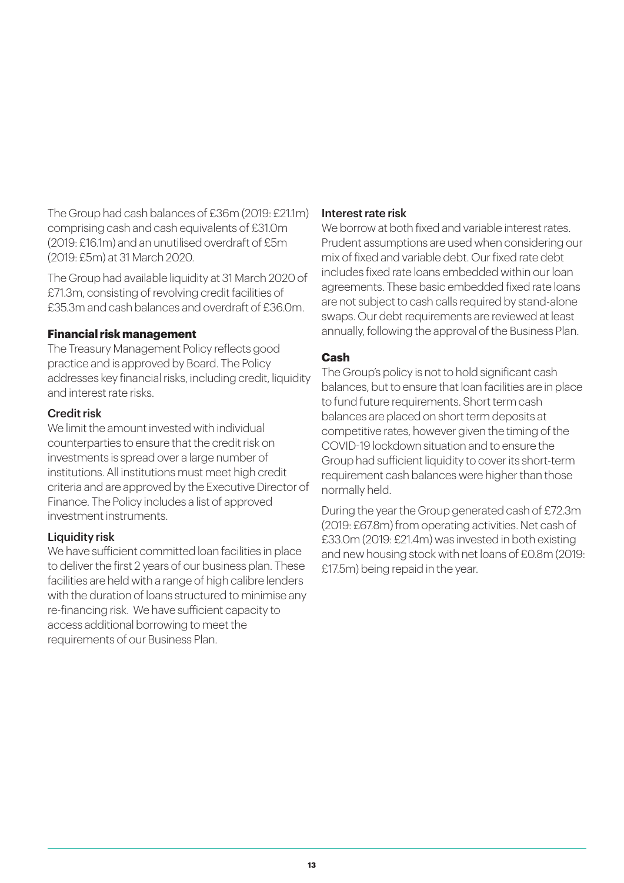The Group had cash balances of £36m (2019: £21.1m) comprising cash and cash equivalents of £31.0m (2019: £16.1m) and an unutilised overdraft of £5m (2019: £5m) at 31 March 2020.

The Group had available liquidity at 31 March 2020 of £71.3m, consisting of revolving credit facilities of £35.3m and cash balances and overdraft of £36.0m.

## Financial risk management

The Treasury Management Policy reflects good practice and is approved by Board. The Policy addresses key financial risks, including credit, liquidity and interest rate risks.

### Credit risk

We limit the amount invested with individual counterparties to ensure that the credit risk on investments is spread over a large number of institutions. All institutions must meet high credit criteria and are approved by the Executive Director of Finance. The Policy includes a list of approved investment instruments.

### Liquidity risk

We have sufficient committed loan facilities in place to deliver the first 2 years of our business plan. These facilities are held with a range of high calibre lenders with the duration of loans structured to minimise any re-financing risk. We have sufficient capacity to access additional borrowing to meet the requirements of our Business Plan.

### Interest rate risk

We borrow at both fixed and variable interest rates. Prudent assumptions are used when considering our mix of fixed and variable debt. Our fixed rate debt includes fixed rate loans embedded within our loan agreements. These basic embedded fixed rate loans are not subject to cash calls required by stand-alone swaps. Our debt requirements are reviewed at least annually, following the approval of the Business Plan.

## Cash

The Group's policy is not to hold significant cash balances, but to ensure that loan facilities are in place to fund future requirements. Short term cash balances are placed on short term deposits at competitive rates, however given the timing of the COVID-19 lockdown situation and to ensure the Group had sufficient liquidity to cover its short-term requirement cash balances were higher than those normally held.

During the year the Group generated cash of £72.3m (2019: £67.8m) from operating activities. Net cash of £33.0m (2019: £21.4m) was invested in both existing and new housing stock with net loans of £0.8m (2019: £17.5m) being repaid in the year.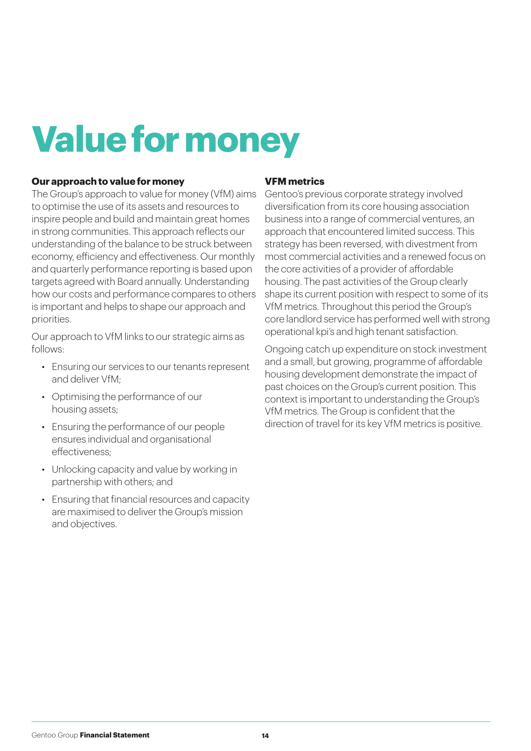# Value for money

## Our approach to value for money

The Group's approach to value for money (VfM) aims to optimise the use of its assets and resources to inspire people and build and maintain great homes in strong communities. This approach reflects our understanding of the balance to be struck between economy, efficiency and effectiveness. Our monthly and quarterly performance reporting is based upon targets agreed with Board annually. Understanding how our costs and performance compares to others is important and helps to shape our approach and priorities.

Our approach to VfM links to our strategic aims as follows:

- Ensuring our services to our tenants represent and deliver VfM;
- Optimising the performance of our housing assets;
- Ensuring the performance of our people ensures individual and organisational effectiveness;
- Unlocking capacity and value by working in partnership with others; and
- Ensuring that financial resources and capacity are maximised to deliver the Group's mission and objectives.

## VFM metrics

Gentoo's previous corporate strategy involved diversification from its core housing association business into a range of commercial ventures, an approach that encountered limited success. This strategy has been reversed, with divestment from most commercial activities and a renewed focus on the core activities of a provider of affordable housing. The past activities of the Group clearly shape its current position with respect to some of its VfM metrics. Throughout this period the Group's core landlord service has performed well with strong operational kpi's and high tenant satisfaction.

Ongoing catch up expenditure on stock investment and a small, but growing, programme of affordable housing development demonstrate the impact of past choices on the Group's current position. This context is important to understanding the Group's VfM metrics. The Group is confident that the direction of travel for its key VfM metrics is positive.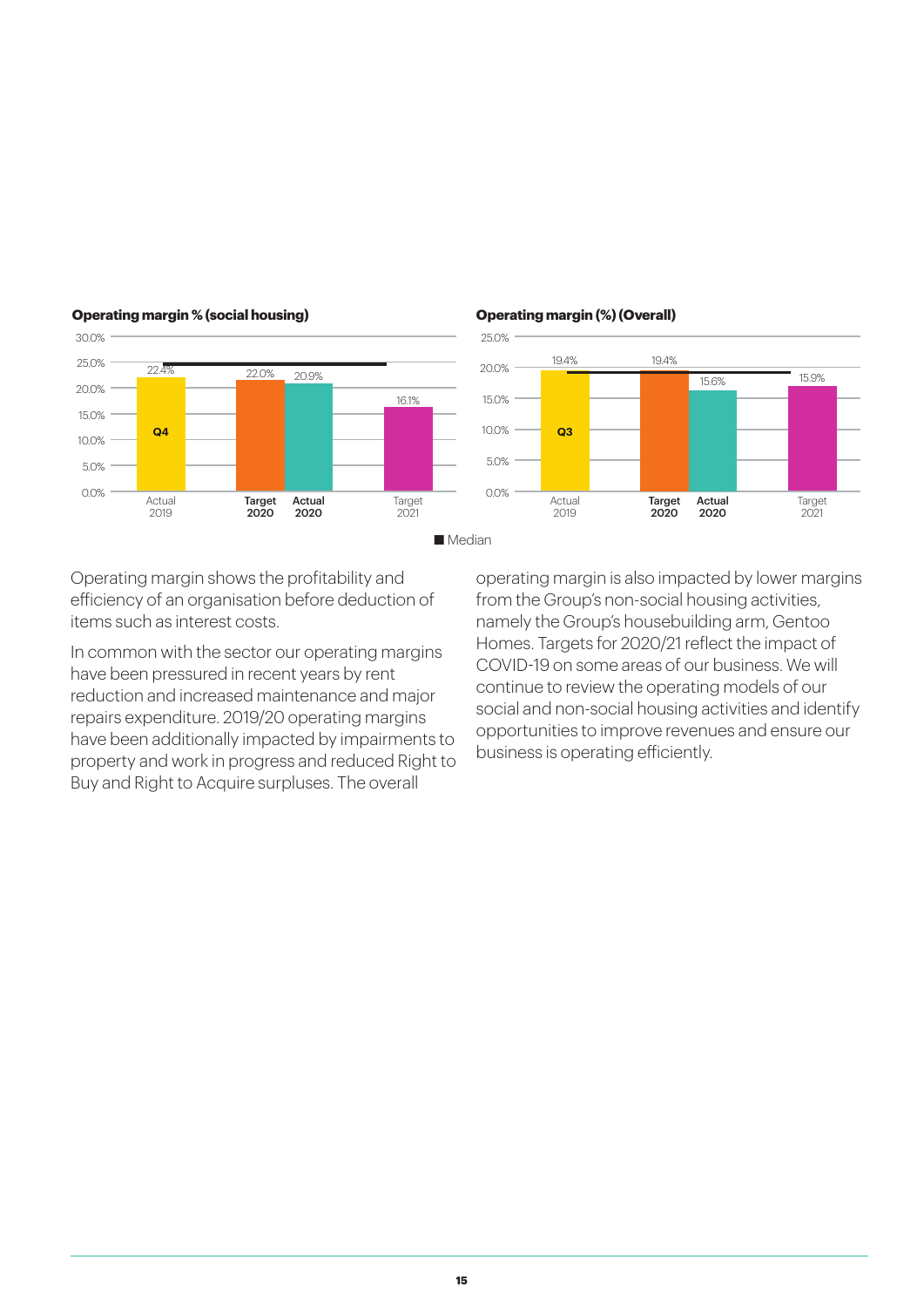**Operating margin % (social housing)**

| | Actual 2019 | Target 2020 | Actual 2020 | Target 2021 |
|---|---|---|---|---|
| Operating margin | 22.4% (Q4) | 22.0% | 20.9% | 16.1% |

**Operating margin (%) (Overall)**

| | Actual 2019 | Target 2020 | Actual 2020 | Target 2021 |
|---|---|---|---|---|
| Operating margin | 19.4% (Q3) | 19.4% | 15.6% | 15.9% |

■ Median

Operating margin shows the profitability and efficiency of an organisation before deduction of items such as interest costs.

In common with the sector our operating margins have been pressured in recent years by rent reduction and increased maintenance and major repairs expenditure. 2019/20 operating margins have been additionally impacted by impairments to property and work in progress and reduced Right to Buy and Right to Acquire surpluses. The overall operating margin is also impacted by lower margins from the Group's non-social housing activities, namely the Group's housebuilding arm, Gentoo Homes. Targets for 2020/21 reflect the impact of COVID-19 on some areas of our business. We will continue to review the operating models of our social and non-social housing activities and identify opportunities to improve revenues and ensure our business is operating efficiently.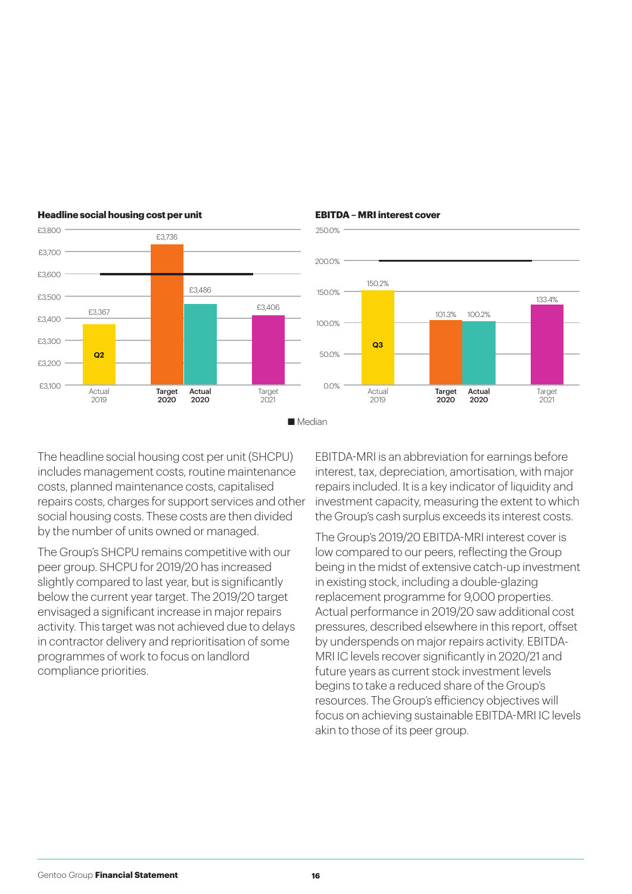**Headline social housing cost per unit**

| | Actual 2019 | Target 2020 | Actual 2020 | Target 2021 |
|---|---|---|---|---|
| Headline social housing cost per unit | £3,367 (Q2) | £3,736 | £3,486 | £3,406 |

**EBITDA – MRI interest cover**

| | Actual 2019 | Target 2020 | Actual 2020 | Target 2021 |
|---|---|---|---|---|
| EBITDA – MRI interest cover | 150.2% (Q3) | 101.3% | 100.2% | 133.4% |

■ Median

The headline social housing cost per unit (SHCPU) includes management costs, routine maintenance costs, planned maintenance costs, capitalised repairs costs, charges for support services and other social housing costs. These costs are then divided by the number of units owned or managed.

The Group's SHCPU remains competitive with our peer group. SHCPU for 2019/20 has increased slightly compared to last year, but is significantly below the current year target. The 2019/20 target envisaged a significant increase in major repairs activity. This target was not achieved due to delays in contractor delivery and reprioritisation of some programmes of work to focus on landlord compliance priorities.

EBITDA-MRI is an abbreviation for earnings before interest, tax, depreciation, amortisation, with major repairs included. It is a key indicator of liquidity and investment capacity, measuring the extent to which the Group's cash surplus exceeds its interest costs.

The Group's 2019/20 EBITDA-MRI interest cover is low compared to our peers, reflecting the Group being in the midst of extensive catch-up investment in existing stock, including a double-glazing replacement programme for 9,000 properties. Actual performance in 2019/20 saw additional cost pressures, described elsewhere in this report, offset by underspends on major repairs activity. EBITDA-MRI IC levels recover significantly in 2020/21 and future years as current stock investment levels begins to take a reduced share of the Group's resources. The Group's efficiency objectives will focus on achieving sustainable EBITDA-MRI IC levels akin to those of its peer group.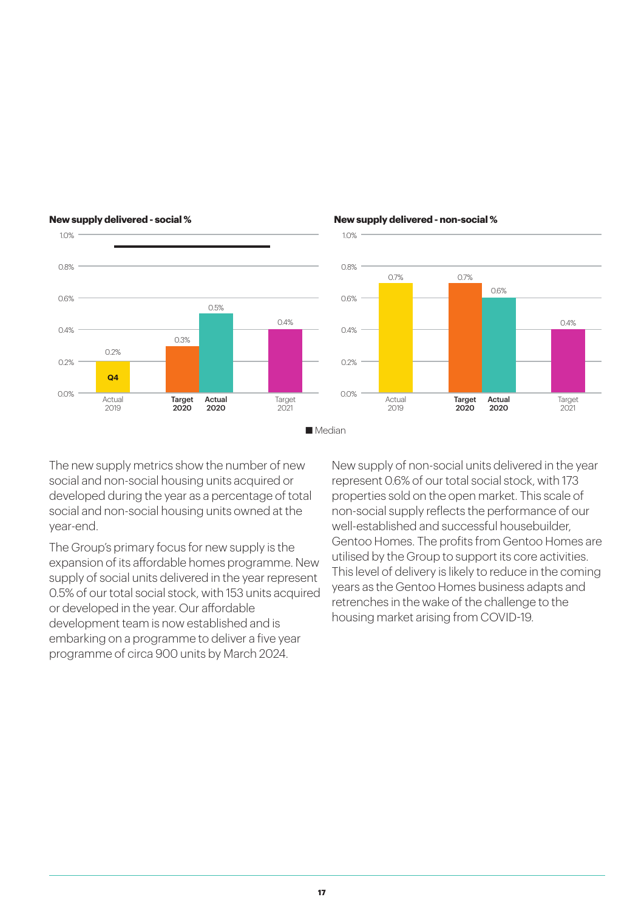**New supply delivered - social %**

| | Actual 2019 | Target 2020 | Actual 2020 | Target 2021 |
|---|---|---|---|---|
| New supply delivered - social % | 0.2% (Q4) | 0.3% | 0.5% | 0.4% |

**New supply delivered - non-social %**

| | Actual 2019 | Target 2020 | Actual 2020 | Target 2021 |
|---|---|---|---|---|
| New supply delivered - non-social % | 0.7% | 0.7% | 0.6% | 0.4% |

■ Median

The new supply metrics show the number of new social and non-social housing units acquired or developed during the year as a percentage of total social and non-social housing units owned at the year-end.

The Group's primary focus for new supply is the expansion of its affordable homes programme. New supply of social units delivered in the year represent 0.5% of our total social stock, with 153 units acquired or developed in the year. Our affordable development team is now established and is embarking on a programme to deliver a five year programme of circa 900 units by March 2024.

New supply of non-social units delivered in the year represent 0.6% of our total social stock, with 173 properties sold on the open market. This scale of non-social supply reflects the performance of our well-established and successful housebuilder, Gentoo Homes. The profits from Gentoo Homes are utilised by the Group to support its core activities. This level of delivery is likely to reduce in the coming years as the Gentoo Homes business adapts and retrenches in the wake of the challenge to the housing market arising from COVID-19.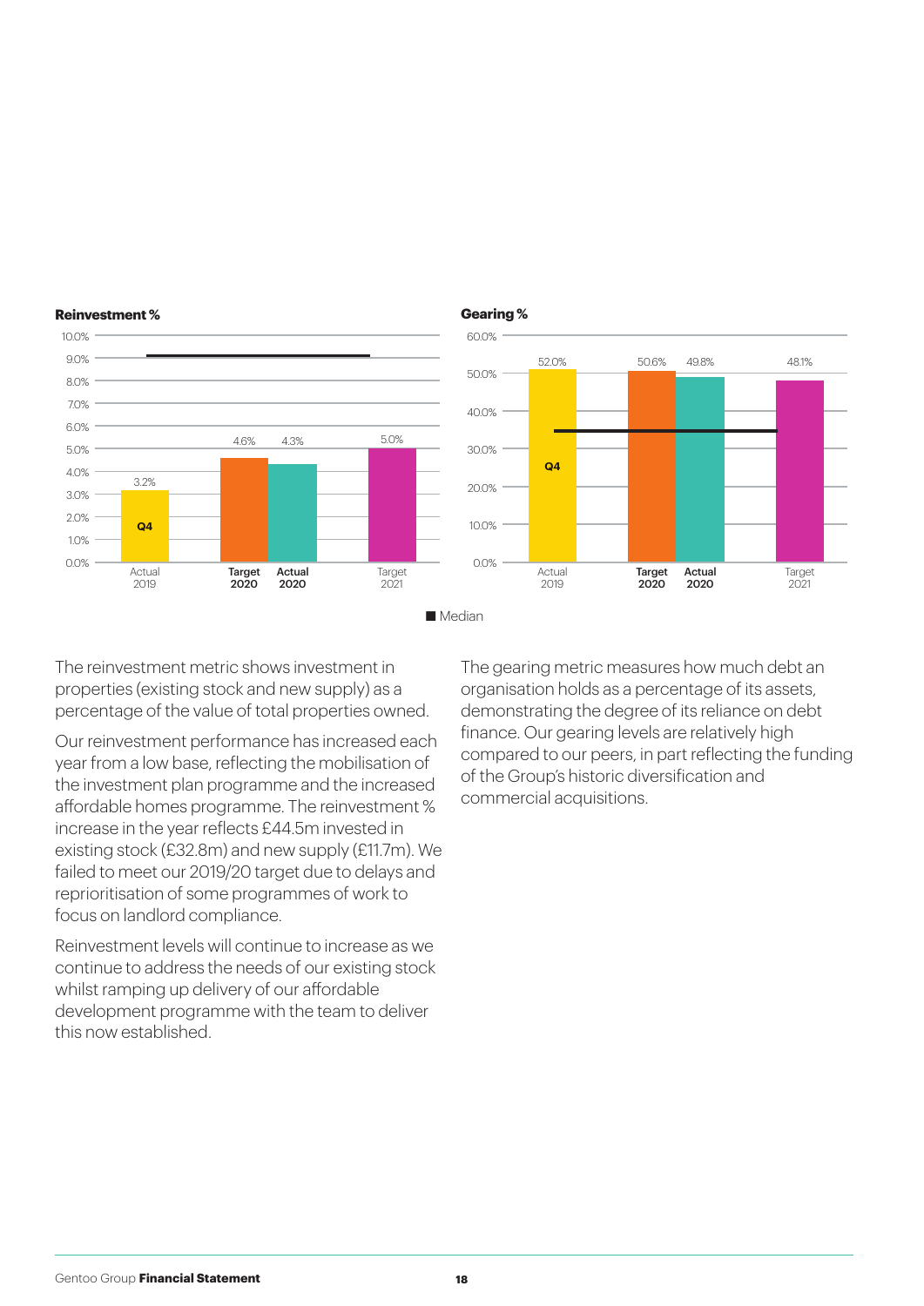**Reinvestment %**

| | Actual 2019 | Target 2020 | Actual 2020 | Target 2021 |
|---|---|---|---|---|
| Reinvestment % | 3.2% (Q4) | 4.6% | 4.3% | 5.0% |

**Gearing %**

| | Actual 2019 | Target 2020 | Actual 2020 | Target 2021 |
|---|---|---|---|---|
| Gearing % | 52.0% (Q4) | 50.6% | 49.8% | 48.1% |

■ Median

The reinvestment metric shows investment in properties (existing stock and new supply) as a percentage of the value of total properties owned.

Our reinvestment performance has increased each year from a low base, reflecting the mobilisation of the investment plan programme and the increased affordable homes programme. The reinvestment % increase in the year reflects £44.5m invested in existing stock (£32.8m) and new supply (£11.7m). We failed to meet our 2019/20 target due to delays and reprioritisation of some programmes of work to focus on landlord compliance.

Reinvestment levels will continue to increase as we continue to address the needs of our existing stock whilst ramping up delivery of our affordable development programme with the team to deliver this now established.

The gearing metric measures how much debt an organisation holds as a percentage of its assets, demonstrating the degree of its reliance on debt finance. Our gearing levels are relatively high compared to our peers, in part reflecting the funding of the Group's historic diversification and commercial acquisitions.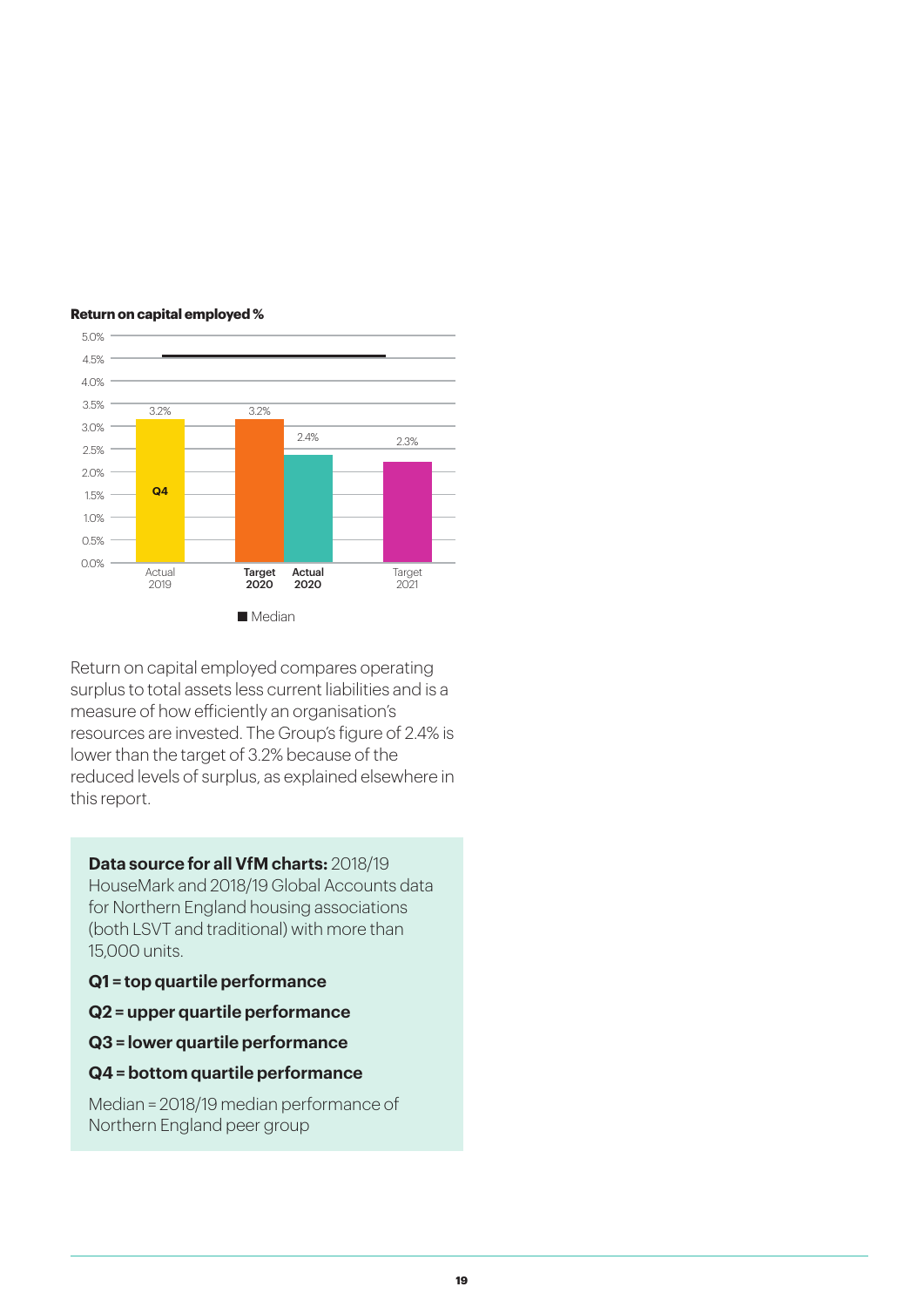**Return on capital employed %**

| | Actual 2019 | Target 2020 | Actual 2020 | Target 2021 |
|---|---|---|---|---|
| Return on capital employed | 3.2% (Q4) | 3.2% | 2.4% | 2.3% |

Median

Return on capital employed compares operating surplus to total assets less current liabilities and is a measure of how efficiently an organisation's resources are invested. The Group's figure of 2.4% is lower than the target of 3.2% because of the reduced levels of surplus, as explained elsewhere in this report.

**Data source for all VfM charts:** 2018/19 HouseMark and 2018/19 Global Accounts data for Northern England housing associations (both LSVT and traditional) with more than 15,000 units.

**Q1 = top quartile performance**

**Q2 = upper quartile performance**

**Q3 = lower quartile performance**

**Q4 = bottom quartile performance**

Median = 2018/19 median performance of Northern England peer group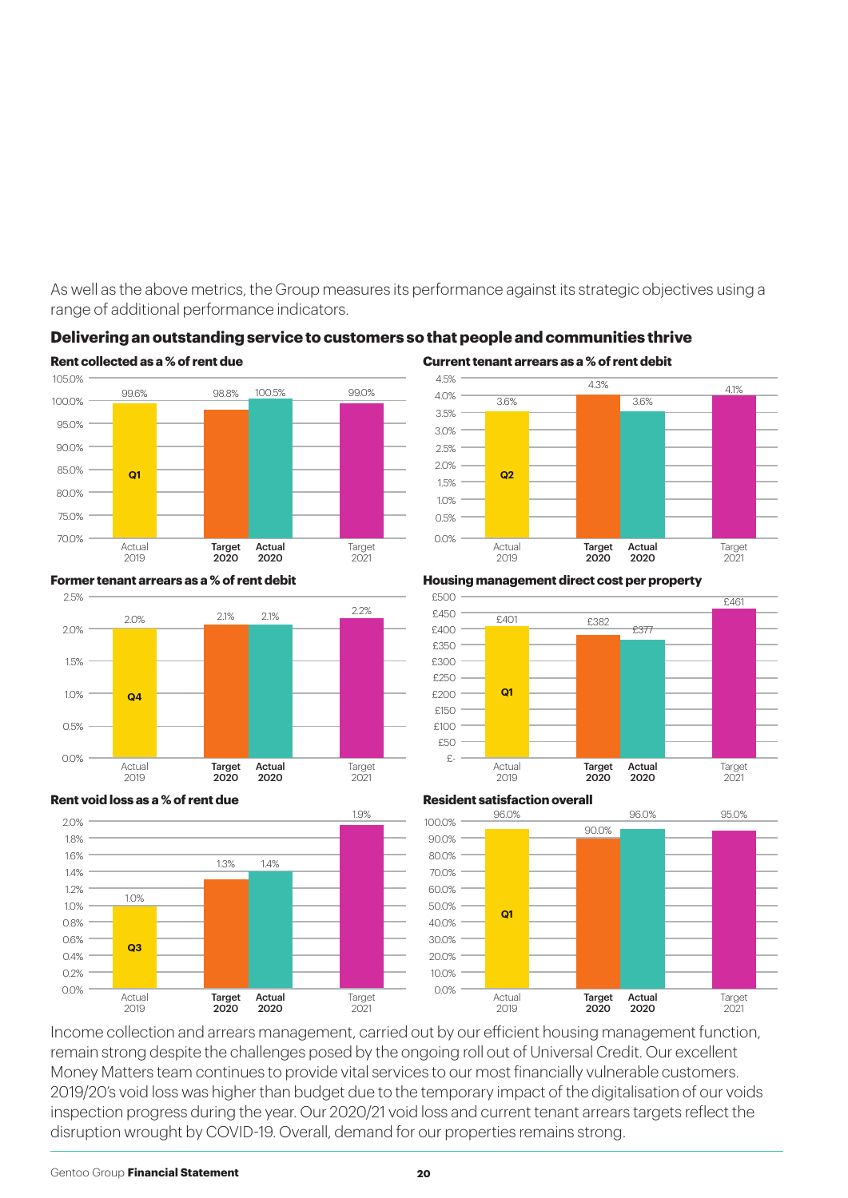As well as the above metrics, the Group measures its performance against its strategic objectives using a range of additional performance indicators.

## Delivering an outstanding service to customers so that people and communities thrive

### Rent collected as a % of rent due

| | Actual 2019 (Q1) | Target 2020 | Actual 2020 | Target 2021 |
|---|---|---|---|---|
| Rent collected as a % of rent due | 99.6% | 98.8% | 100.5% | 99.0% |

### Current tenant arrears as a % of rent debit

| | Actual 2019 (Q2) | Target 2020 | Actual 2020 | Target 2021 |
|---|---|---|---|---|
| Current tenant arrears as a % of rent debit | 3.6% | 4.3% | 3.6% | 4.1% |

### Former tenant arrears as a % of rent debit

| | Actual 2019 (Q4) | Target 2020 | Actual 2020 | Target 2021 |
|---|---|---|---|---|
| Former tenant arrears as a % of rent debit | 2.0% | 2.1% | 2.1% | 2.2% |

### Housing management direct cost per property

| | Actual 2019 (Q1) | Target 2020 | Actual 2020 | Target 2021 |
|---|---|---|---|---|
| Housing management direct cost per property | £401 | £382 | £377 | £461 |

### Rent void loss as a % of rent due

| | Actual 2019 (Q3) | Target 2020 | Actual 2020 | Target 2021 |
|---|---|---|---|---|
| Rent void loss as a % of rent due | 1.0% | 1.3% | 1.4% | 1.9% |

### Resident satisfaction overall

| | Actual 2019 (Q1) | Target 2020 | Actual 2020 | Target 2021 |
|---|---|---|---|---|
| Resident satisfaction overall | 96.0% | 90.0% | 96.0% | 95.0% |

Income collection and arrears management, carried out by our efficient housing management function, remain strong despite the challenges posed by the ongoing roll out of Universal Credit. Our excellent Money Matters team continues to provide vital services to our most financially vulnerable customers. 2019/20's void loss was higher than budget due to the temporary impact of the digitalisation of our voids inspection progress during the year. Our 2020/21 void loss and current tenant arrears targets reflect the disruption wrought by COVID-19. Overall, demand for our properties remains strong.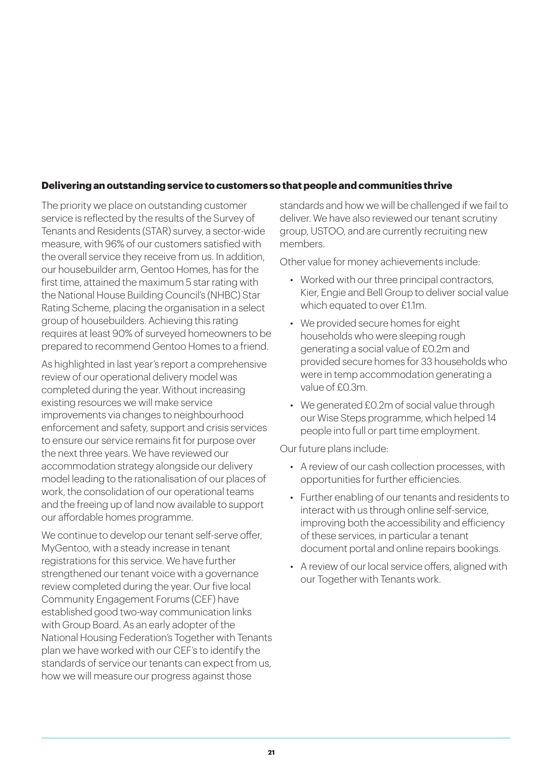**Delivering an outstanding service to customers so that people and communities thrive**

The priority we place on outstanding customer service is reflected by the results of the Survey of Tenants and Residents (STAR) survey, a sector-wide measure, with 96% of our customers satisfied with the overall service they receive from us. In addition, our housebuilder arm, Gentoo Homes, has for the first time, attained the maximum 5 star rating with the National House Building Council's (NHBC) Star Rating Scheme, placing the organisation in a select group of housebuilders. Achieving this rating requires at least 90% of surveyed homeowners to be prepared to recommend Gentoo Homes to a friend.

As highlighted in last year's report a comprehensive review of our operational delivery model was completed during the year. Without increasing existing resources we will make service improvements via changes to neighbourhood enforcement and safety, support and crisis services to ensure our service remains fit for purpose over the next three years. We have reviewed our accommodation strategy alongside our delivery model leading to the rationalisation of our places of work, the consolidation of our operational teams and the freeing up of land now available to support our affordable homes programme.

We continue to develop our tenant self-serve offer, MyGentoo, with a steady increase in tenant registrations for this service. We have further strengthened our tenant voice with a governance review completed during the year. Our five local Community Engagement Forums (CEF) have established good two-way communication links with Group Board. As an early adopter of the National Housing Federation's Together with Tenants plan we have worked with our CEF's to identify the standards of service our tenants can expect from us, how we will measure our progress against those standards and how we will be challenged if we fail to deliver. We have also reviewed our tenant scrutiny group, USTOO, and are currently recruiting new members.

Other value for money achievements include:

- Worked with our three principal contractors, Kier, Engie and Bell Group to deliver social value which equated to over £1.1m.
- We provided secure homes for eight households who were sleeping rough generating a social value of £0.2m and provided secure homes for 33 households who were in temp accommodation generating a value of £0.3m.
- We generated £0.2m of social value through our Wise Steps programme, which helped 14 people into full or part time employment.

Our future plans include:

- A review of our cash collection processes, with opportunities for further efficiencies.
- Further enabling of our tenants and residents to interact with us through online self-service, improving both the accessibility and efficiency of these services, in particular a tenant document portal and online repairs bookings.
- A review of our local service offers, aligned with our Together with Tenants work.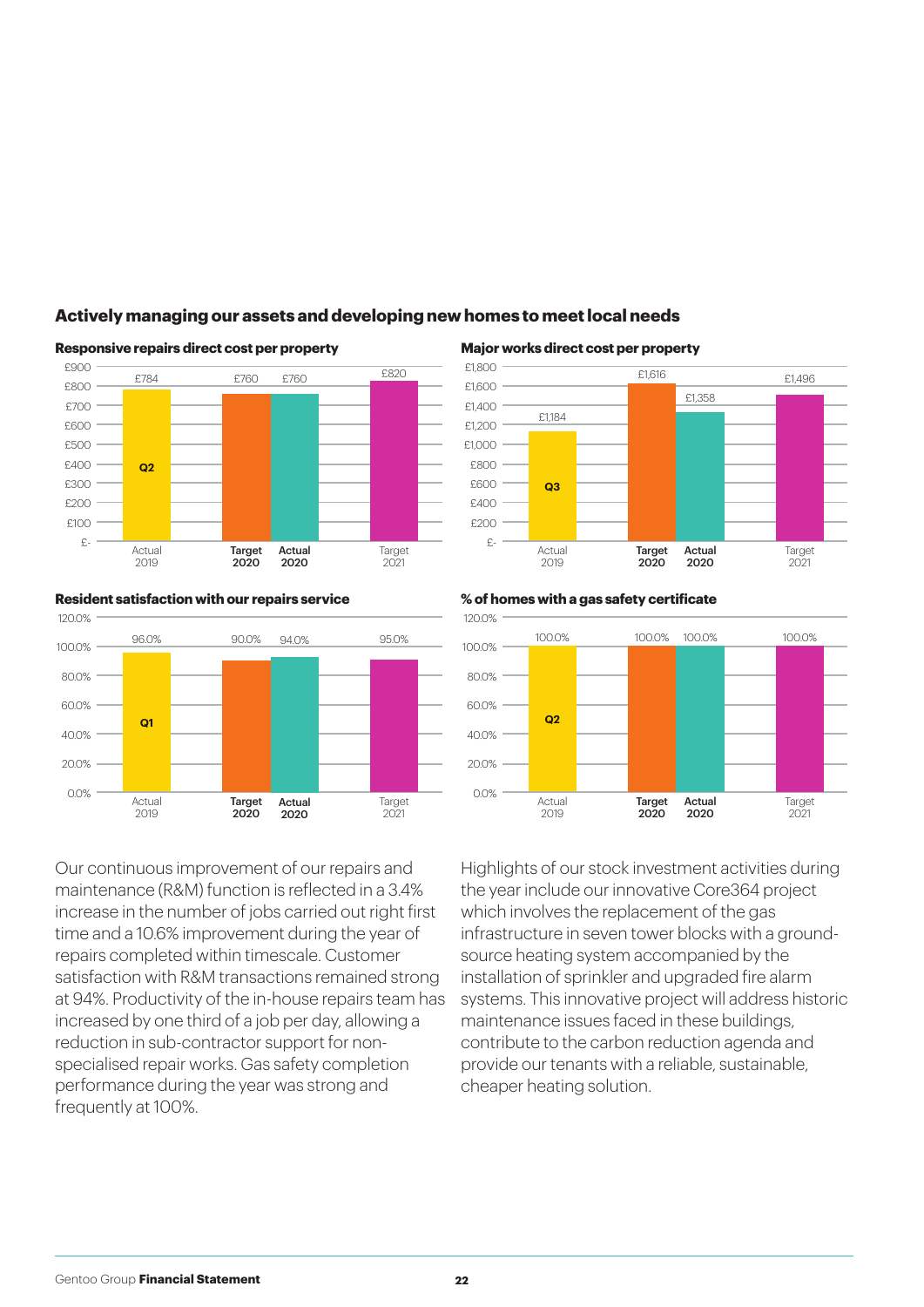## Actively managing our assets and developing new homes to meet local needs

### Responsive repairs direct cost per property

| | Actual 2019 (Q2) | Target 2020 | Actual 2020 | Target 2021 |
|---|---|---|---|---|
| Cost | £784 | £760 | £760 | £820 |

### Major works direct cost per property

| | Actual 2019 (Q3) | Target 2020 | Actual 2020 | Target 2021 |
|---|---|---|---|---|
| Cost | £1,184 | £1,616 | £1,358 | £1,496 |

### Resident satisfaction with our repairs service

| | Actual 2019 (Q1) | Target 2020 | Actual 2020 | Target 2021 |
|---|---|---|---|---|
| Satisfaction | 96.0% | 90.0% | 94.0% | 95.0% |

### % of homes with a gas safety certificate

| | Actual 2019 (Q2) | Target 2020 | Actual 2020 | Target 2021 |
|---|---|---|---|---|
| % | 100.0% | 100.0% | 100.0% | 100.0% |

Our continuous improvement of our repairs and maintenance (R&M) function is reflected in a 3.4% increase in the number of jobs carried out right first time and a 10.6% improvement during the year of repairs completed within timescale. Customer satisfaction with R&M transactions remained strong at 94%. Productivity of the in-house repairs team has increased by one third of a job per day, allowing a reduction in sub-contractor support for non-specialised repair works. Gas safety completion performance during the year was strong and frequently at 100%.

Highlights of our stock investment activities during the year include our innovative Core364 project which involves the replacement of the gas infrastructure in seven tower blocks with a ground-source heating system accompanied by the installation of sprinkler and upgraded fire alarm systems. This innovative project will address historic maintenance issues faced in these buildings, contribute to the carbon reduction agenda and provide our tenants with a reliable, sustainable, cheaper heating solution.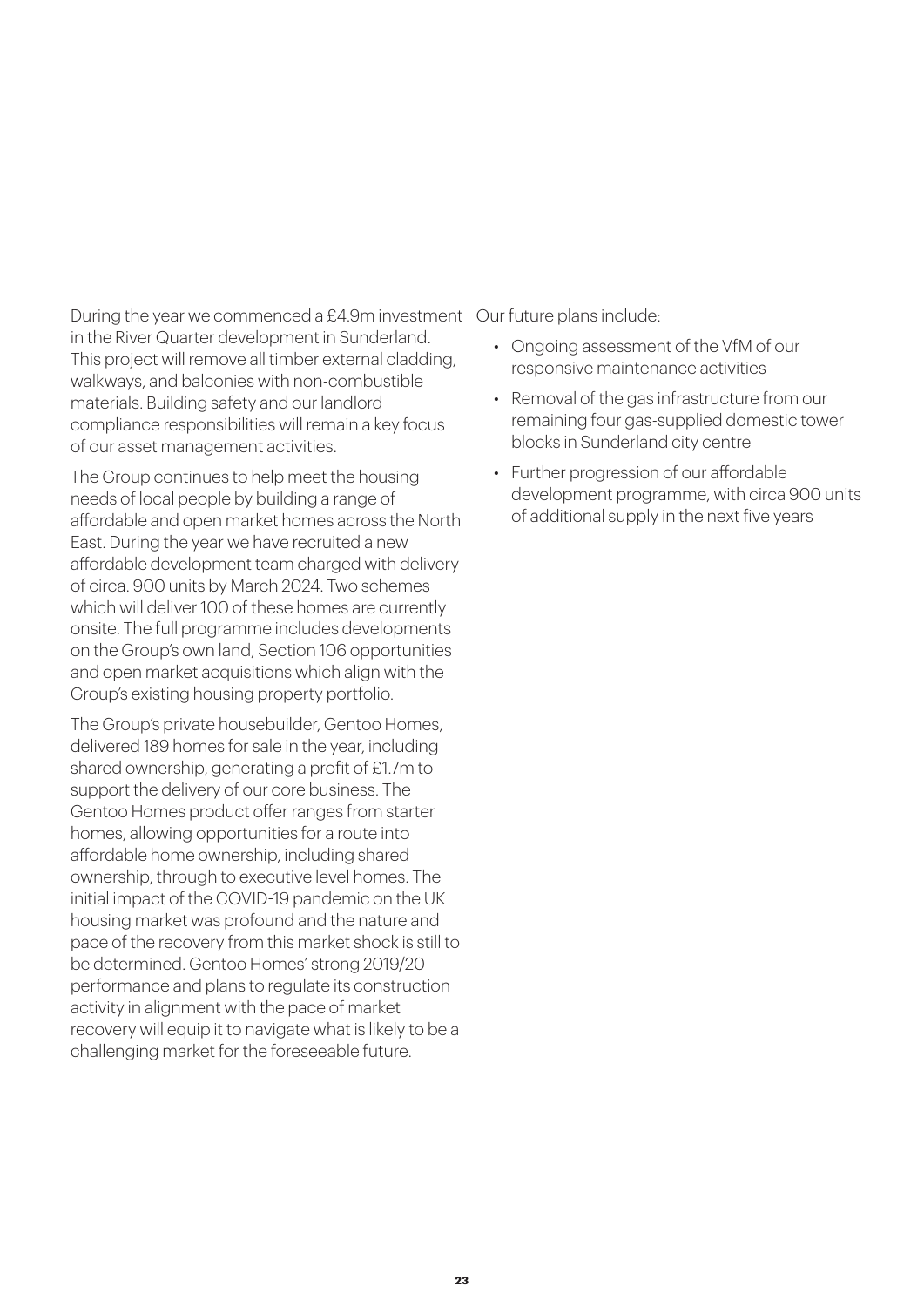During the year we commenced a £4.9m investment in the River Quarter development in Sunderland. This project will remove all timber external cladding, walkways, and balconies with non-combustible materials. Building safety and our landlord compliance responsibilities will remain a key focus of our asset management activities.

The Group continues to help meet the housing needs of local people by building a range of affordable and open market homes across the North East. During the year we have recruited a new affordable development team charged with delivery of circa. 900 units by March 2024. Two schemes which will deliver 100 of these homes are currently onsite. The full programme includes developments on the Group's own land, Section 106 opportunities and open market acquisitions which align with the Group's existing housing property portfolio.

The Group's private housebuilder, Gentoo Homes, delivered 189 homes for sale in the year, including shared ownership, generating a profit of £1.7m to support the delivery of our core business. The Gentoo Homes product offer ranges from starter homes, allowing opportunities for a route into affordable home ownership, including shared ownership, through to executive level homes. The initial impact of the COVID-19 pandemic on the UK housing market was profound and the nature and pace of the recovery from this market shock is still to be determined. Gentoo Homes' strong 2019/20 performance and plans to regulate its construction activity in alignment with the pace of market recovery will equip it to navigate what is likely to be a challenging market for the foreseeable future.

Our future plans include:

- Ongoing assessment of the VfM of our responsive maintenance activities
- Removal of the gas infrastructure from our remaining four gas-supplied domestic tower blocks in Sunderland city centre
- Further progression of our affordable development programme, with circa 900 units of additional supply in the next five years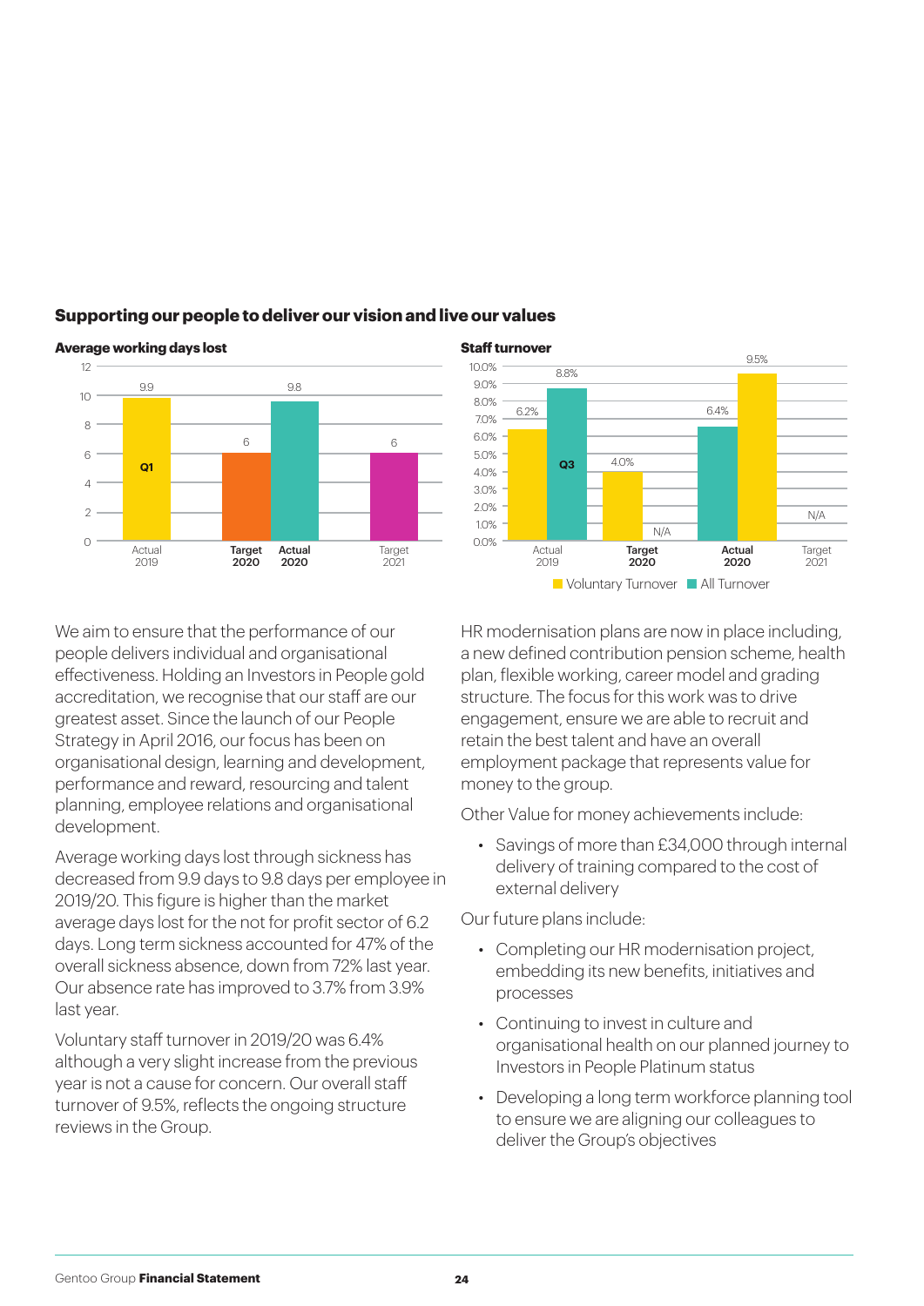## Supporting our people to deliver our vision and live our values

### Average working days lost

| | Actual 2019 | Target 2020 | Actual 2020 | Target 2021 |
|---|---|---|---|---|
| Average working days lost | 9.9 | 6 | 9.8 | 6 |

Q1

### Staff turnover

| | Actual 2019 | Target 2020 | Actual 2020 | Target 2021 |
|---|---|---|---|---|
| Voluntary Turnover | 6.2% | 4.0% | 9.5% | N/A |
| All Turnover | 8.8% | N/A | 6.4% | |

Q3

We aim to ensure that the performance of our people delivers individual and organisational effectiveness. Holding an Investors in People gold accreditation, we recognise that our staff are our greatest asset. Since the launch of our People Strategy in April 2016, our focus has been on organisational design, learning and development, performance and reward, resourcing and talent planning, employee relations and organisational development.

Average working days lost through sickness has decreased from 9.9 days to 9.8 days per employee in 2019/20. This figure is higher than the market average days lost for the not for profit sector of 6.2 days. Long term sickness accounted for 47% of the overall sickness absence, down from 72% last year. Our absence rate has improved to 3.7% from 3.9% last year.

Voluntary staff turnover in 2019/20 was 6.4% although a very slight increase from the previous year is not a cause for concern. Our overall staff turnover of 9.5%, reflects the ongoing structure reviews in the Group.

HR modernisation plans are now in place including, a new defined contribution pension scheme, health plan, flexible working, career model and grading structure. The focus for this work was to drive engagement, ensure we are able to recruit and retain the best talent and have an overall employment package that represents value for money to the group.

Other Value for money achievements include:

- Savings of more than £34,000 through internal delivery of training compared to the cost of external delivery

Our future plans include:

- Completing our HR modernisation project, embedding its new benefits, initiatives and processes
- Continuing to invest in culture and organisational health on our planned journey to Investors in People Platinum status
- Developing a long term workforce planning tool to ensure we are aligning our colleagues to deliver the Group's objectives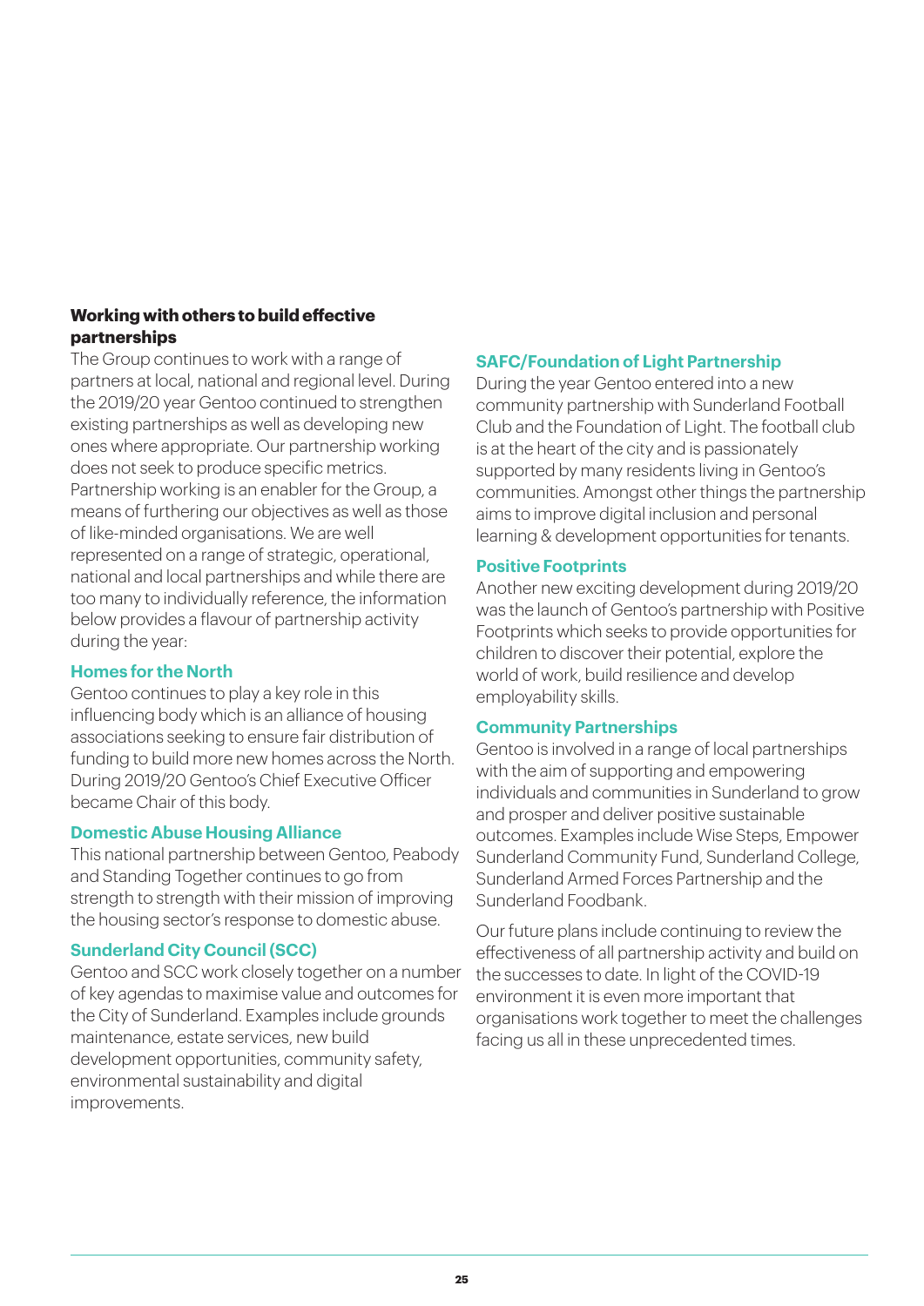## Working with others to build effective partnerships

The Group continues to work with a range of partners at local, national and regional level. During the 2019/20 year Gentoo continued to strengthen existing partnerships as well as developing new ones where appropriate. Our partnership working does not seek to produce specific metrics. Partnership working is an enabler for the Group, a means of furthering our objectives as well as those of like-minded organisations. We are well represented on a range of strategic, operational, national and local partnerships and while there are too many to individually reference, the information below provides a flavour of partnership activity during the year:

### Homes for the North

Gentoo continues to play a key role in this influencing body which is an alliance of housing associations seeking to ensure fair distribution of funding to build more new homes across the North. During 2019/20 Gentoo's Chief Executive Officer became Chair of this body.

### Domestic Abuse Housing Alliance

This national partnership between Gentoo, Peabody and Standing Together continues to go from strength to strength with their mission of improving the housing sector's response to domestic abuse.

### Sunderland City Council (SCC)

Gentoo and SCC work closely together on a number of key agendas to maximise value and outcomes for the City of Sunderland. Examples include grounds maintenance, estate services, new build development opportunities, community safety, environmental sustainability and digital improvements.

### SAFC/Foundation of Light Partnership

During the year Gentoo entered into a new community partnership with Sunderland Football Club and the Foundation of Light. The football club is at the heart of the city and is passionately supported by many residents living in Gentoo's communities. Amongst other things the partnership aims to improve digital inclusion and personal learning & development opportunities for tenants.

### Positive Footprints

Another new exciting development during 2019/20 was the launch of Gentoo's partnership with Positive Footprints which seeks to provide opportunities for children to discover their potential, explore the world of work, build resilience and develop employability skills.

### Community Partnerships

Gentoo is involved in a range of local partnerships with the aim of supporting and empowering individuals and communities in Sunderland to grow and prosper and deliver positive sustainable outcomes. Examples include Wise Steps, Empower Sunderland Community Fund, Sunderland College, Sunderland Armed Forces Partnership and the Sunderland Foodbank.

Our future plans include continuing to review the effectiveness of all partnership activity and build on the successes to date. In light of the COVID-19 environment it is even more important that organisations work together to meet the challenges facing us all in these unprecedented times.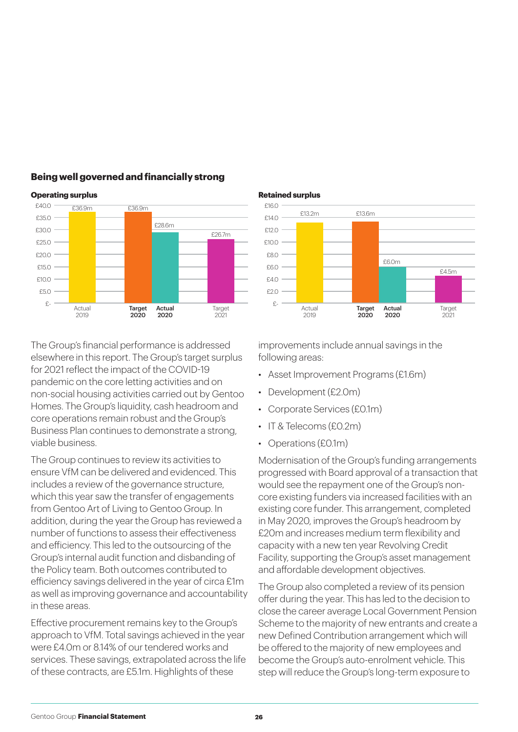## Being well governed and financially strong

**Operating surplus**

| | Actual 2019 | Target 2020 | Actual 2020 | Target 2021 |
|---|---|---|---|---|
| Operating surplus | £36.9m | £36.9m | £28.6m | £26.7m |

**Retained surplus**

| | Actual 2019 | Target 2020 | Actual 2020 | Target 2021 |
|---|---|---|---|---|
| Retained surplus | £13.2m | £13.6m | £6.0m | £4.5m |

The Group's financial performance is addressed elsewhere in this report. The Group's target surplus for 2021 reflect the impact of the COVID-19 pandemic on the core letting activities and on non-social housing activities carried out by Gentoo Homes. The Group's liquidity, cash headroom and core operations remain robust and the Group's Business Plan continues to demonstrate a strong, viable business.

The Group continues to review its activities to ensure VfM can be delivered and evidenced. This includes a review of the governance structure, which this year saw the transfer of engagements from Gentoo Art of Living to Gentoo Group. In addition, during the year the Group has reviewed a number of functions to assess their effectiveness and efficiency. This led to the outsourcing of the Group's internal audit function and disbanding of the Policy team. Both outcomes contributed to efficiency savings delivered in the year of circa £1m as well as improving governance and accountability in these areas.

Effective procurement remains key to the Group's approach to VfM. Total savings achieved in the year were £4.0m or 8.14% of our tendered works and services. These savings, extrapolated across the life of these contracts, are £5.1m. Highlights of these improvements include annual savings in the following areas:

- Asset Improvement Programs (£1.6m)
- Development (£2.0m)
- Corporate Services (£0.1m)
- IT & Telecoms (£0.2m)
- Operations (£0.1m)

Modernisation of the Group's funding arrangements progressed with Board approval of a transaction that would see the repayment one of the Group's non-core existing funders via increased facilities with an existing core funder. This arrangement, completed in May 2020, improves the Group's headroom by £20m and increases medium term flexibility and capacity with a new ten year Revolving Credit Facility, supporting the Group's asset management and affordable development objectives.

The Group also completed a review of its pension offer during the year. This has led to the decision to close the career average Local Government Pension Scheme to the majority of new entrants and create a new Defined Contribution arrangement which will be offered to the majority of new employees and become the Group's auto-enrolment vehicle. This step will reduce the Group's long-term exposure to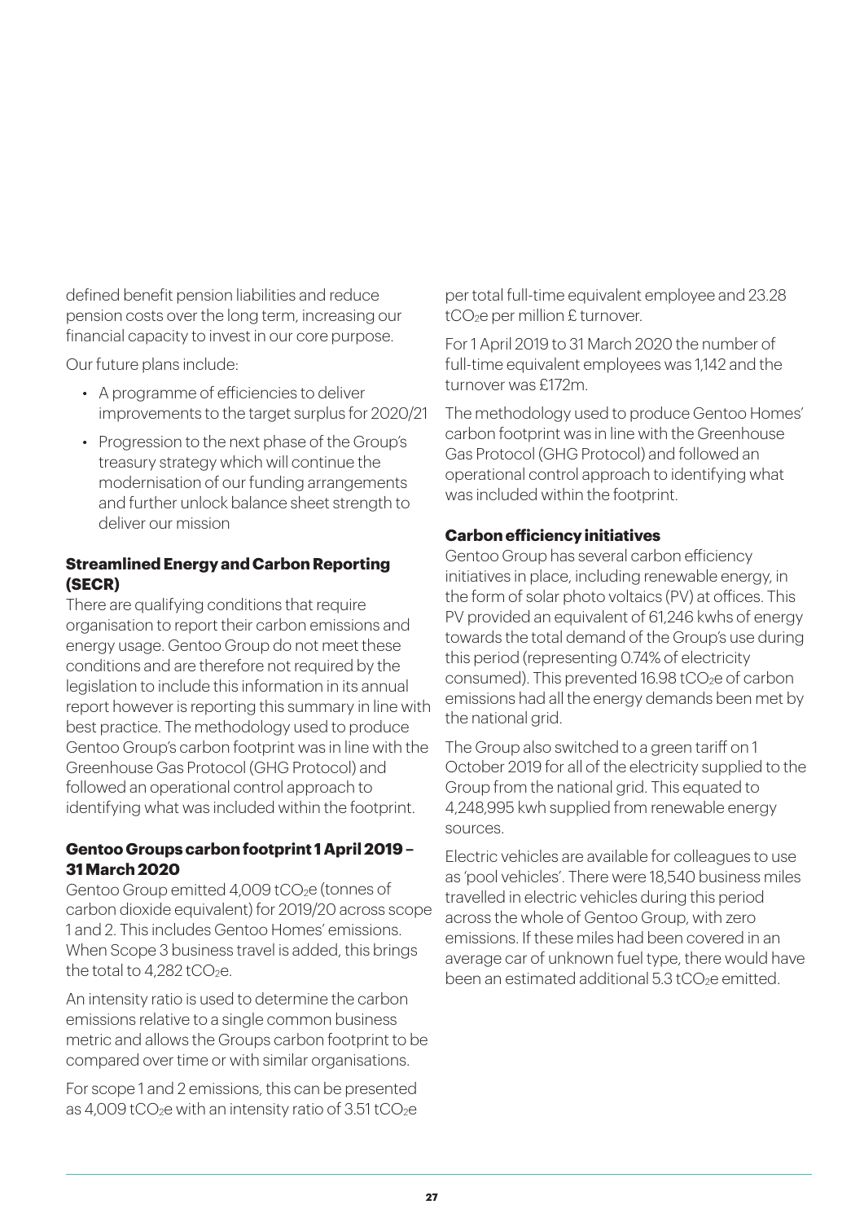defined benefit pension liabilities and reduce pension costs over the long term, increasing our financial capacity to invest in our core purpose.

Our future plans include:

- A programme of efficiencies to deliver improvements to the target surplus for 2020/21
- Progression to the next phase of the Group's treasury strategy which will continue the modernisation of our funding arrangements and further unlock balance sheet strength to deliver our mission

### Streamlined Energy and Carbon Reporting (SECR)

There are qualifying conditions that require organisation to report their carbon emissions and energy usage. Gentoo Group do not meet these conditions and are therefore not required by the legislation to include this information in its annual report however is reporting this summary in line with best practice. The methodology used to produce Gentoo Group's carbon footprint was in line with the Greenhouse Gas Protocol (GHG Protocol) and followed an operational control approach to identifying what was included within the footprint.

### Gentoo Groups carbon footprint 1 April 2019 – 31 March 2020

Gentoo Group emitted 4,009 $tCO_2e$ (tonnes of carbon dioxide equivalent) for 2019/20 across scope 1 and 2. This includes Gentoo Homes' emissions. When Scope 3 business travel is added, this brings the total to 4,282 $tCO_2e$.

An intensity ratio is used to determine the carbon emissions relative to a single common business metric and allows the Groups carbon footprint to be compared over time or with similar organisations.

For scope 1 and 2 emissions, this can be presented as 4,009 $tCO_2e$ with an intensity ratio of 3.51 $tCO_2e$ per total full-time equivalent employee and 23.28 $tCO_2e$ per million £ turnover.

For 1 April 2019 to 31 March 2020 the number of full-time equivalent employees was 1,142 and the turnover was £172m.

The methodology used to produce Gentoo Homes' carbon footprint was in line with the Greenhouse Gas Protocol (GHG Protocol) and followed an operational control approach to identifying what was included within the footprint.

### Carbon efficiency initiatives

Gentoo Group has several carbon efficiency initiatives in place, including renewable energy, in the form of solar photo voltaics (PV) at offices. This PV provided an equivalent of 61,246 kwhs of energy towards the total demand of the Group's use during this period (representing 0.74% of electricity consumed). This prevented 16.98 $tCO_2e$ of carbon emissions had all the energy demands been met by the national grid.

The Group also switched to a green tariff on 1 October 2019 for all of the electricity supplied to the Group from the national grid. This equated to 4,248,995 kwh supplied from renewable energy sources.

Electric vehicles are available for colleagues to use as 'pool vehicles'. There were 18,540 business miles travelled in electric vehicles during this period across the whole of Gentoo Group, with zero emissions. If these miles had been covered in an average car of unknown fuel type, there would have been an estimated additional 5.3 $tCO_2e$ emitted.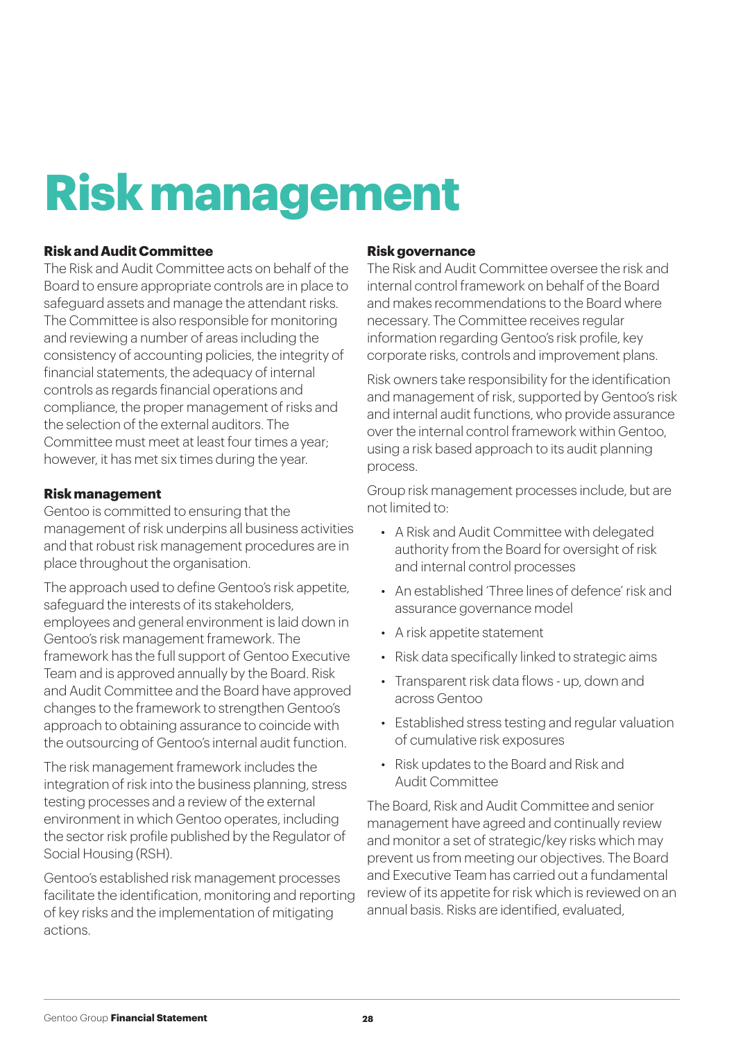# Risk management

### Risk and Audit Committee

The Risk and Audit Committee acts on behalf of the Board to ensure appropriate controls are in place to safeguard assets and manage the attendant risks. The Committee is also responsible for monitoring and reviewing a number of areas including the consistency of accounting policies, the integrity of financial statements, the adequacy of internal controls as regards financial operations and compliance, the proper management of risks and the selection of the external auditors. The Committee must meet at least four times a year; however, it has met six times during the year.

### Risk management

Gentoo is committed to ensuring that the management of risk underpins all business activities and that robust risk management procedures are in place throughout the organisation.

The approach used to define Gentoo's risk appetite, safeguard the interests of its stakeholders, employees and general environment is laid down in Gentoo's risk management framework. The framework has the full support of Gentoo Executive Team and is approved annually by the Board. Risk and Audit Committee and the Board have approved changes to the framework to strengthen Gentoo's approach to obtaining assurance to coincide with the outsourcing of Gentoo's internal audit function.

The risk management framework includes the integration of risk into the business planning, stress testing processes and a review of the external environment in which Gentoo operates, including the sector risk profile published by the Regulator of Social Housing (RSH).

Gentoo's established risk management processes facilitate the identification, monitoring and reporting of key risks and the implementation of mitigating actions.

### Risk governance

The Risk and Audit Committee oversee the risk and internal control framework on behalf of the Board and makes recommendations to the Board where necessary. The Committee receives regular information regarding Gentoo's risk profile, key corporate risks, controls and improvement plans.

Risk owners take responsibility for the identification and management of risk, supported by Gentoo's risk and internal audit functions, who provide assurance over the internal control framework within Gentoo, using a risk based approach to its audit planning process.

Group risk management processes include, but are not limited to:

- A Risk and Audit Committee with delegated authority from the Board for oversight of risk and internal control processes
- An established 'Three lines of defence' risk and assurance governance model
- A risk appetite statement
- Risk data specifically linked to strategic aims
- Transparent risk data flows - up, down and across Gentoo
- Established stress testing and regular valuation of cumulative risk exposures
- Risk updates to the Board and Risk and Audit Committee

The Board, Risk and Audit Committee and senior management have agreed and continually review and monitor a set of strategic/key risks which may prevent us from meeting our objectives. The Board and Executive Team has carried out a fundamental review of its appetite for risk which is reviewed on an annual basis. Risks are identified, evaluated,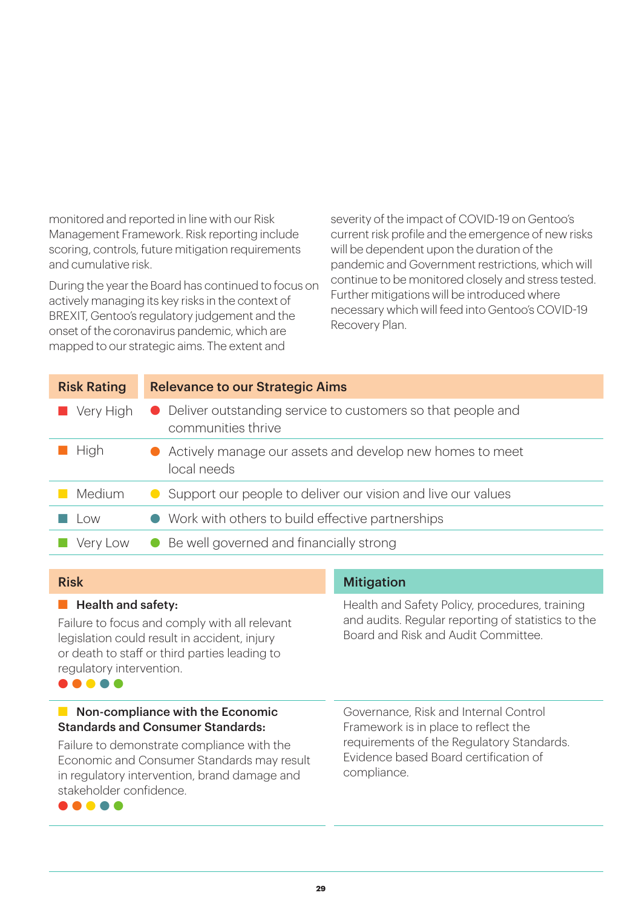monitored and reported in line with our Risk Management Framework. Risk reporting include scoring, controls, future mitigation requirements and cumulative risk.

During the year the Board has continued to focus on actively managing its key risks in the context of BREXIT, Gentoo's regulatory judgement and the onset of the coronavirus pandemic, which are mapped to our strategic aims. The extent and severity of the impact of COVID-19 on Gentoo's current risk profile and the emergence of new risks will be dependent upon the duration of the pandemic and Government restrictions, which will continue to be monitored closely and stress tested. Further mitigations will be introduced where necessary which will feed into Gentoo's COVID-19 Recovery Plan.

| Risk Rating | Relevance to our Strategic Aims |
|---|---|
| Very High (red) | Deliver outstanding service to customers so that people and communities thrive (red) |
| High (orange) | Actively manage our assets and develop new homes to meet local needs (orange) |
| Medium (yellow) | Support our people to deliver our vision and live our values (yellow) |
| Low (teal) | Work with others to build effective partnerships (teal) |
| Very Low (green) | Be well governed and financially strong (green) |

| Risk | Mitigation |
|---|---|
| **Health and safety:** (High) Failure to focus and comply with all relevant legislation could result in accident, injury or death to staff or third parties leading to regulatory intervention. Strategic aims: red, orange, yellow, teal, green | Health and Safety Policy, procedures, training and audits. Regular reporting of statistics to the Board and Risk and Audit Committee. |
| **Non-compliance with the Economic Standards and Consumer Standards:** (Medium) Failure to demonstrate compliance with the Economic and Consumer Standards may result in regulatory intervention, brand damage and stakeholder confidence. Strategic aims: red, orange, yellow, teal, green | Governance, Risk and Internal Control Framework is in place to reflect the requirements of the Regulatory Standards. Evidence based Board certification of compliance. |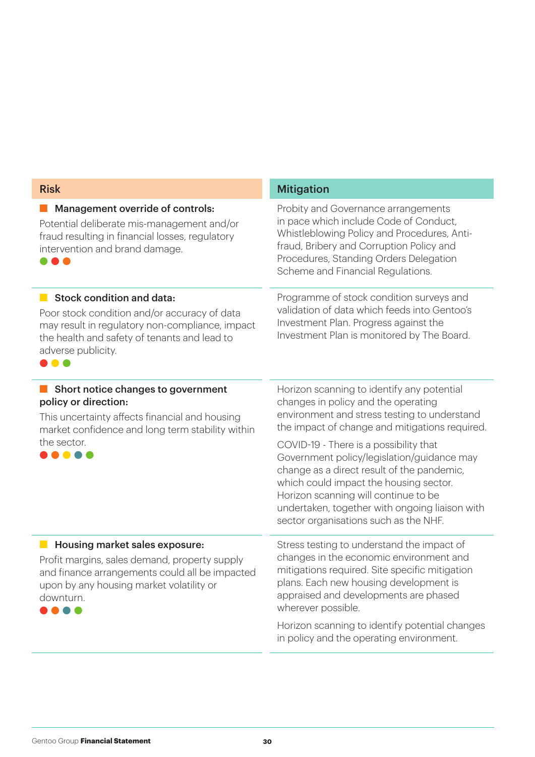| Risk | Mitigation |
|---|---|
| **Management override of controls:** Potential deliberate mis-management and/or fraud resulting in financial losses, regulatory intervention and brand damage. | Probity and Governance arrangements in pace which include Code of Conduct, Whistleblowing Policy and Procedures, Anti-fraud, Bribery and Corruption Policy and Procedures, Standing Orders Delegation Scheme and Financial Regulations. |
| **Stock condition and data:** Poor stock condition and/or accuracy of data may result in regulatory non-compliance, impact the health and safety of tenants and lead to adverse publicity. | Programme of stock condition surveys and validation of data which feeds into Gentoo's Investment Plan. Progress against the Investment Plan is monitored by The Board. |
| **Short notice changes to government policy or direction:** This uncertainty affects financial and housing market confidence and long term stability within the sector. | Horizon scanning to identify any potential changes in policy and the operating environment and stress testing to understand the impact of change and mitigations required.<br><br>COVID-19 - There is a possibility that Government policy/legislation/guidance may change as a direct result of the pandemic, which could impact the housing sector. Horizon scanning will continue to be undertaken, together with ongoing liaison with sector organisations such as the NHF. |
| **Housing market sales exposure:** Profit margins, sales demand, property supply and finance arrangements could all be impacted upon by any housing market volatility or downturn. | Stress testing to understand the impact of changes in the economic environment and mitigations required. Site specific mitigation plans. Each new housing development is appraised and developments are phased wherever possible.<br><br>Horizon scanning to identify potential changes in policy and the operating environment. |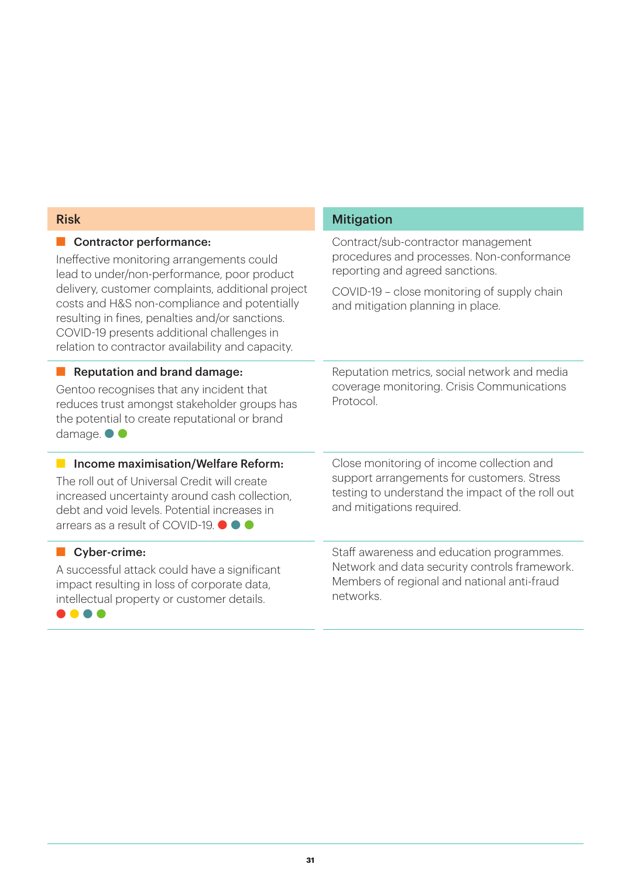| Risk | Mitigation |
| --- | --- |
| **Contractor performance:** Ineffective monitoring arrangements could lead to under/non-performance, poor product delivery, customer complaints, additional project costs and H&S non-compliance and potentially resulting in fines, penalties and/or sanctions. COVID-19 presents additional challenges in relation to contractor availability and capacity. | Contract/sub-contractor management procedures and processes. Non-conformance reporting and agreed sanctions. COVID-19 – close monitoring of supply chain and mitigation planning in place. |
| **Reputation and brand damage:** Gentoo recognises that any incident that reduces trust amongst stakeholder groups has the potential to create reputational or brand damage. | Reputation metrics, social network and media coverage monitoring. Crisis Communications Protocol. |
| **Income maximisation/Welfare Reform:** The roll out of Universal Credit will create increased uncertainty around cash collection, debt and void levels. Potential increases in arrears as a result of COVID-19. | Close monitoring of income collection and support arrangements for customers. Stress testing to understand the impact of the roll out and mitigations required. |
| **Cyber-crime:** A successful attack could have a significant impact resulting in loss of corporate data, intellectual property or customer details. | Staff awareness and education programmes. Network and data security controls framework. Members of regional and national anti-fraud networks. |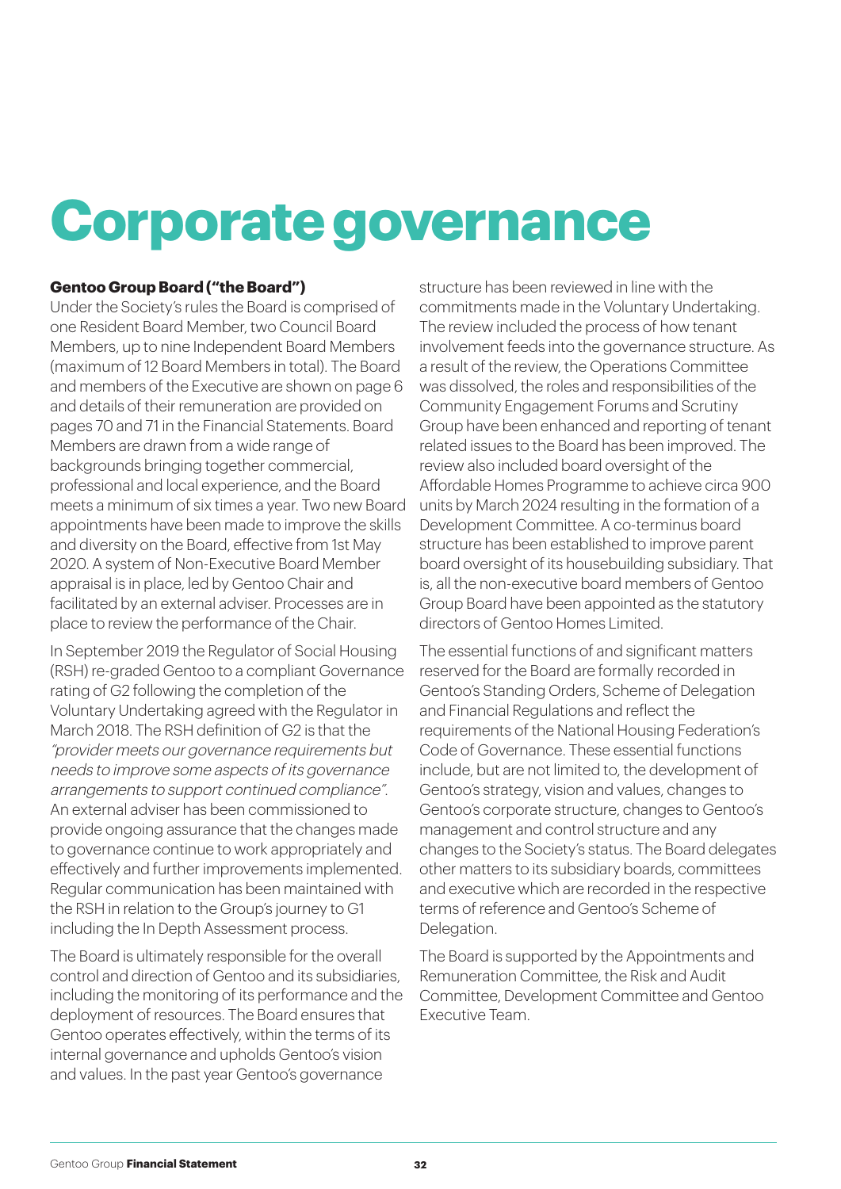# Corporate governance

**Gentoo Group Board ("the Board")**

Under the Society's rules the Board is comprised of one Resident Board Member, two Council Board Members, up to nine Independent Board Members (maximum of 12 Board Members in total). The Board and members of the Executive are shown on page 6 and details of their remuneration are provided on pages 70 and 71 in the Financial Statements. Board Members are drawn from a wide range of backgrounds bringing together commercial, professional and local experience, and the Board meets a minimum of six times a year. Two new Board appointments have been made to improve the skills and diversity on the Board, effective from 1st May 2020. A system of Non-Executive Board Member appraisal is in place, led by Gentoo Chair and facilitated by an external adviser. Processes are in place to review the performance of the Chair.

In September 2019 the Regulator of Social Housing (RSH) re-graded Gentoo to a compliant Governance rating of G2 following the completion of the Voluntary Undertaking agreed with the Regulator in March 2018. The RSH definition of G2 is that the *"provider meets our governance requirements but needs to improve some aspects of its governance arrangements to support continued compliance".* An external adviser has been commissioned to provide ongoing assurance that the changes made to governance continue to work appropriately and effectively and further improvements implemented. Regular communication has been maintained with the RSH in relation to the Group's journey to G1 including the In Depth Assessment process.

The Board is ultimately responsible for the overall control and direction of Gentoo and its subsidiaries, including the monitoring of its performance and the deployment of resources. The Board ensures that Gentoo operates effectively, within the terms of its internal governance and upholds Gentoo's vision and values. In the past year Gentoo's governance structure has been reviewed in line with the commitments made in the Voluntary Undertaking. The review included the process of how tenant involvement feeds into the governance structure. As a result of the review, the Operations Committee was dissolved, the roles and responsibilities of the Community Engagement Forums and Scrutiny Group have been enhanced and reporting of tenant related issues to the Board has been improved. The review also included board oversight of the Affordable Homes Programme to achieve circa 900 units by March 2024 resulting in the formation of a Development Committee. A co-terminus board structure has been established to improve parent board oversight of its housebuilding subsidiary. That is, all the non-executive board members of Gentoo Group Board have been appointed as the statutory directors of Gentoo Homes Limited.

The essential functions of and significant matters reserved for the Board are formally recorded in Gentoo's Standing Orders, Scheme of Delegation and Financial Regulations and reflect the requirements of the National Housing Federation's Code of Governance. These essential functions include, but are not limited to, the development of Gentoo's strategy, vision and values, changes to Gentoo's corporate structure, changes to Gentoo's management and control structure and any changes to the Society's status. The Board delegates other matters to its subsidiary boards, committees and executive which are recorded in the respective terms of reference and Gentoo's Scheme of Delegation.

The Board is supported by the Appointments and Remuneration Committee, the Risk and Audit Committee, Development Committee and Gentoo Executive Team.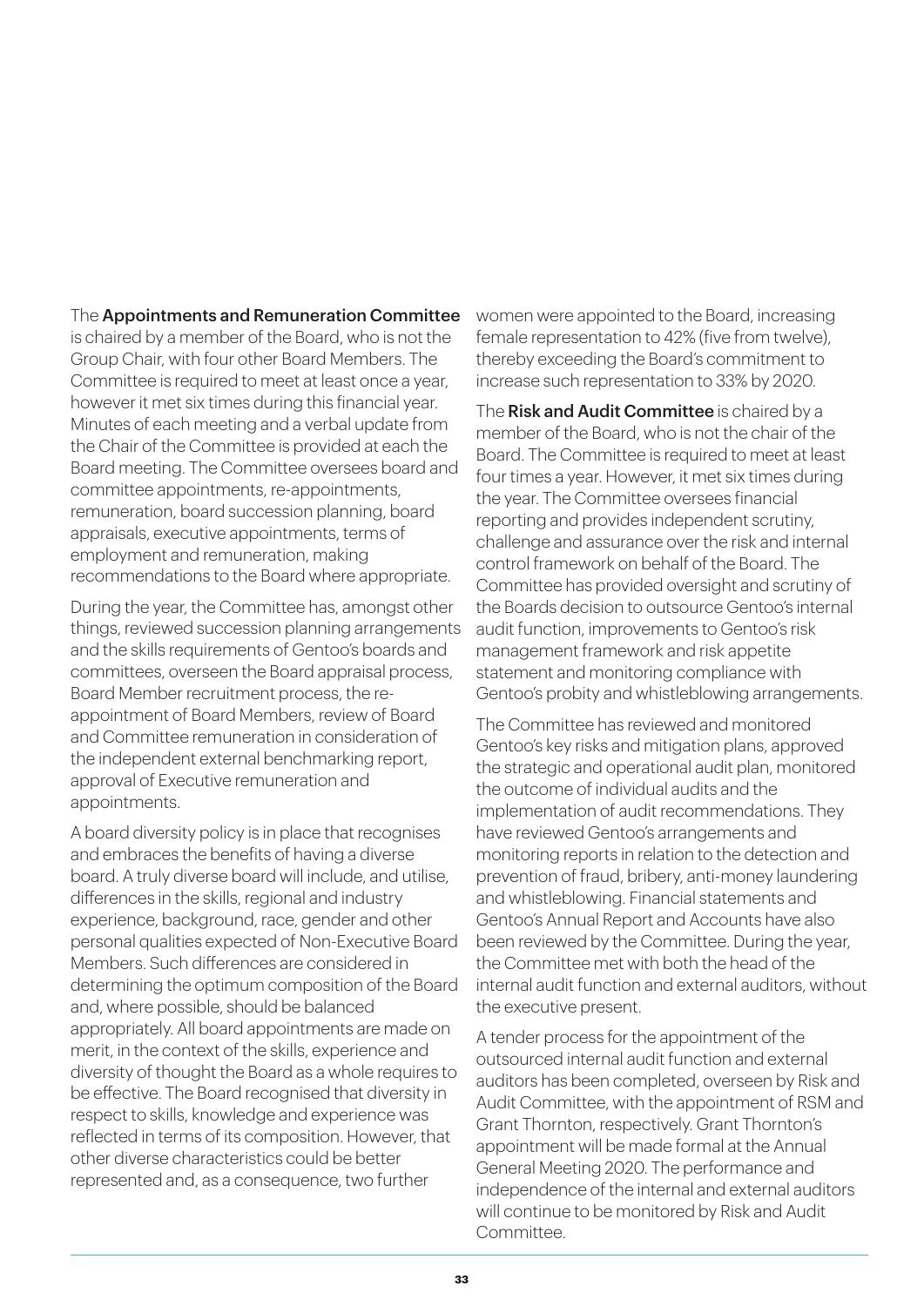The **Appointments and Remuneration Committee** is chaired by a member of the Board, who is not the Group Chair, with four other Board Members. The Committee is required to meet at least once a year, however it met six times during this financial year. Minutes of each meeting and a verbal update from the Chair of the Committee is provided at each the Board meeting. The Committee oversees board and committee appointments, re-appointments, remuneration, board succession planning, board appraisals, executive appointments, terms of employment and remuneration, making recommendations to the Board where appropriate.

During the year, the Committee has, amongst other things, reviewed succession planning arrangements and the skills requirements of Gentoo's boards and committees, overseen the Board appraisal process, Board Member recruitment process, the re-appointment of Board Members, review of Board and Committee remuneration in consideration of the independent external benchmarking report, approval of Executive remuneration and appointments.

A board diversity policy is in place that recognises and embraces the benefits of having a diverse board. A truly diverse board will include, and utilise, differences in the skills, regional and industry experience, background, race, gender and other personal qualities expected of Non-Executive Board Members. Such differences are considered in determining the optimum composition of the Board and, where possible, should be balanced appropriately. All board appointments are made on merit, in the context of the skills, experience and diversity of thought the Board as a whole requires to be effective. The Board recognised that diversity in respect to skills, knowledge and experience was reflected in terms of its composition. However, that other diverse characteristics could be better represented and, as a consequence, two further women were appointed to the Board, increasing female representation to 42% (five from twelve), thereby exceeding the Board's commitment to increase such representation to 33% by 2020.

The **Risk and Audit Committee** is chaired by a member of the Board, who is not the chair of the Board. The Committee is required to meet at least four times a year. However, it met six times during the year. The Committee oversees financial reporting and provides independent scrutiny, challenge and assurance over the risk and internal control framework on behalf of the Board. The Committee has provided oversight and scrutiny of the Boards decision to outsource Gentoo's internal audit function, improvements to Gentoo's risk management framework and risk appetite statement and monitoring compliance with Gentoo's probity and whistleblowing arrangements.

The Committee has reviewed and monitored Gentoo's key risks and mitigation plans, approved the strategic and operational audit plan, monitored the outcome of individual audits and the implementation of audit recommendations. They have reviewed Gentoo's arrangements and monitoring reports in relation to the detection and prevention of fraud, bribery, anti-money laundering and whistleblowing. Financial statements and Gentoo's Annual Report and Accounts have also been reviewed by the Committee. During the year, the Committee met with both the head of the internal audit function and external auditors, without the executive present.

A tender process for the appointment of the outsourced internal audit function and external auditors has been completed, overseen by Risk and Audit Committee, with the appointment of RSM and Grant Thornton, respectively. Grant Thornton's appointment will be made formal at the Annual General Meeting 2020. The performance and independence of the internal and external auditors will continue to be monitored by Risk and Audit Committee.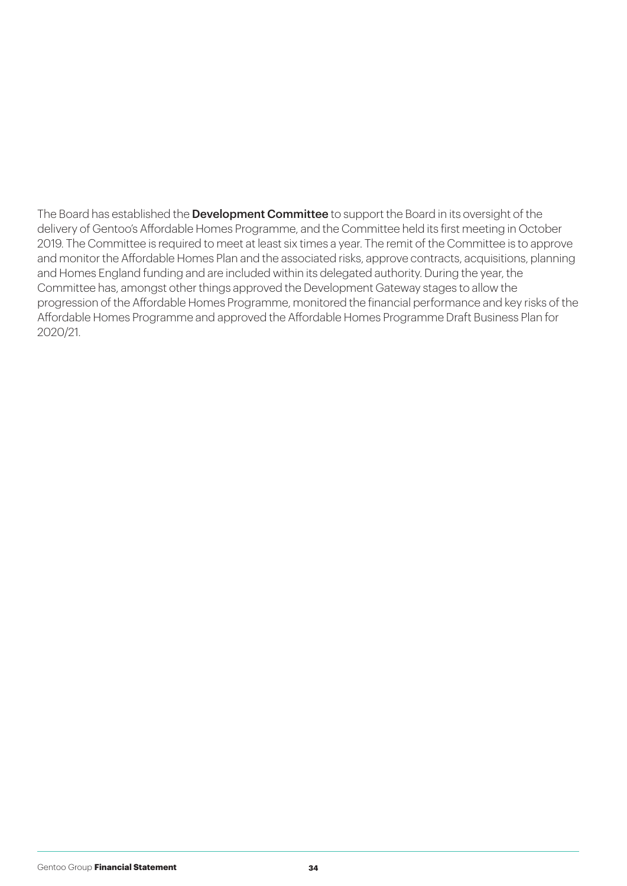The Board has established the **Development Committee** to support the Board in its oversight of the delivery of Gentoo's Affordable Homes Programme, and the Committee held its first meeting in October 2019. The Committee is required to meet at least six times a year. The remit of the Committee is to approve and monitor the Affordable Homes Plan and the associated risks, approve contracts, acquisitions, planning and Homes England funding and are included within its delegated authority. During the year, the Committee has, amongst other things approved the Development Gateway stages to allow the progression of the Affordable Homes Programme, monitored the financial performance and key risks of the Affordable Homes Programme and approved the Affordable Homes Programme Draft Business Plan for 2020/21.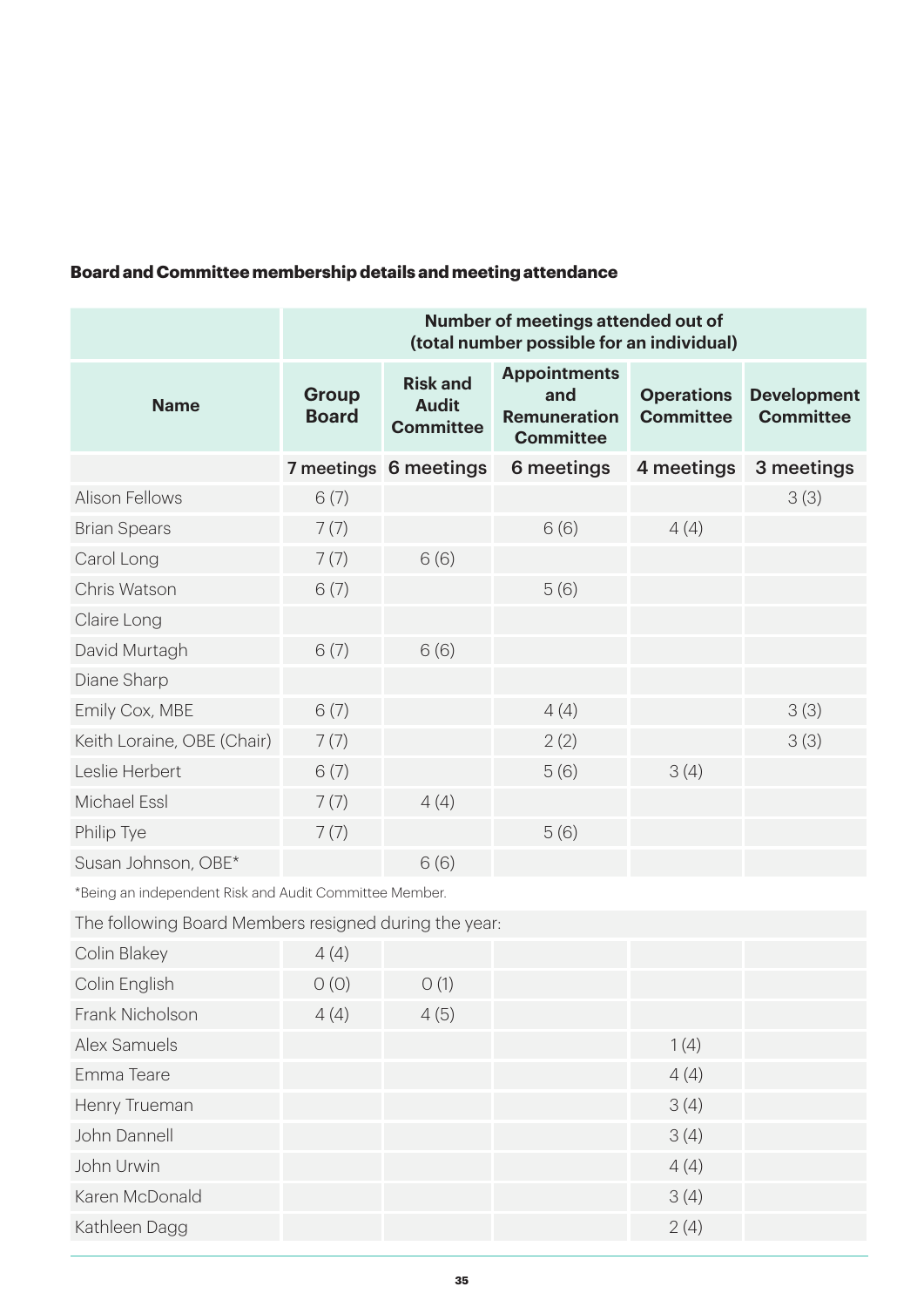**Board and Committee membership details and meeting attendance**

| Name | Number of meetings attended out of (total number possible for an individual) | | | | |
|---|---|---|---|---|---|
| | Group Board | Risk and Audit Committee | Appointments and Remuneration Committee | Operations Committee | Development Committee |
| | 7 meetings | 6 meetings | 6 meetings | 4 meetings | 3 meetings |
| Alison Fellows | 6 (7) | | | | 3 (3) |
| Brian Spears | 7 (7) | | 6 (6) | 4 (4) | |
| Carol Long | 7 (7) | 6 (6) | | | |
| Chris Watson | 6 (7) | | 5 (6) | | |
| Claire Long | | | | | |
| David Murtagh | 6 (7) | 6 (6) | | | |
| Diane Sharp | | | | | |
| Emily Cox, MBE | 6 (7) | | 4 (4) | | 3 (3) |
| Keith Loraine, OBE (Chair) | 7 (7) | | 2 (2) | | 3 (3) |
| Leslie Herbert | 6 (7) | | 5 (6) | 3 (4) | |
| Michael Essl | 7 (7) | 4 (4) | | | |
| Philip Tye | 7 (7) | | 5 (6) | | |
| Susan Johnson, OBE* | | 6 (6) | | | |
| *Being an independent Risk and Audit Committee Member. | | | | | |
| The following Board Members resigned during the year: | | | | | |
| Colin Blakey | 4 (4) | | | | |
| Colin English | 0 (0) | 0 (1) | | | |
| Frank Nicholson | 4 (4) | 4 (5) | | | |
| Alex Samuels | | | | 1 (4) | |
| Emma Teare | | | | 4 (4) | |
| Henry Trueman | | | | 3 (4) | |
| John Dannell | | | | 3 (4) | |
| John Urwin | | | | 4 (4) | |
| Karen McDonald | | | | 3 (4) | |
| Kathleen Dagg | | | | 2 (4) | |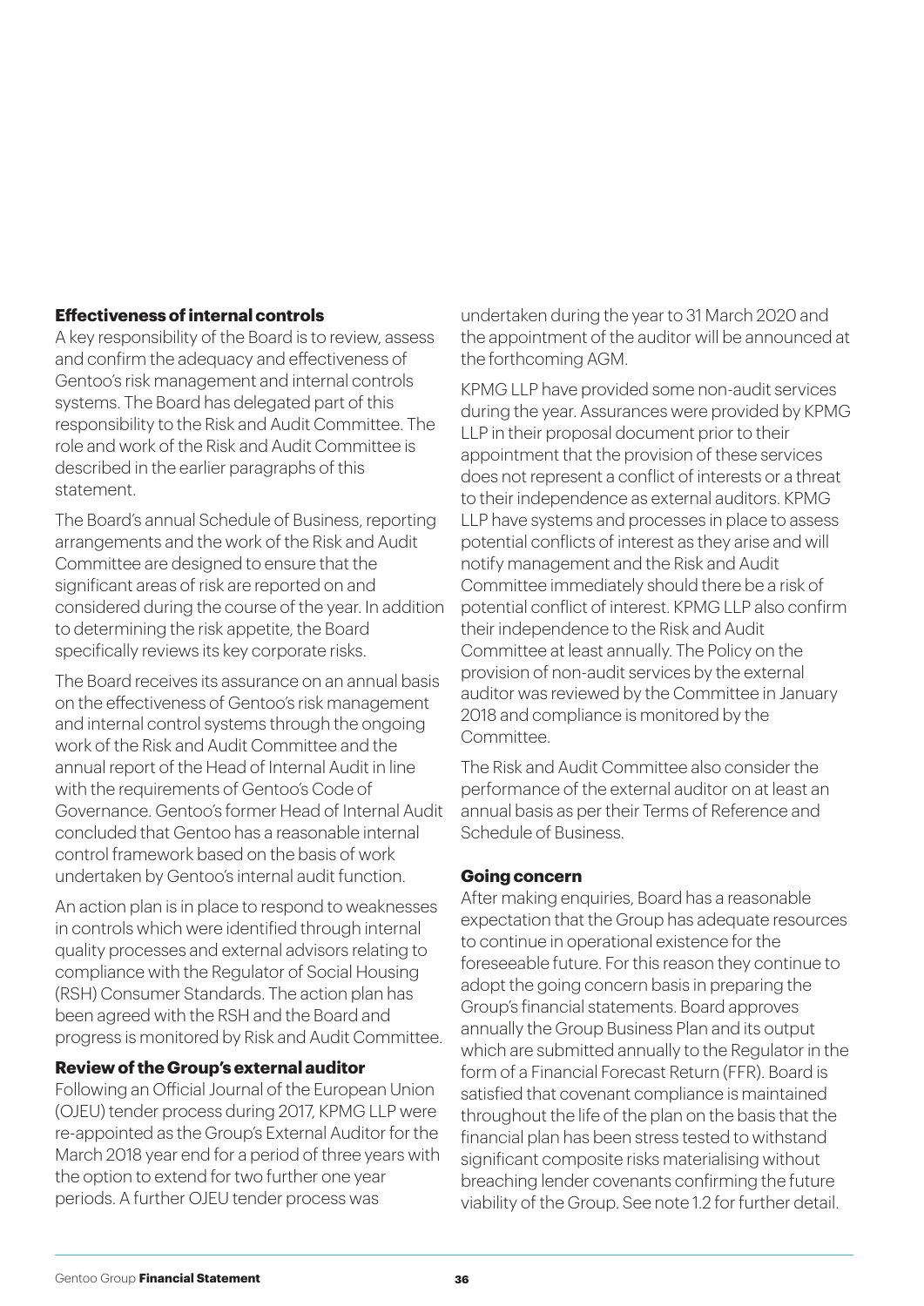### Effectiveness of internal controls

A key responsibility of the Board is to review, assess and confirm the adequacy and effectiveness of Gentoo's risk management and internal controls systems. The Board has delegated part of this responsibility to the Risk and Audit Committee. The role and work of the Risk and Audit Committee is described in the earlier paragraphs of this statement.

The Board's annual Schedule of Business, reporting arrangements and the work of the Risk and Audit Committee are designed to ensure that the significant areas of risk are reported on and considered during the course of the year. In addition to determining the risk appetite, the Board specifically reviews its key corporate risks.

The Board receives its assurance on an annual basis on the effectiveness of Gentoo's risk management and internal control systems through the ongoing work of the Risk and Audit Committee and the annual report of the Head of Internal Audit in line with the requirements of Gentoo's Code of Governance. Gentoo's former Head of Internal Audit concluded that Gentoo has a reasonable internal control framework based on the basis of work undertaken by Gentoo's internal audit function.

An action plan is in place to respond to weaknesses in controls which were identified through internal quality processes and external advisors relating to compliance with the Regulator of Social Housing (RSH) Consumer Standards. The action plan has been agreed with the RSH and the Board and progress is monitored by Risk and Audit Committee.

### Review of the Group's external auditor

Following an Official Journal of the European Union (OJEU) tender process during 2017, KPMG LLP were re-appointed as the Group's External Auditor for the March 2018 year end for a period of three years with the option to extend for two further one year periods. A further OJEU tender process was undertaken during the year to 31 March 2020 and the appointment of the auditor will be announced at the forthcoming AGM.

KPMG LLP have provided some non-audit services during the year. Assurances were provided by KPMG LLP in their proposal document prior to their appointment that the provision of these services does not represent a conflict of interests or a threat to their independence as external auditors. KPMG LLP have systems and processes in place to assess potential conflicts of interest as they arise and will notify management and the Risk and Audit Committee immediately should there be a risk of potential conflict of interest. KPMG LLP also confirm their independence to the Risk and Audit Committee at least annually. The Policy on the provision of non-audit services by the external auditor was reviewed by the Committee in January 2018 and compliance is monitored by the Committee.

The Risk and Audit Committee also consider the performance of the external auditor on at least an annual basis as per their Terms of Reference and Schedule of Business.

### Going concern

After making enquiries, Board has a reasonable expectation that the Group has adequate resources to continue in operational existence for the foreseeable future. For this reason they continue to adopt the going concern basis in preparing the Group's financial statements. Board approves annually the Group Business Plan and its output which are submitted annually to the Regulator in the form of a Financial Forecast Return (FFR). Board is satisfied that covenant compliance is maintained throughout the life of the plan on the basis that the financial plan has been stress tested to withstand significant composite risks materialising without breaching lender covenants confirming the future viability of the Group. See note 1.2 for further detail.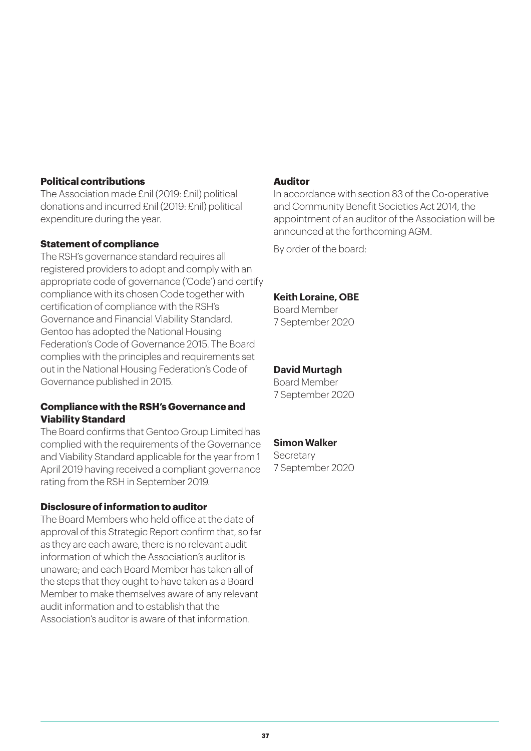### Political contributions

The Association made £nil (2019: £nil) political donations and incurred £nil (2019: £nil) political expenditure during the year.

### Statement of compliance

The RSH's governance standard requires all registered providers to adopt and comply with an appropriate code of governance ('Code') and certify compliance with its chosen Code together with certification of compliance with the RSH's Governance and Financial Viability Standard. Gentoo has adopted the National Housing Federation's Code of Governance 2015. The Board complies with the principles and requirements set out in the National Housing Federation's Code of Governance published in 2015.

### Compliance with the RSH's Governance and Viability Standard

The Board confirms that Gentoo Group Limited has complied with the requirements of the Governance and Viability Standard applicable for the year from 1 April 2019 having received a compliant governance rating from the RSH in September 2019.

### Disclosure of information to auditor

The Board Members who held office at the date of approval of this Strategic Report confirm that, so far as they are each aware, there is no relevant audit information of which the Association's auditor is unaware; and each Board Member has taken all of the steps that they ought to have taken as a Board Member to make themselves aware of any relevant audit information and to establish that the Association's auditor is aware of that information.

### Auditor

In accordance with section 83 of the Co-operative and Community Benefit Societies Act 2014, the appointment of an auditor of the Association will be announced at the forthcoming AGM.

By order of the board:

**Keith Loraine, OBE**
Board Member
7 September 2020

**David Murtagh**
Board Member
7 September 2020

**Simon Walker**
Secretary
7 September 2020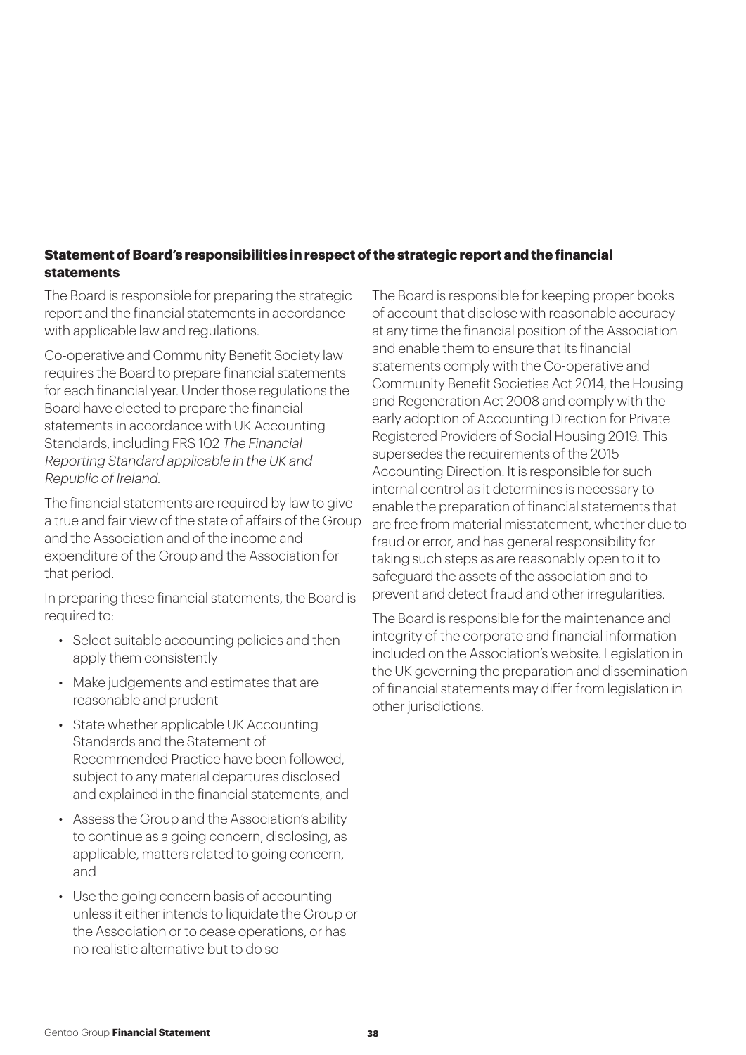**Statement of Board's responsibilities in respect of the strategic report and the financial statements**

The Board is responsible for preparing the strategic report and the financial statements in accordance with applicable law and regulations.

Co-operative and Community Benefit Society law requires the Board to prepare financial statements for each financial year. Under those regulations the Board have elected to prepare the financial statements in accordance with UK Accounting Standards, including FRS 102 *The Financial Reporting Standard applicable in the UK and Republic of Ireland.*

The financial statements are required by law to give a true and fair view of the state of affairs of the Group and the Association and of the income and expenditure of the Group and the Association for that period.

In preparing these financial statements, the Board is required to:

- Select suitable accounting policies and then apply them consistently
- Make judgements and estimates that are reasonable and prudent
- State whether applicable UK Accounting Standards and the Statement of Recommended Practice have been followed, subject to any material departures disclosed and explained in the financial statements, and
- Assess the Group and the Association's ability to continue as a going concern, disclosing, as applicable, matters related to going concern, and
- Use the going concern basis of accounting unless it either intends to liquidate the Group or the Association or to cease operations, or has no realistic alternative but to do so

The Board is responsible for keeping proper books of account that disclose with reasonable accuracy at any time the financial position of the Association and enable them to ensure that its financial statements comply with the Co-operative and Community Benefit Societies Act 2014, the Housing and Regeneration Act 2008 and comply with the early adoption of Accounting Direction for Private Registered Providers of Social Housing 2019. This supersedes the requirements of the 2015 Accounting Direction. It is responsible for such internal control as it determines is necessary to enable the preparation of financial statements that are free from material misstatement, whether due to fraud or error, and has general responsibility for taking such steps as are reasonably open to it to safeguard the assets of the association and to prevent and detect fraud and other irregularities.

The Board is responsible for the maintenance and integrity of the corporate and financial information included on the Association's website. Legislation in the UK governing the preparation and dissemination of financial statements may differ from legislation in other jurisdictions.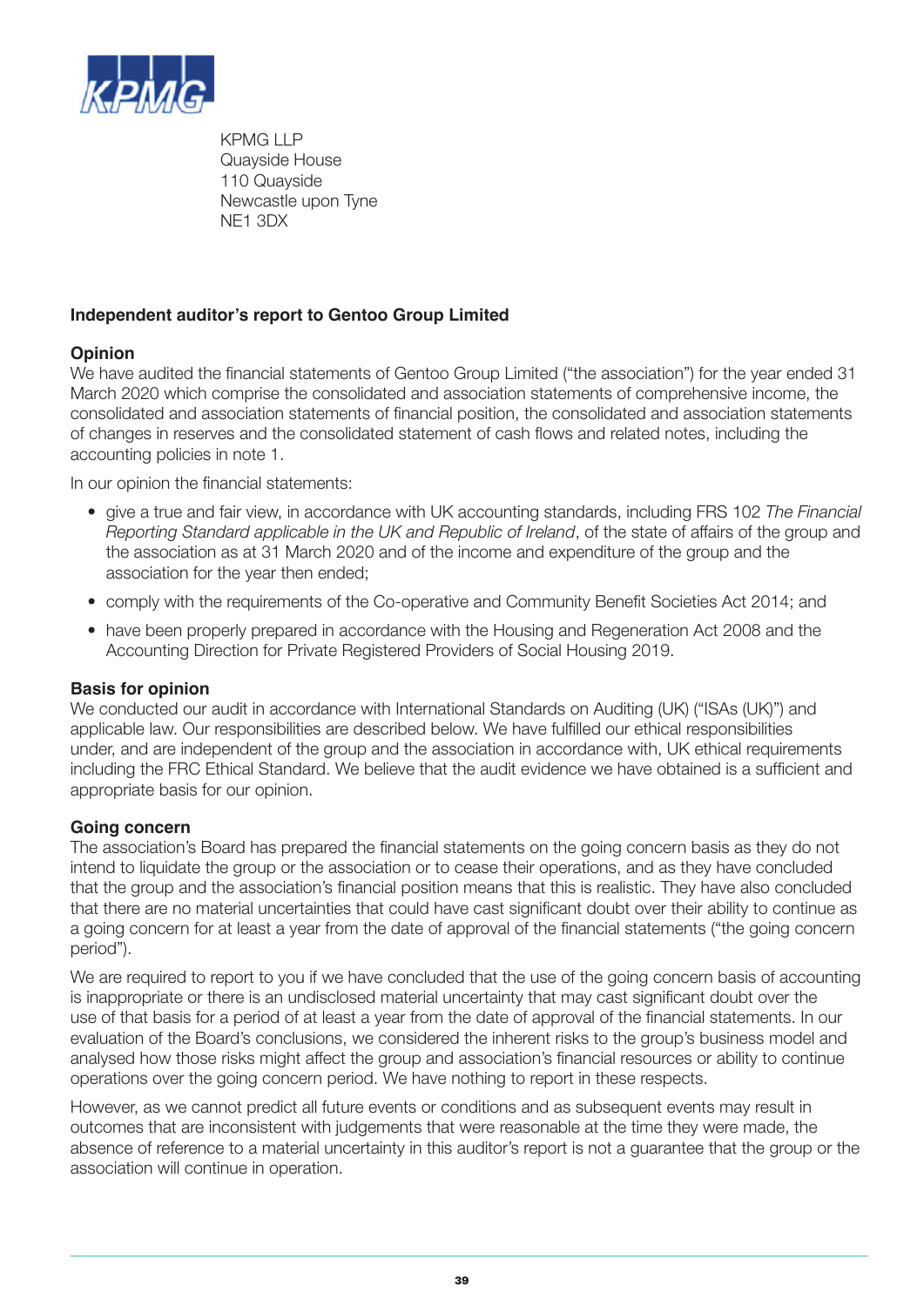KPMG LLP
Quayside House
110 Quayside
Newcastle upon Tyne
NE1 3DX

## Independent auditor's report to Gentoo Group Limited

### Opinion

We have audited the financial statements of Gentoo Group Limited ("the association") for the year ended 31 March 2020 which comprise the consolidated and association statements of comprehensive income, the consolidated and association statements of financial position, the consolidated and association statements of changes in reserves and the consolidated statement of cash flows and related notes, including the accounting policies in note 1.

In our opinion the financial statements:

- give a true and fair view, in accordance with UK accounting standards, including FRS 102 *The Financial Reporting Standard applicable in the UK and Republic of Ireland*, of the state of affairs of the group and the association as at 31 March 2020 and of the income and expenditure of the group and the association for the year then ended;
- comply with the requirements of the Co-operative and Community Benefit Societies Act 2014; and
- have been properly prepared in accordance with the Housing and Regeneration Act 2008 and the Accounting Direction for Private Registered Providers of Social Housing 2019.

### Basis for opinion

We conducted our audit in accordance with International Standards on Auditing (UK) ("ISAs (UK)") and applicable law. Our responsibilities are described below. We have fulfilled our ethical responsibilities under, and are independent of the group and the association in accordance with, UK ethical requirements including the FRC Ethical Standard. We believe that the audit evidence we have obtained is a sufficient and appropriate basis for our opinion.

### Going concern

The association's Board has prepared the financial statements on the going concern basis as they do not intend to liquidate the group or the association or to cease their operations, and as they have concluded that the group and the association's financial position means that this is realistic. They have also concluded that there are no material uncertainties that could have cast significant doubt over their ability to continue as a going concern for at least a year from the date of approval of the financial statements ("the going concern period").

We are required to report to you if we have concluded that the use of the going concern basis of accounting is inappropriate or there is an undisclosed material uncertainty that may cast significant doubt over the use of that basis for a period of at least a year from the date of approval of the financial statements. In our evaluation of the Board's conclusions, we considered the inherent risks to the group's business model and analysed how those risks might affect the group and association's financial resources or ability to continue operations over the going concern period. We have nothing to report in these respects.

However, as we cannot predict all future events or conditions and as subsequent events may result in outcomes that are inconsistent with judgements that were reasonable at the time they were made, the absence of reference to a material uncertainty in this auditor's report is not a guarantee that the group or the association will continue in operation.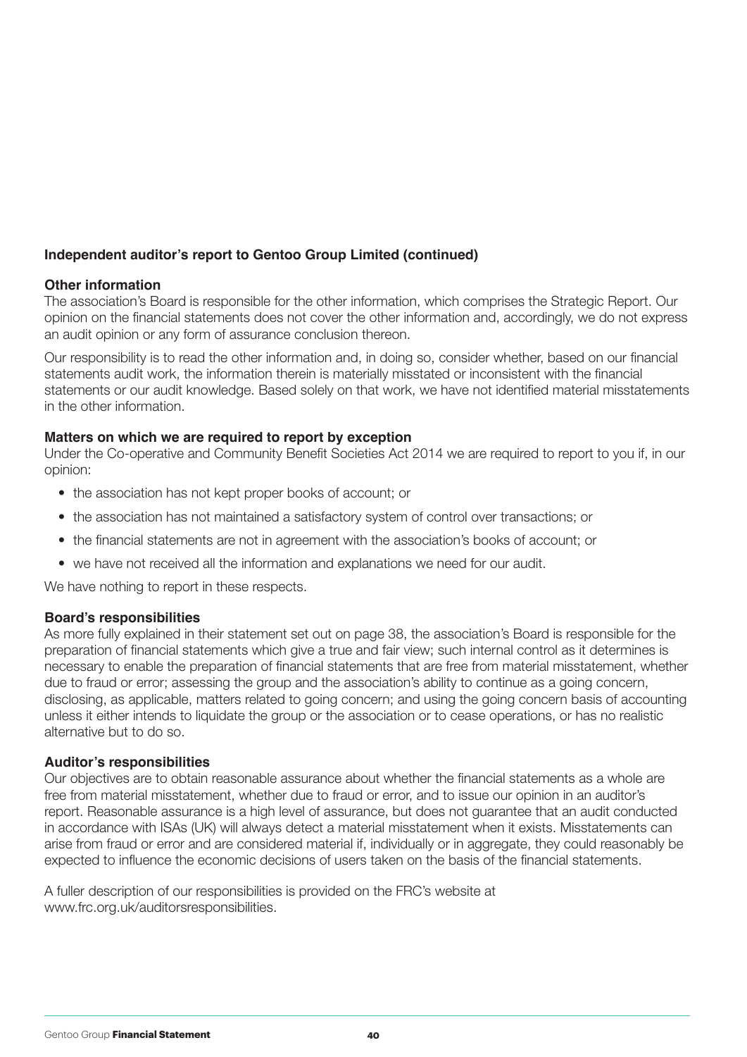## Independent auditor's report to Gentoo Group Limited (continued)

### Other information

The association's Board is responsible for the other information, which comprises the Strategic Report. Our opinion on the financial statements does not cover the other information and, accordingly, we do not express an audit opinion or any form of assurance conclusion thereon.

Our responsibility is to read the other information and, in doing so, consider whether, based on our financial statements audit work, the information therein is materially misstated or inconsistent with the financial statements or our audit knowledge. Based solely on that work, we have not identified material misstatements in the other information.

### Matters on which we are required to report by exception

Under the Co-operative and Community Benefit Societies Act 2014 we are required to report to you if, in our opinion:

- the association has not kept proper books of account; or
- the association has not maintained a satisfactory system of control over transactions; or
- the financial statements are not in agreement with the association's books of account; or
- we have not received all the information and explanations we need for our audit.

We have nothing to report in these respects.

### Board's responsibilities

As more fully explained in their statement set out on page 38, the association's Board is responsible for the preparation of financial statements which give a true and fair view; such internal control as it determines is necessary to enable the preparation of financial statements that are free from material misstatement, whether due to fraud or error; assessing the group and the association's ability to continue as a going concern, disclosing, as applicable, matters related to going concern; and using the going concern basis of accounting unless it either intends to liquidate the group or the association or to cease operations, or has no realistic alternative but to do so.

### Auditor's responsibilities

Our objectives are to obtain reasonable assurance about whether the financial statements as a whole are free from material misstatement, whether due to fraud or error, and to issue our opinion in an auditor's report. Reasonable assurance is a high level of assurance, but does not guarantee that an audit conducted in accordance with ISAs (UK) will always detect a material misstatement when it exists. Misstatements can arise from fraud or error and are considered material if, individually or in aggregate, they could reasonably be expected to influence the economic decisions of users taken on the basis of the financial statements.

A fuller description of our responsibilities is provided on the FRC's website at www.frc.org.uk/auditorsresponsibilities.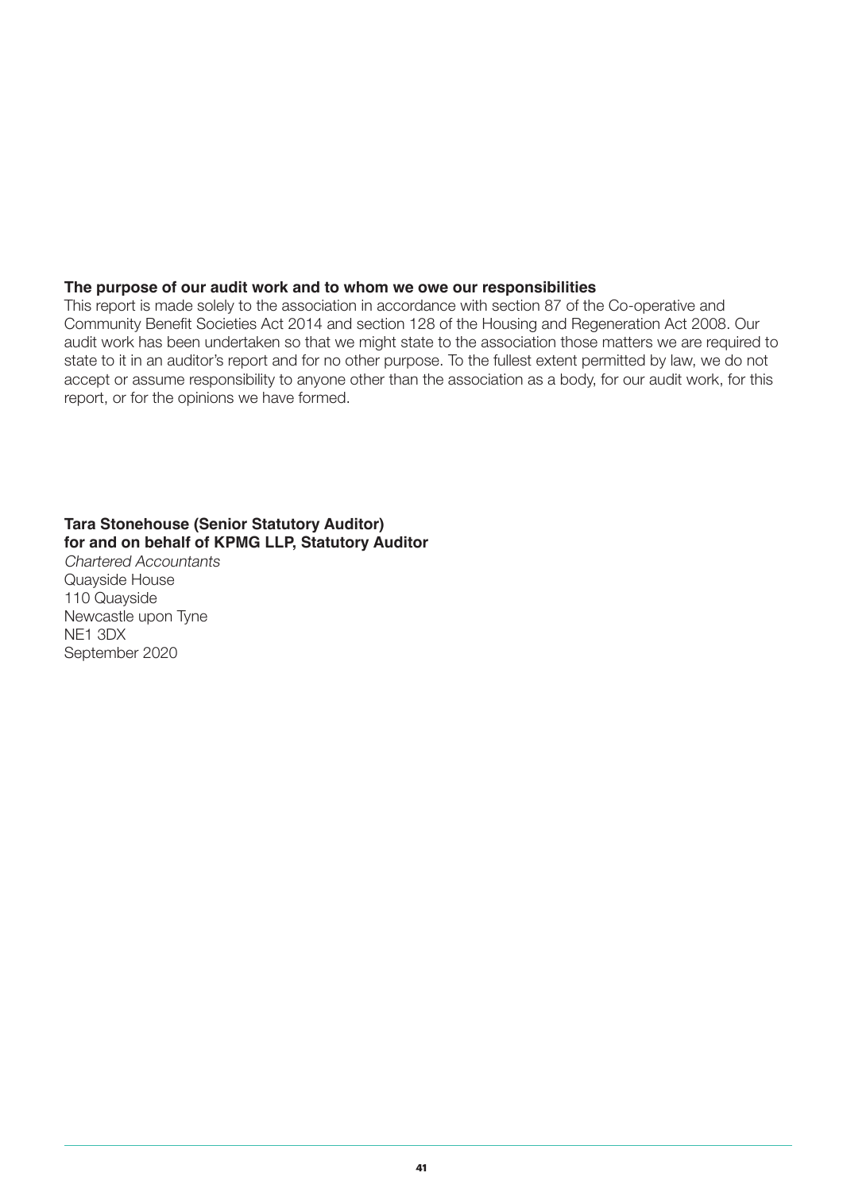**The purpose of our audit work and to whom we owe our responsibilities**

This report is made solely to the association in accordance with section 87 of the Co-operative and Community Benefit Societies Act 2014 and section 128 of the Housing and Regeneration Act 2008. Our audit work has been undertaken so that we might state to the association those matters we are required to state to it in an auditor's report and for no other purpose. To the fullest extent permitted by law, we do not accept or assume responsibility to anyone other than the association as a body, for our audit work, for this report, or for the opinions we have formed.

**Tara Stonehouse (Senior Statutory Auditor)**
**for and on behalf of KPMG LLP, Statutory Auditor**
*Chartered Accountants*
Quayside House
110 Quayside
Newcastle upon Tyne
NE1 3DX
September 2020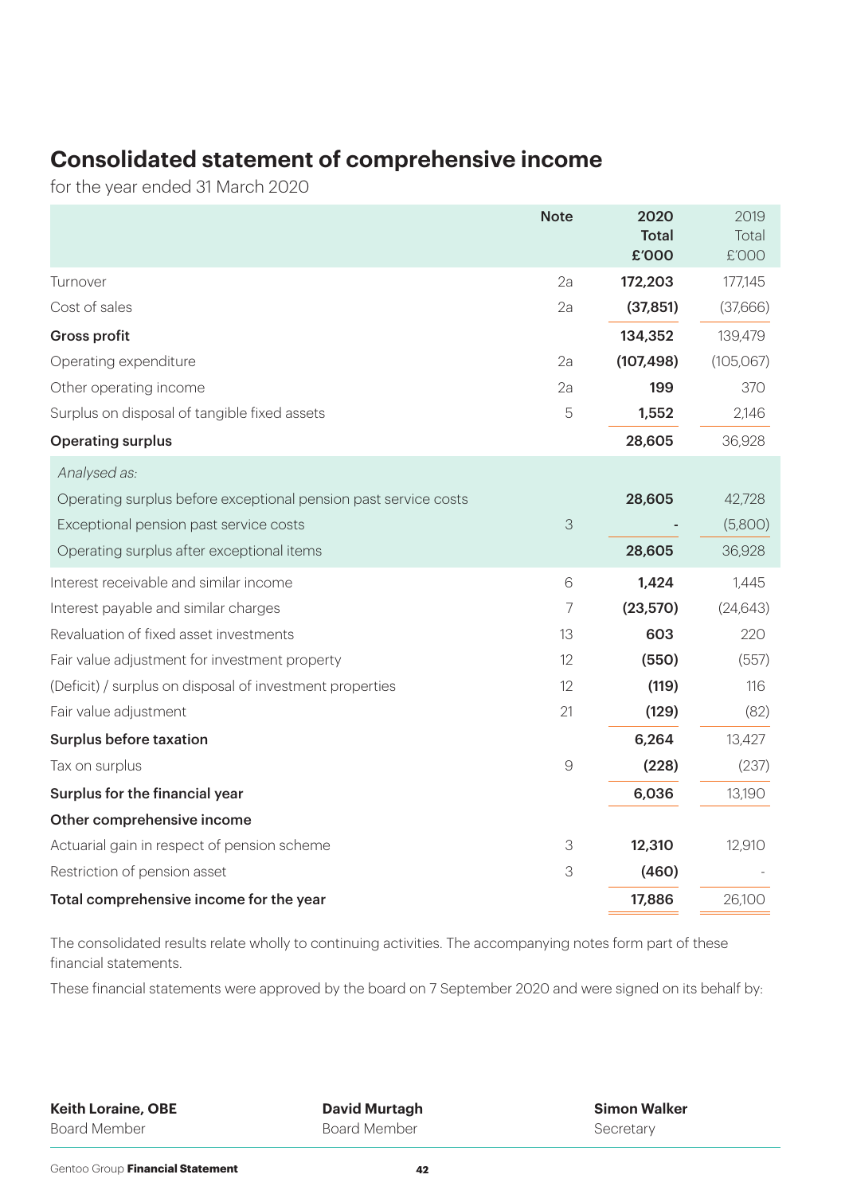# Consolidated statement of comprehensive income

for the year ended 31 March 2020

| | Note | 2020 Total £'000 | 2019 Total £'000 |
|---|---|---|---|
| Turnover | 2a | **172,203** | 177,145 |
| Cost of sales | 2a | **(37,851)** | (37,666) |
| **Gross profit** | | **134,352** | 139,479 |
| Operating expenditure | 2a | **(107,498)** | (105,067) |
| Other operating income | 2a | **199** | 370 |
| Surplus on disposal of tangible fixed assets | 5 | **1,552** | 2,146 |
| **Operating surplus** | | **28,605** | 36,928 |
| *Analysed as:* | | | |
| Operating surplus before exceptional pension past service costs | | **28,605** | 42,728 |
| Exceptional pension past service costs | 3 | **-** | (5,800) |
| Operating surplus after exceptional items | | **28,605** | 36,928 |
| Interest receivable and similar income | 6 | **1,424** | 1,445 |
| Interest payable and similar charges | 7 | **(23,570)** | (24,643) |
| Revaluation of fixed asset investments | 13 | **603** | 220 |
| Fair value adjustment for investment property | 12 | **(550)** | (557) |
| (Deficit) / surplus on disposal of investment properties | 12 | **(119)** | 116 |
| Fair value adjustment | 21 | **(129)** | (82) |
| **Surplus before taxation** | | **6,264** | 13,427 |
| Tax on surplus | 9 | **(228)** | (237) |
| **Surplus for the financial year** | | **6,036** | 13,190 |
| **Other comprehensive income** | | | |
| Actuarial gain in respect of pension scheme | 3 | **12,310** | 12,910 |
| Restriction of pension asset | 3 | **(460)** | - |
| **Total comprehensive income for the year** | | **17,886** | 26,100 |

The consolidated results relate wholly to continuing activities. The accompanying notes form part of these financial statements.

These financial statements were approved by the board on 7 September 2020 and were signed on its behalf by:

**Keith Loraine, OBE**
Board Member

**David Murtagh**
Board Member

**Simon Walker**
Secretary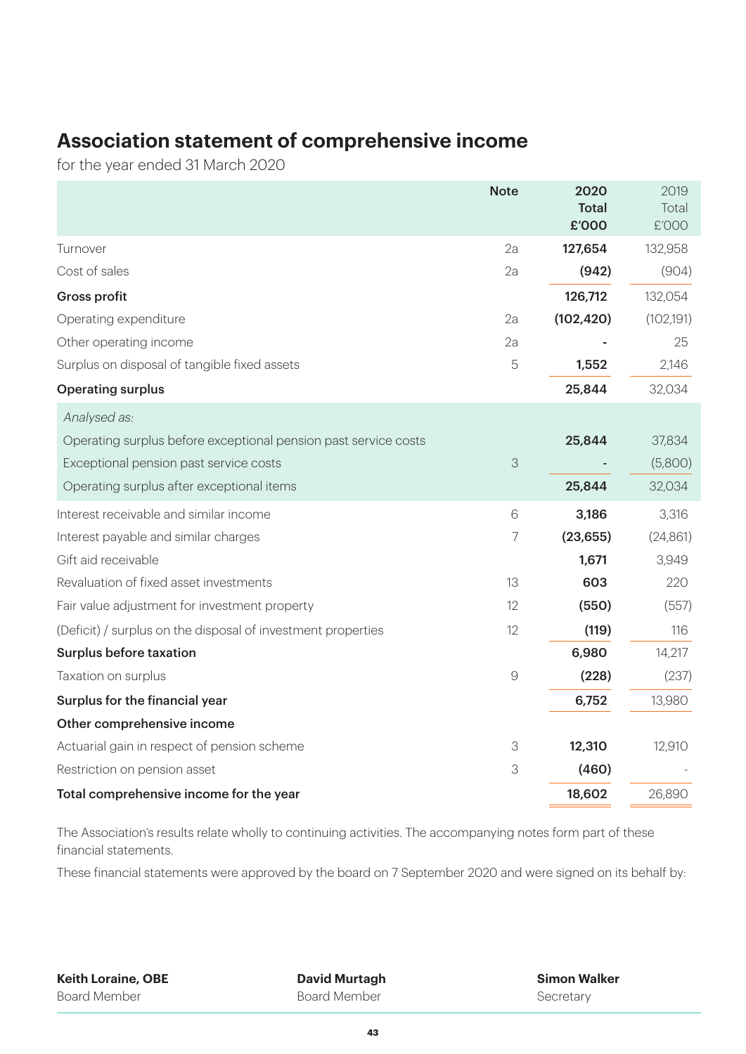# Association statement of comprehensive income

for the year ended 31 March 2020

| | Note | 2020 Total £'000 | 2019 Total £'000 |
|---|---|---|---|
| Turnover | 2a | **127,654** | 132,958 |
| Cost of sales | 2a | **(942)** | (904) |
| **Gross profit** | | **126,712** | 132,054 |
| Operating expenditure | 2a | **(102,420)** | (102,191) |
| Other operating income | 2a | **-** | 25 |
| Surplus on disposal of tangible fixed assets | 5 | **1,552** | 2,146 |
| **Operating surplus** | | **25,844** | 32,034 |
| *Analysed as:* | | | |
| Operating surplus before exceptional pension past service costs | | **25,844** | 37,834 |
| Exceptional pension past service costs | 3 | **-** | (5,800) |
| Operating surplus after exceptional items | | **25,844** | 32,034 |
| Interest receivable and similar income | 6 | **3,186** | 3,316 |
| Interest payable and similar charges | 7 | **(23,655)** | (24,861) |
| Gift aid receivable | | **1,671** | 3,949 |
| Revaluation of fixed asset investments | 13 | **603** | 220 |
| Fair value adjustment for investment property | 12 | **(550)** | (557) |
| (Deficit) / surplus on the disposal of investment properties | 12 | **(119)** | 116 |
| **Surplus before taxation** | | **6,980** | 14,217 |
| Taxation on surplus | 9 | **(228)** | (237) |
| **Surplus for the financial year** | | **6,752** | 13,980 |
| **Other comprehensive income** | | | |
| Actuarial gain in respect of pension scheme | 3 | **12,310** | 12,910 |
| Restriction on pension asset | 3 | **(460)** | - |
| **Total comprehensive income for the year** | | **18,602** | 26,890 |

The Association's results relate wholly to continuing activities. The accompanying notes form part of these financial statements.

These financial statements were approved by the board on 7 September 2020 and were signed on its behalf by:

**Keith Loraine, OBE**
Board Member

**David Murtagh**
Board Member

**Simon Walker**
Secretary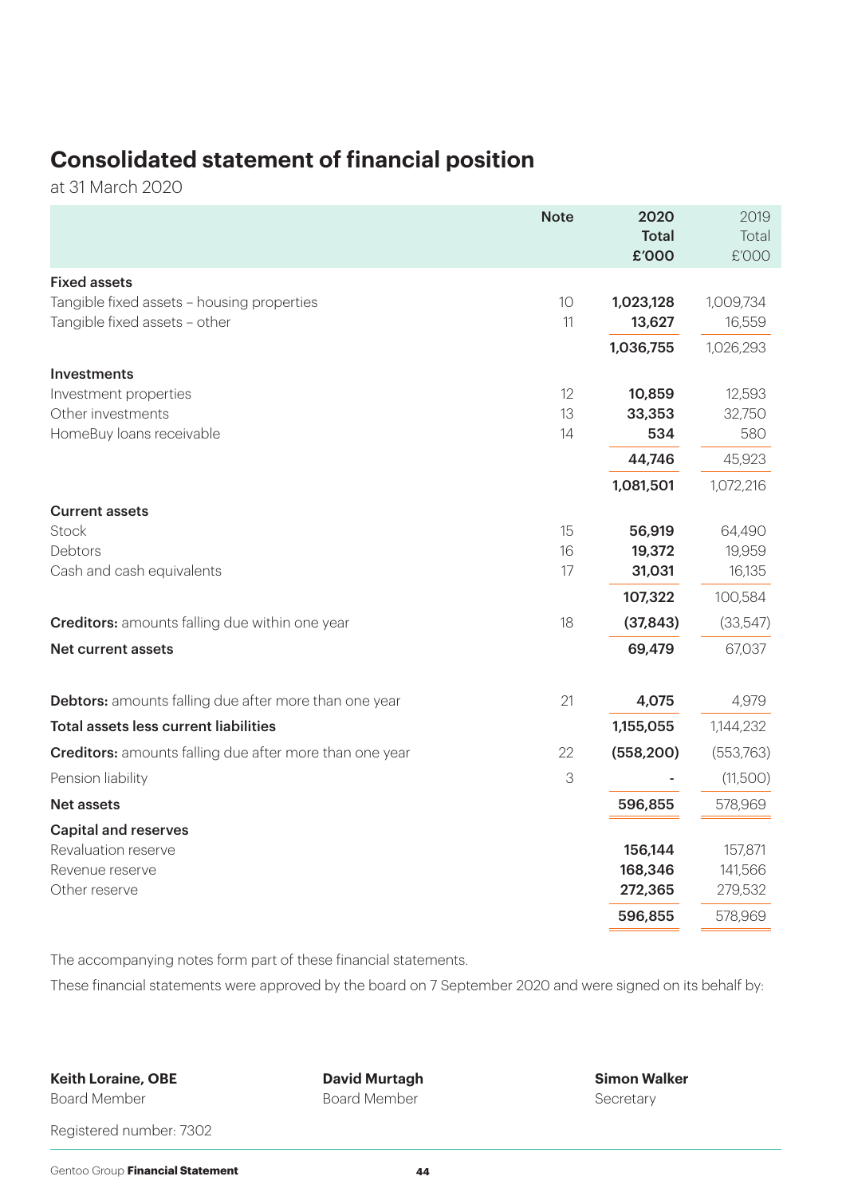# Consolidated statement of financial position

at 31 March 2020

| | Note | 2020 Total £'000 | 2019 Total £'000 |
|---|---|---|---|
| **Fixed assets** | | | |
| Tangible fixed assets – housing properties | 10 | **1,023,128** | 1,009,734 |
| Tangible fixed assets – other | 11 | **13,627** | 16,559 |
| | | **1,036,755** | 1,026,293 |
| **Investments** | | | |
| Investment properties | 12 | **10,859** | 12,593 |
| Other investments | 13 | **33,353** | 32,750 |
| HomeBuy loans receivable | 14 | **534** | 580 |
| | | **44,746** | 45,923 |
| | | **1,081,501** | 1,072,216 |
| **Current assets** | | | |
| Stock | 15 | **56,919** | 64,490 |
| Debtors | 16 | **19,372** | 19,959 |
| Cash and cash equivalents | 17 | **31,031** | 16,135 |
| | | **107,322** | 100,584 |
| **Creditors:** amounts falling due within one year | 18 | **(37,843)** | (33,547) |
| **Net current assets** | | **69,479** | 67,037 |
| **Debtors:** amounts falling due after more than one year | 21 | **4,075** | 4,979 |
| **Total assets less current liabilities** | | **1,155,055** | 1,144,232 |
| **Creditors:** amounts falling due after more than one year | 22 | **(558,200)** | (553,763) |
| Pension liability | 3 | **-** | (11,500) |
| **Net assets** | | **596,855** | 578,969 |
| **Capital and reserves** | | | |
| Revaluation reserve | | **156,144** | 157,871 |
| Revenue reserve | | **168,346** | 141,566 |
| Other reserve | | **272,365** | 279,532 |
| | | **596,855** | 578,969 |

The accompanying notes form part of these financial statements.

These financial statements were approved by the board on 7 September 2020 and were signed on its behalf by:

**Keith Loraine, OBE**
Board Member

**David Murtagh**
Board Member

**Simon Walker**
Secretary

Registered number: 7302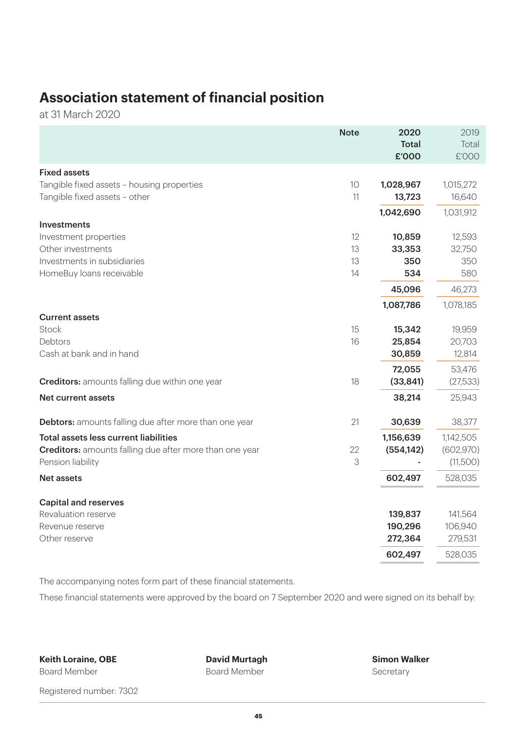# Association statement of financial position

at 31 March 2020

| | Note | 2020 Total £'000 | 2019 Total £'000 |
|---|---|---|---|
| **Fixed assets** | | | |
| Tangible fixed assets – housing properties | 10 | **1,028,967** | 1,015,272 |
| Tangible fixed assets – other | 11 | **13,723** | 16,640 |
| | | **1,042,690** | 1,031,912 |
| **Investments** | | | |
| Investment properties | 12 | **10,859** | 12,593 |
| Other investments | 13 | **33,353** | 32,750 |
| Investments in subsidiaries | 13 | **350** | 350 |
| HomeBuy loans receivable | 14 | **534** | 580 |
| | | **45,096** | 46,273 |
| | | **1,087,786** | 1,078,185 |
| **Current assets** | | | |
| Stock | 15 | **15,342** | 19,959 |
| Debtors | 16 | **25,854** | 20,703 |
| Cash at bank and in hand | | **30,859** | 12,814 |
| | | **72,055** | 53,476 |
| **Creditors:** amounts falling due within one year | 18 | **(33,841)** | (27,533) |
| **Net current assets** | | **38,214** | 25,943 |
| **Debtors:** amounts falling due after more than one year | 21 | **30,639** | 38,377 |
| **Total assets less current liabilities** | | **1,156,639** | 1,142,505 |
| **Creditors:** amounts falling due after more than one year | 22 | **(554,142)** | (602,970) |
| Pension liability | 3 | **-** | (11,500) |
| **Net assets** | | **602,497** | 528,035 |
| **Capital and reserves** | | | |
| Revaluation reserve | | **139,837** | 141,564 |
| Revenue reserve | | **190,296** | 106,940 |
| Other reserve | | **272,364** | 279,531 |
| | | **602,497** | 528,035 |

The accompanying notes form part of these financial statements.

These financial statements were approved by the board on 7 September 2020 and were signed on its behalf by:

**Keith Loraine, OBE**
Board Member

**David Murtagh**
Board Member

**Simon Walker**
Secretary

Registered number: 7302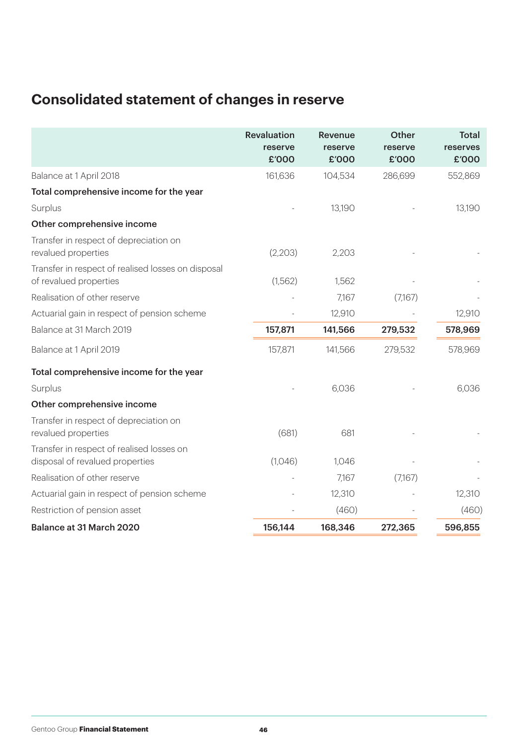# Consolidated statement of changes in reserve

| | Revaluation reserve £'000 | Revenue reserve £'000 | Other reserve £'000 | Total reserves £'000 |
|---|---|---|---|---|
| Balance at 1 April 2018 | 161,636 | 104,534 | 286,699 | 552,869 |
| **Total comprehensive income for the year** | | | | |
| Surplus | - | 13,190 | - | 13,190 |
| **Other comprehensive income** | | | | |
| Transfer in respect of depreciation on revalued properties | (2,203) | 2,203 | - | - |
| Transfer in respect of realised losses on disposal of revalued properties | (1,562) | 1,562 | - | - |
| Realisation of other reserve | - | 7,167 | (7,167) | - |
| Actuarial gain in respect of pension scheme | - | 12,910 | - | 12,910 |
| Balance at 31 March 2019 | **157,871** | **141,566** | **279,532** | **578,969** |
| Balance at 1 April 2019 | 157,871 | 141,566 | 279,532 | 578,969 |
| **Total comprehensive income for the year** | | | | |
| Surplus | - | 6,036 | - | 6,036 |
| **Other comprehensive income** | | | | |
| Transfer in respect of depreciation on revalued properties | (681) | 681 | - | - |
| Transfer in respect of realised losses on disposal of revalued properties | (1,046) | 1,046 | - | - |
| Realisation of other reserve | - | 7,167 | (7,167) | - |
| Actuarial gain in respect of pension scheme | - | 12,310 | - | 12,310 |
| Restriction of pension asset | - | (460) | - | (460) |
| **Balance at 31 March 2020** | **156,144** | **168,346** | **272,365** | **596,855** |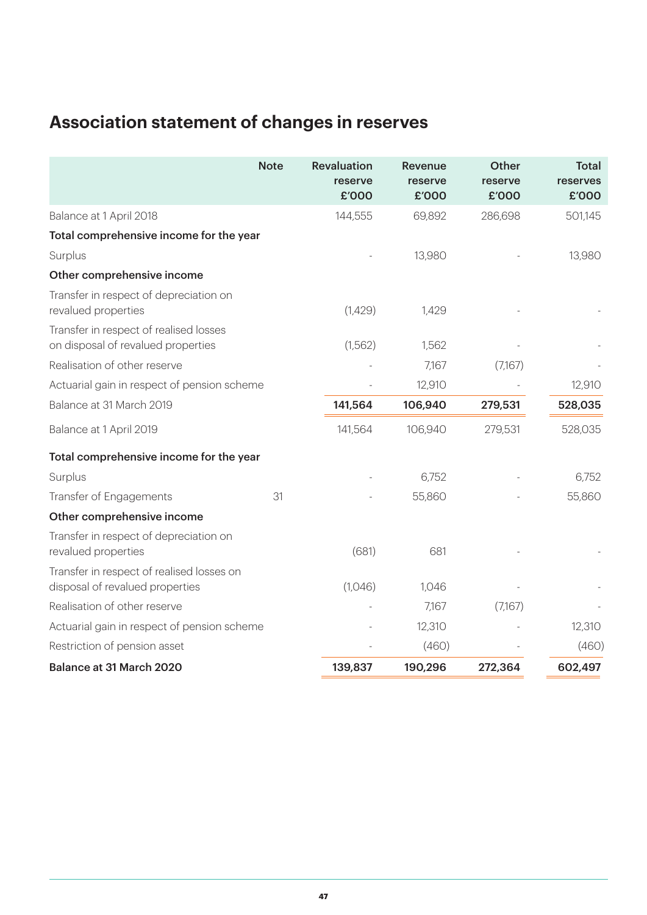# Association statement of changes in reserves

| | Note | Revaluation reserve £'000 | Revenue reserve £'000 | Other reserve £'000 | Total reserves £'000 |
|---|---|---|---|---|---|
| Balance at 1 April 2018 | | 144,555 | 69,892 | 286,698 | 501,145 |
| **Total comprehensive income for the year** | | | | | |
| Surplus | | - | 13,980 | - | 13,980 |
| **Other comprehensive income** | | | | | |
| Transfer in respect of depreciation on revalued properties | | (1,429) | 1,429 | - | - |
| Transfer in respect of realised losses on disposal of revalued properties | | (1,562) | 1,562 | - | - |
| Realisation of other reserve | | - | 7,167 | (7,167) | - |
| Actuarial gain in respect of pension scheme | | - | 12,910 | - | 12,910 |
| Balance at 31 March 2019 | | **141,564** | **106,940** | **279,531** | **528,035** |
| Balance at 1 April 2019 | | 141,564 | 106,940 | 279,531 | 528,035 |
| **Total comprehensive income for the year** | | | | | |
| Surplus | | - | 6,752 | - | 6,752 |
| Transfer of Engagements | 31 | - | 55,860 | - | 55,860 |
| **Other comprehensive income** | | | | | |
| Transfer in respect of depreciation on revalued properties | | (681) | 681 | - | - |
| Transfer in respect of realised losses on disposal of revalued properties | | (1,046) | 1,046 | - | - |
| Realisation of other reserve | | - | 7,167 | (7,167) | - |
| Actuarial gain in respect of pension scheme | | - | 12,310 | - | 12,310 |
| Restriction of pension asset | | - | (460) | - | (460) |
| **Balance at 31 March 2020** | | **139,837** | **190,296** | **272,364** | **602,497** |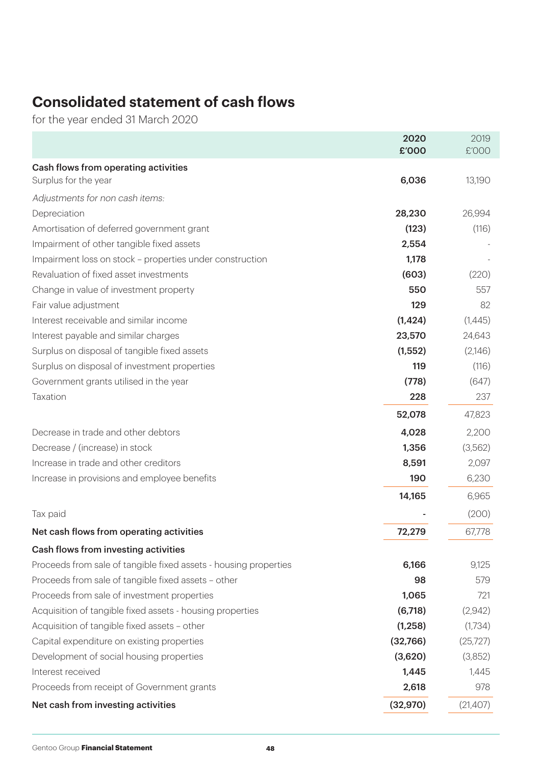# Consolidated statement of cash flows

for the year ended 31 March 2020

| | 2020 £'000 | 2019 £'000 |
|---|---|---|
| **Cash flows from operating activities** | | |
| Surplus for the year | **6,036** | 13,190 |
| *Adjustments for non cash items:* | | |
| Depreciation | **28,230** | 26,994 |
| Amortisation of deferred government grant | **(123)** | (116) |
| Impairment of other tangible fixed assets | **2,554** | - |
| Impairment loss on stock – properties under construction | **1,178** | - |
| Revaluation of fixed asset investments | **(603)** | (220) |
| Change in value of investment property | **550** | 557 |
| Fair value adjustment | **129** | 82 |
| Interest receivable and similar income | **(1,424)** | (1,445) |
| Interest payable and similar charges | **23,570** | 24,643 |
| Surplus on disposal of tangible fixed assets | **(1,552)** | (2,146) |
| Surplus on disposal of investment properties | **119** | (116) |
| Government grants utilised in the year | **(778)** | (647) |
| Taxation | **228** | 237 |
| | **52,078** | 47,823 |
| Decrease in trade and other debtors | **4,028** | 2,200 |
| Decrease / (increase) in stock | **1,356** | (3,562) |
| Increase in trade and other creditors | **8,591** | 2,097 |
| Increase in provisions and employee benefits | **190** | 6,230 |
| | **14,165** | 6,965 |
| Tax paid | **-** | (200) |
| **Net cash flows from operating activities** | **72,279** | 67,778 |
| **Cash flows from investing activities** | | |
| Proceeds from sale of tangible fixed assets - housing properties | **6,166** | 9,125 |
| Proceeds from sale of tangible fixed assets – other | **98** | 579 |
| Proceeds from sale of investment properties | **1,065** | 721 |
| Acquisition of tangible fixed assets - housing properties | **(6,718)** | (2,942) |
| Acquisition of tangible fixed assets – other | **(1,258)** | (1,734) |
| Capital expenditure on existing properties | **(32,766)** | (25,727) |
| Development of social housing properties | **(3,620)** | (3,852) |
| Interest received | **1,445** | 1,445 |
| Proceeds from receipt of Government grants | **2,618** | 978 |
| **Net cash from investing activities** | **(32,970)** | (21,407) |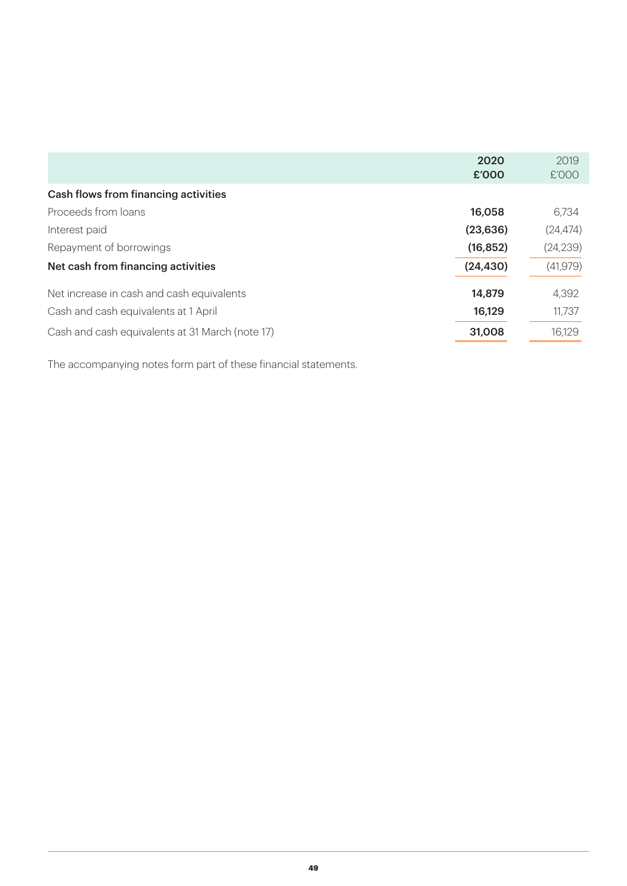| | 2020<br>£'000 | 2019<br>£'000 |
|---|---|---|
| **Cash flows from financing activities** | | |
| Proceeds from loans | **16,058** | 6,734 |
| Interest paid | **(23,636)** | (24,474) |
| Repayment of borrowings | **(16,852)** | (24,239) |
| **Net cash from financing activities** | **(24,430)** | (41,979) |
| Net increase in cash and cash equivalents | **14,879** | 4,392 |
| Cash and cash equivalents at 1 April | **16,129** | 11,737 |
| Cash and cash equivalents at 31 March (note 17) | **31,008** | 16,129 |

The accompanying notes form part of these financial statements.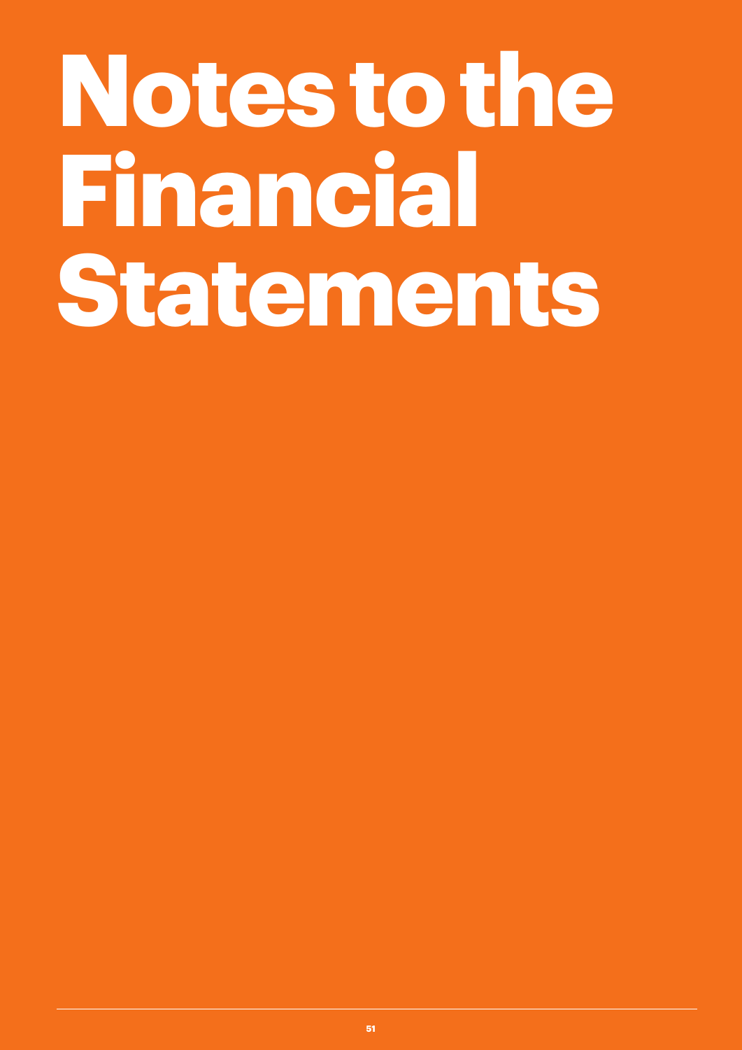# Notes to the Financial Statements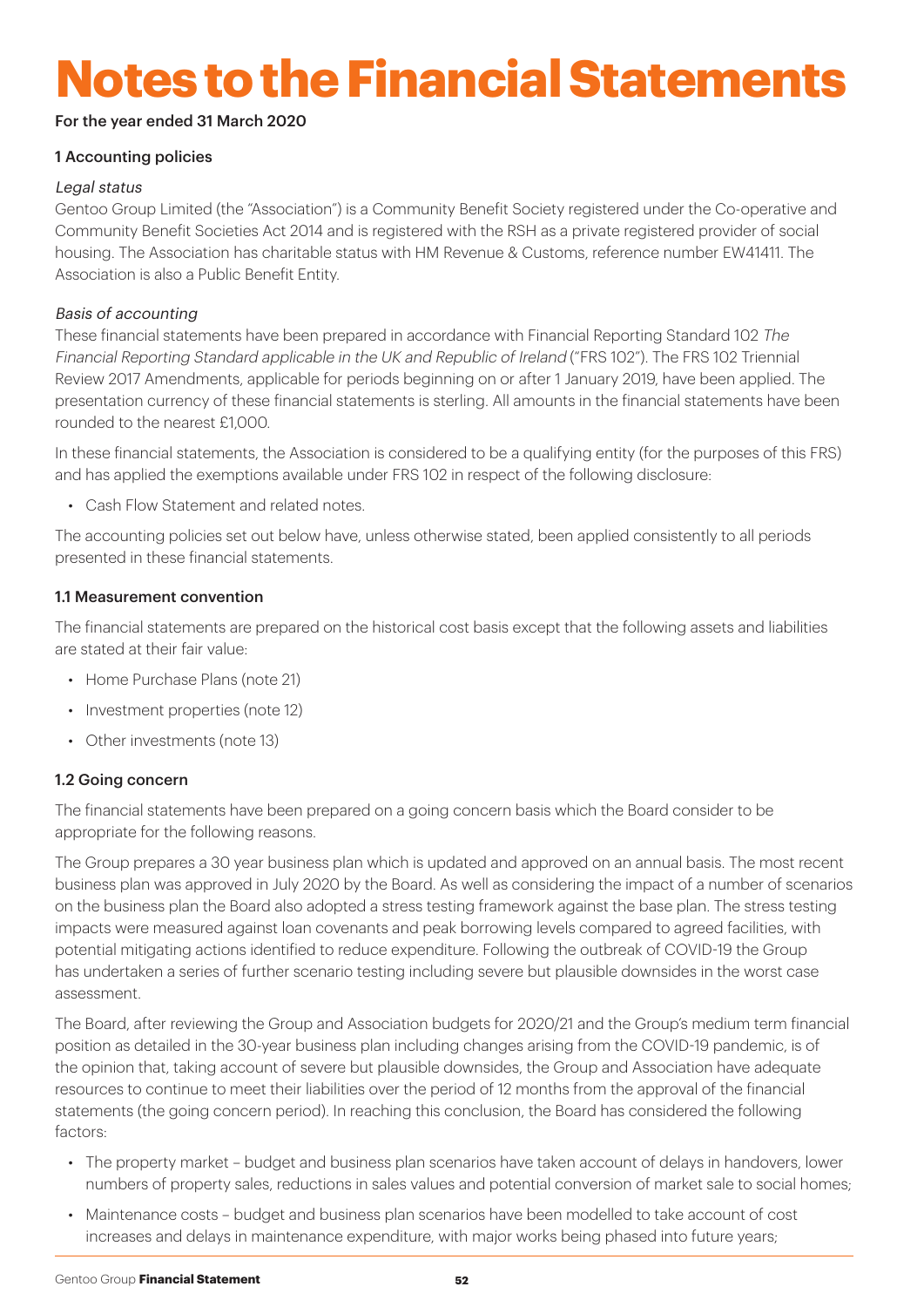# Notes to the Financial Statements

**For the year ended 31 March 2020**

## 1 Accounting policies

*Legal status*

Gentoo Group Limited (the "Association") is a Community Benefit Society registered under the Co-operative and Community Benefit Societies Act 2014 and is registered with the RSH as a private registered provider of social housing. The Association has charitable status with HM Revenue & Customs, reference number EW41411. The Association is also a Public Benefit Entity.

*Basis of accounting*

These financial statements have been prepared in accordance with Financial Reporting Standard 102 *The Financial Reporting Standard applicable in the UK and Republic of Ireland* ("FRS 102"). The FRS 102 Triennial Review 2017 Amendments, applicable for periods beginning on or after 1 January 2019, have been applied. The presentation currency of these financial statements is sterling. All amounts in the financial statements have been rounded to the nearest £1,000.

In these financial statements, the Association is considered to be a qualifying entity (for the purposes of this FRS) and has applied the exemptions available under FRS 102 in respect of the following disclosure:

- Cash Flow Statement and related notes.

The accounting policies set out below have, unless otherwise stated, been applied consistently to all periods presented in these financial statements.

### 1.1 Measurement convention

The financial statements are prepared on the historical cost basis except that the following assets and liabilities are stated at their fair value:

- Home Purchase Plans (note 21)
- Investment properties (note 12)
- Other investments (note 13)

### 1.2 Going concern

The financial statements have been prepared on a going concern basis which the Board consider to be appropriate for the following reasons.

The Group prepares a 30 year business plan which is updated and approved on an annual basis. The most recent business plan was approved in July 2020 by the Board. As well as considering the impact of a number of scenarios on the business plan the Board also adopted a stress testing framework against the base plan. The stress testing impacts were measured against loan covenants and peak borrowing levels compared to agreed facilities, with potential mitigating actions identified to reduce expenditure. Following the outbreak of COVID-19 the Group has undertaken a series of further scenario testing including severe but plausible downsides in the worst case assessment.

The Board, after reviewing the Group and Association budgets for 2020/21 and the Group's medium term financial position as detailed in the 30-year business plan including changes arising from the COVID-19 pandemic, is of the opinion that, taking account of severe but plausible downsides, the Group and Association have adequate resources to continue to meet their liabilities over the period of 12 months from the approval of the financial statements (the going concern period). In reaching this conclusion, the Board has considered the following factors:

- The property market – budget and business plan scenarios have taken account of delays in handovers, lower numbers of property sales, reductions in sales values and potential conversion of market sale to social homes;
- Maintenance costs – budget and business plan scenarios have been modelled to take account of cost increases and delays in maintenance expenditure, with major works being phased into future years;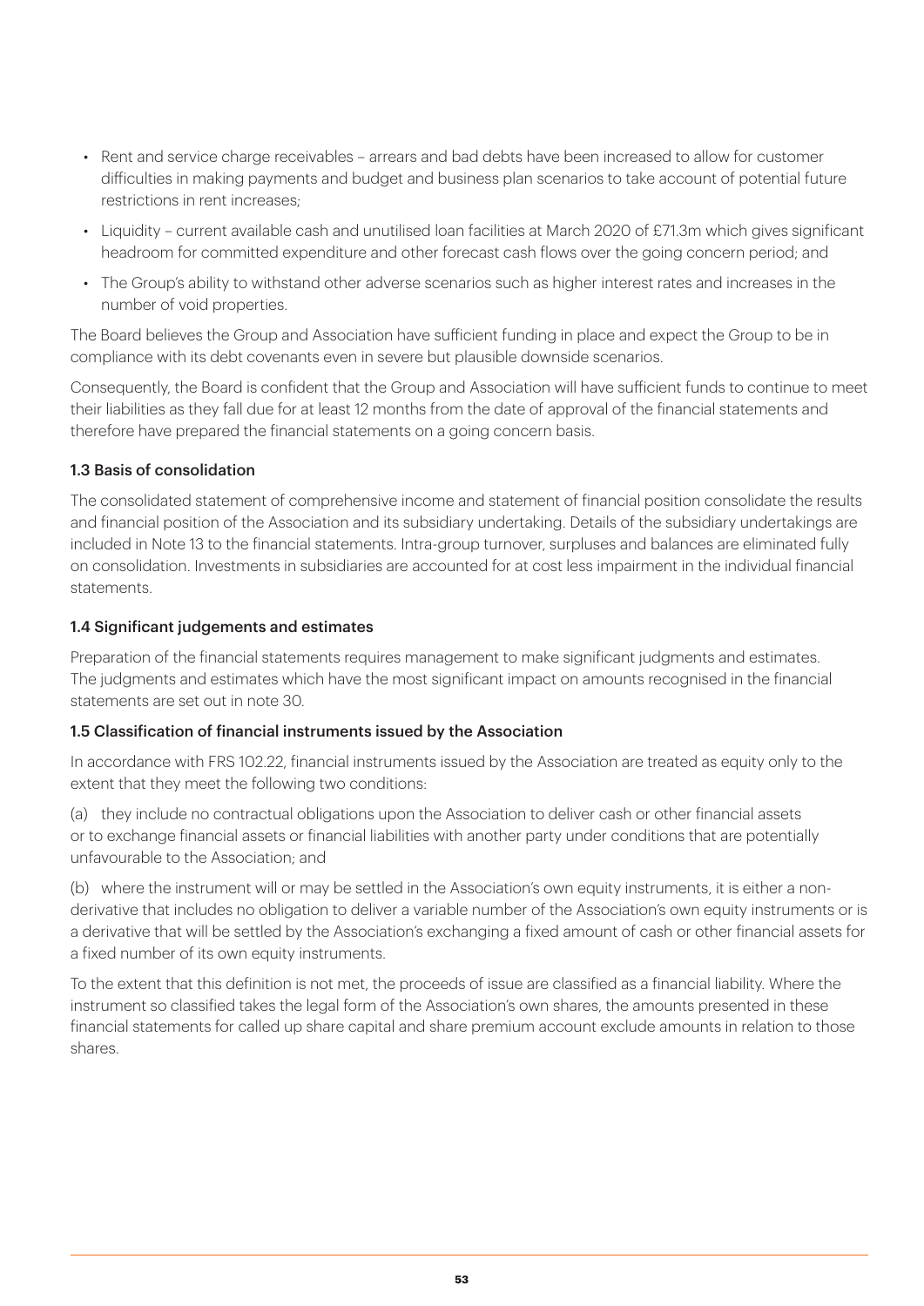- Rent and service charge receivables – arrears and bad debts have been increased to allow for customer difficulties in making payments and budget and business plan scenarios to take account of potential future restrictions in rent increases;
- Liquidity – current available cash and unutilised loan facilities at March 2020 of £71.3m which gives significant headroom for committed expenditure and other forecast cash flows over the going concern period; and
- The Group's ability to withstand other adverse scenarios such as higher interest rates and increases in the number of void properties.

The Board believes the Group and Association have sufficient funding in place and expect the Group to be in compliance with its debt covenants even in severe but plausible downside scenarios.

Consequently, the Board is confident that the Group and Association will have sufficient funds to continue to meet their liabilities as they fall due for at least 12 months from the date of approval of the financial statements and therefore have prepared the financial statements on a going concern basis.

### 1.3 Basis of consolidation

The consolidated statement of comprehensive income and statement of financial position consolidate the results and financial position of the Association and its subsidiary undertaking. Details of the subsidiary undertakings are included in Note 13 to the financial statements. Intra-group turnover, surpluses and balances are eliminated fully on consolidation. Investments in subsidiaries are accounted for at cost less impairment in the individual financial statements.

### 1.4 Significant judgements and estimates

Preparation of the financial statements requires management to make significant judgments and estimates. The judgments and estimates which have the most significant impact on amounts recognised in the financial statements are set out in note 30.

### 1.5 Classification of financial instruments issued by the Association

In accordance with FRS 102.22, financial instruments issued by the Association are treated as equity only to the extent that they meet the following two conditions:

(a) they include no contractual obligations upon the Association to deliver cash or other financial assets or to exchange financial assets or financial liabilities with another party under conditions that are potentially unfavourable to the Association; and

(b) where the instrument will or may be settled in the Association's own equity instruments, it is either a non-derivative that includes no obligation to deliver a variable number of the Association's own equity instruments or is a derivative that will be settled by the Association's exchanging a fixed amount of cash or other financial assets for a fixed number of its own equity instruments.

To the extent that this definition is not met, the proceeds of issue are classified as a financial liability. Where the instrument so classified takes the legal form of the Association's own shares, the amounts presented in these financial statements for called up share capital and share premium account exclude amounts in relation to those shares.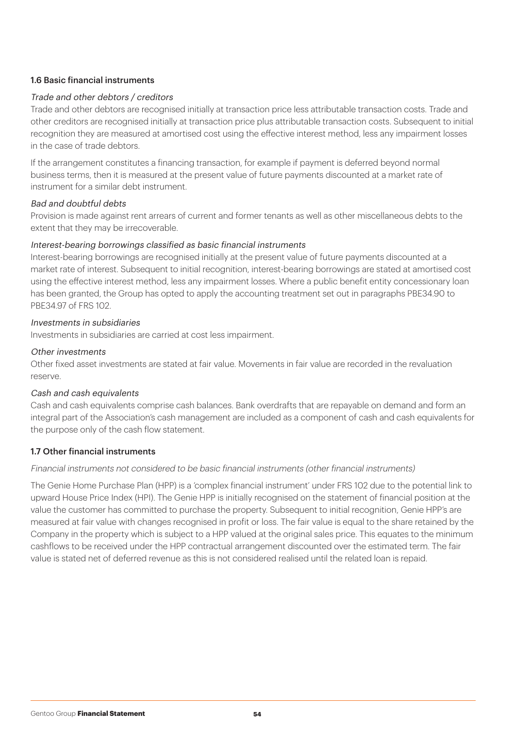### 1.6 Basic financial instruments

*Trade and other debtors / creditors*

Trade and other debtors are recognised initially at transaction price less attributable transaction costs. Trade and other creditors are recognised initially at transaction price plus attributable transaction costs. Subsequent to initial recognition they are measured at amortised cost using the effective interest method, less any impairment losses in the case of trade debtors.

If the arrangement constitutes a financing transaction, for example if payment is deferred beyond normal business terms, then it is measured at the present value of future payments discounted at a market rate of instrument for a similar debt instrument.

*Bad and doubtful debts*

Provision is made against rent arrears of current and former tenants as well as other miscellaneous debts to the extent that they may be irrecoverable.

*Interest-bearing borrowings classified as basic financial instruments*

Interest-bearing borrowings are recognised initially at the present value of future payments discounted at a market rate of interest. Subsequent to initial recognition, interest-bearing borrowings are stated at amortised cost using the effective interest method, less any impairment losses. Where a public benefit entity concessionary loan has been granted, the Group has opted to apply the accounting treatment set out in paragraphs PBE34.90 to PBE34.97 of FRS 102.

*Investments in subsidiaries*

Investments in subsidiaries are carried at cost less impairment.

*Other investments*

Other fixed asset investments are stated at fair value. Movements in fair value are recorded in the revaluation reserve.

*Cash and cash equivalents*

Cash and cash equivalents comprise cash balances. Bank overdrafts that are repayable on demand and form an integral part of the Association's cash management are included as a component of cash and cash equivalents for the purpose only of the cash flow statement.

### 1.7 Other financial instruments

*Financial instruments not considered to be basic financial instruments (other financial instruments)*

The Genie Home Purchase Plan (HPP) is a 'complex financial instrument' under FRS 102 due to the potential link to upward House Price Index (HPI). The Genie HPP is initially recognised on the statement of financial position at the value the customer has committed to purchase the property. Subsequent to initial recognition, Genie HPP's are measured at fair value with changes recognised in profit or loss. The fair value is equal to the share retained by the Company in the property which is subject to a HPP valued at the original sales price. This equates to the minimum cashflows to be received under the HPP contractual arrangement discounted over the estimated term. The fair value is stated net of deferred revenue as this is not considered realised until the related loan is repaid.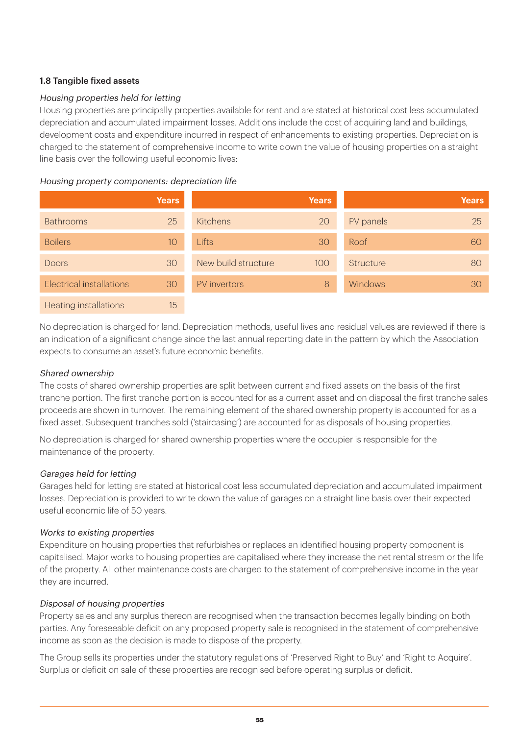### 1.8 Tangible fixed assets

*Housing properties held for letting*

Housing properties are principally properties available for rent and are stated at historical cost less accumulated depreciation and accumulated impairment losses. Additions include the cost of acquiring land and buildings, development costs and expenditure incurred in respect of enhancements to existing properties. Depreciation is charged to the statement of comprehensive income to write down the value of housing properties on a straight line basis over the following useful economic lives:

*Housing property components: depreciation life*

| | Years | | Years | | Years |
|---|---|---|---|---|---|
| Bathrooms | 25 | Kitchens | 20 | PV panels | 25 |
| Boilers | 10 | Lifts | 30 | Roof | 60 |
| Doors | 30 | New build structure | 100 | Structure | 80 |
| Electrical installations | 30 | PV invertors | 8 | Windows | 30 |
| Heating installations | 15 | | | | |

No depreciation is charged for land. Depreciation methods, useful lives and residual values are reviewed if there is an indication of a significant change since the last annual reporting date in the pattern by which the Association expects to consume an asset's future economic benefits.

*Shared ownership*

The costs of shared ownership properties are split between current and fixed assets on the basis of the first tranche portion. The first tranche portion is accounted for as a current asset and on disposal the first tranche sales proceeds are shown in turnover. The remaining element of the shared ownership property is accounted for as a fixed asset. Subsequent tranches sold ('staircasing') are accounted for as disposals of housing properties.

No depreciation is charged for shared ownership properties where the occupier is responsible for the maintenance of the property.

*Garages held for letting*

Garages held for letting are stated at historical cost less accumulated depreciation and accumulated impairment losses. Depreciation is provided to write down the value of garages on a straight line basis over their expected useful economic life of 50 years.

*Works to existing properties*

Expenditure on housing properties that refurbishes or replaces an identified housing property component is capitalised. Major works to housing properties are capitalised where they increase the net rental stream or the life of the property. All other maintenance costs are charged to the statement of comprehensive income in the year they are incurred.

*Disposal of housing properties*

Property sales and any surplus thereon are recognised when the transaction becomes legally binding on both parties. Any foreseeable deficit on any proposed property sale is recognised in the statement of comprehensive income as soon as the decision is made to dispose of the property.

The Group sells its properties under the statutory regulations of 'Preserved Right to Buy' and 'Right to Acquire'. Surplus or deficit on sale of these properties are recognised before operating surplus or deficit.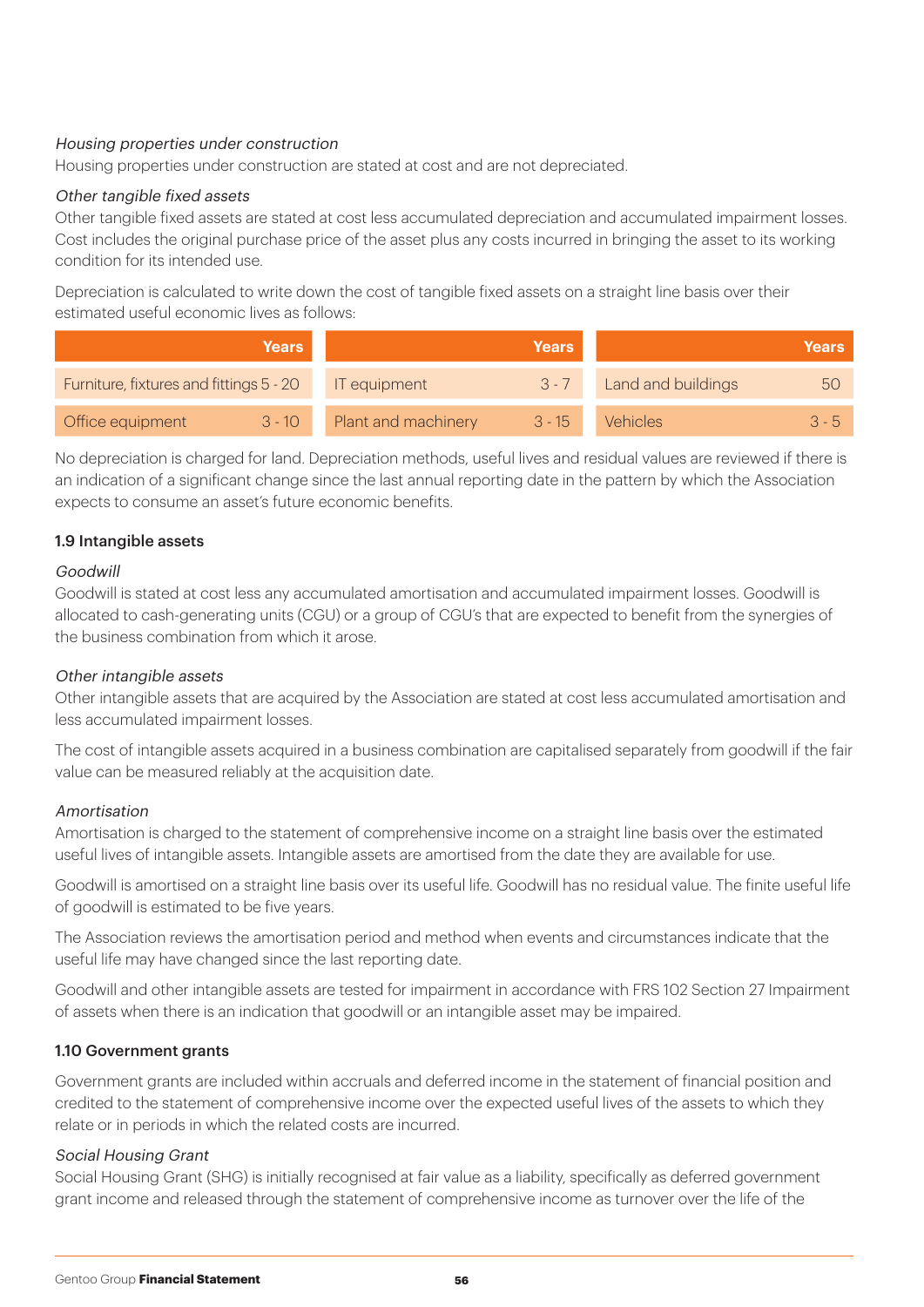*Housing properties under construction*

Housing properties under construction are stated at cost and are not depreciated.

*Other tangible fixed assets*

Other tangible fixed assets are stated at cost less accumulated depreciation and accumulated impairment losses. Cost includes the original purchase price of the asset plus any costs incurred in bringing the asset to its working condition for its intended use.

Depreciation is calculated to write down the cost of tangible fixed assets on a straight line basis over their estimated useful economic lives as follows:

| | Years | | Years | | Years |
|---|---|---|---|---|---|
| Furniture, fixtures and fittings | 5 - 20 | IT equipment | 3 - 7 | Land and buildings | 50 |
| Office equipment | 3 - 10 | Plant and machinery | 3 - 15 | Vehicles | 3 - 5 |

No depreciation is charged for land. Depreciation methods, useful lives and residual values are reviewed if there is an indication of a significant change since the last annual reporting date in the pattern by which the Association expects to consume an asset's future economic benefits.

### 1.9 Intangible assets

*Goodwill*

Goodwill is stated at cost less any accumulated amortisation and accumulated impairment losses. Goodwill is allocated to cash-generating units (CGU) or a group of CGU's that are expected to benefit from the synergies of the business combination from which it arose.

*Other intangible assets*

Other intangible assets that are acquired by the Association are stated at cost less accumulated amortisation and less accumulated impairment losses.

The cost of intangible assets acquired in a business combination are capitalised separately from goodwill if the fair value can be measured reliably at the acquisition date.

*Amortisation*

Amortisation is charged to the statement of comprehensive income on a straight line basis over the estimated useful lives of intangible assets. Intangible assets are amortised from the date they are available for use.

Goodwill is amortised on a straight line basis over its useful life. Goodwill has no residual value. The finite useful life of goodwill is estimated to be five years.

The Association reviews the amortisation period and method when events and circumstances indicate that the useful life may have changed since the last reporting date.

Goodwill and other intangible assets are tested for impairment in accordance with FRS 102 Section 27 Impairment of assets when there is an indication that goodwill or an intangible asset may be impaired.

### 1.10 Government grants

Government grants are included within accruals and deferred income in the statement of financial position and credited to the statement of comprehensive income over the expected useful lives of the assets to which they relate or in periods in which the related costs are incurred.

*Social Housing Grant*

Social Housing Grant (SHG) is initially recognised at fair value as a liability, specifically as deferred government grant income and released through the statement of comprehensive income as turnover over the life of the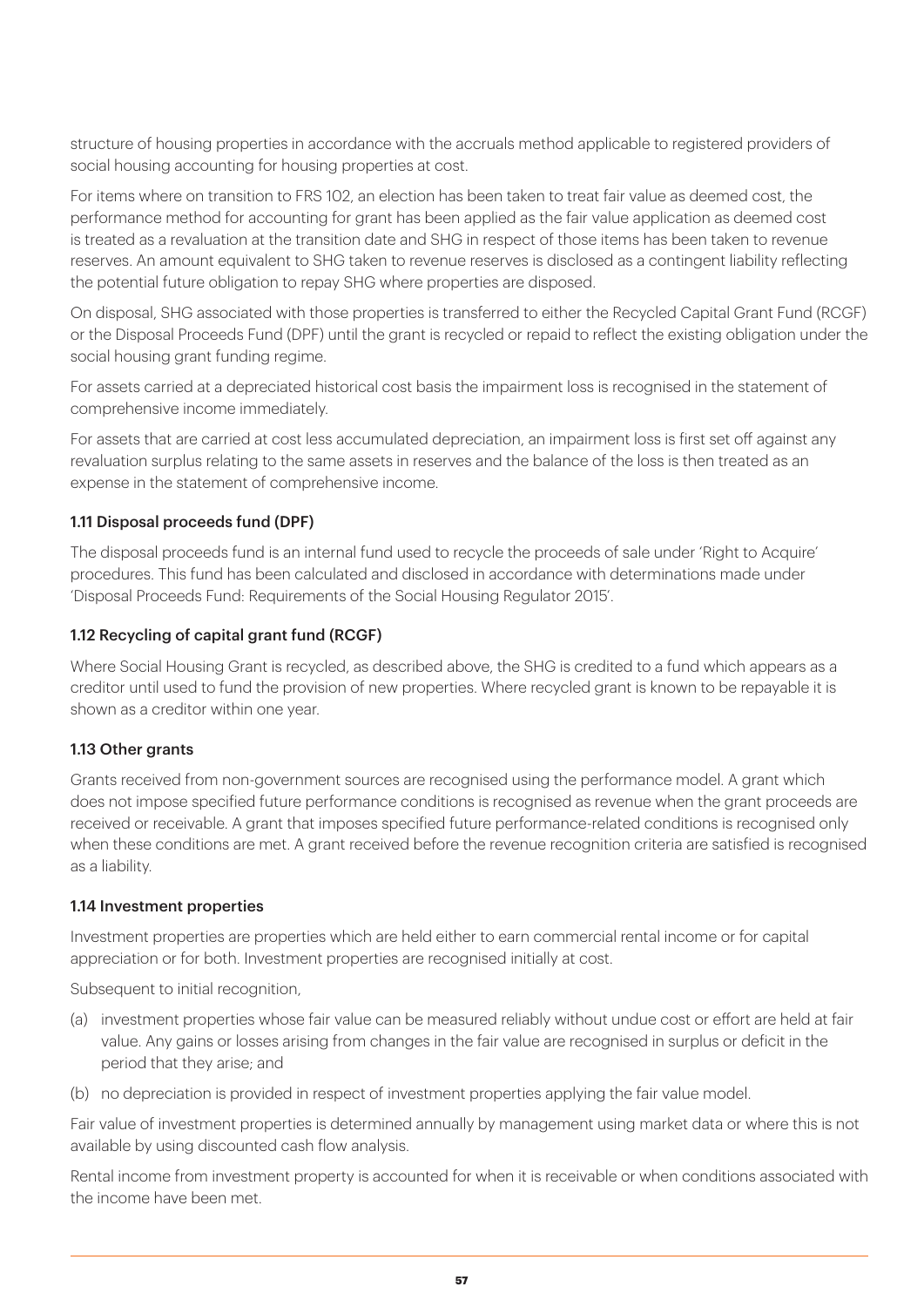structure of housing properties in accordance with the accruals method applicable to registered providers of social housing accounting for housing properties at cost.

For items where on transition to FRS 102, an election has been taken to treat fair value as deemed cost, the performance method for accounting for grant has been applied as the fair value application as deemed cost is treated as a revaluation at the transition date and SHG in respect of those items has been taken to revenue reserves. An amount equivalent to SHG taken to revenue reserves is disclosed as a contingent liability reflecting the potential future obligation to repay SHG where properties are disposed.

On disposal, SHG associated with those properties is transferred to either the Recycled Capital Grant Fund (RCGF) or the Disposal Proceeds Fund (DPF) until the grant is recycled or repaid to reflect the existing obligation under the social housing grant funding regime.

For assets carried at a depreciated historical cost basis the impairment loss is recognised in the statement of comprehensive income immediately.

For assets that are carried at cost less accumulated depreciation, an impairment loss is first set off against any revaluation surplus relating to the same assets in reserves and the balance of the loss is then treated as an expense in the statement of comprehensive income.

### 1.11 Disposal proceeds fund (DPF)

The disposal proceeds fund is an internal fund used to recycle the proceeds of sale under 'Right to Acquire' procedures. This fund has been calculated and disclosed in accordance with determinations made under 'Disposal Proceeds Fund: Requirements of the Social Housing Regulator 2015'.

### 1.12 Recycling of capital grant fund (RCGF)

Where Social Housing Grant is recycled, as described above, the SHG is credited to a fund which appears as a creditor until used to fund the provision of new properties. Where recycled grant is known to be repayable it is shown as a creditor within one year.

### 1.13 Other grants

Grants received from non-government sources are recognised using the performance model. A grant which does not impose specified future performance conditions is recognised as revenue when the grant proceeds are received or receivable. A grant that imposes specified future performance-related conditions is recognised only when these conditions are met. A grant received before the revenue recognition criteria are satisfied is recognised as a liability.

### 1.14 Investment properties

Investment properties are properties which are held either to earn commercial rental income or for capital appreciation or for both. Investment properties are recognised initially at cost.

Subsequent to initial recognition,

(a) investment properties whose fair value can be measured reliably without undue cost or effort are held at fair value. Any gains or losses arising from changes in the fair value are recognised in surplus or deficit in the period that they arise; and

(b) no depreciation is provided in respect of investment properties applying the fair value model.

Fair value of investment properties is determined annually by management using market data or where this is not available by using discounted cash flow analysis.

Rental income from investment property is accounted for when it is receivable or when conditions associated with the income have been met.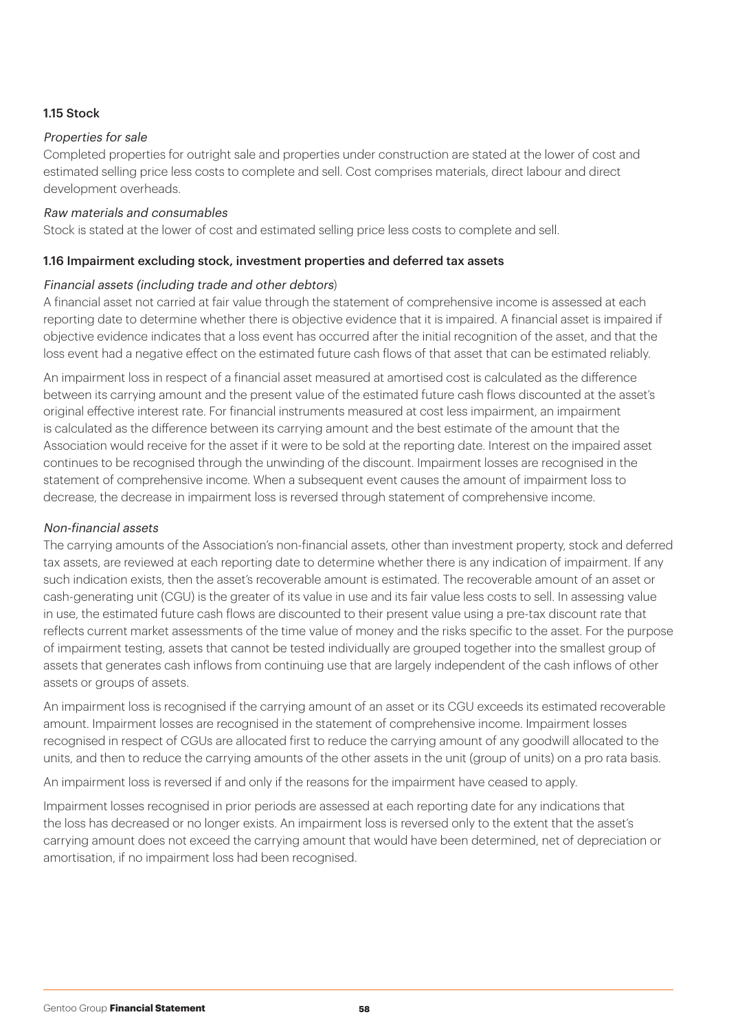### 1.15 Stock

*Properties for sale*

Completed properties for outright sale and properties under construction are stated at the lower of cost and estimated selling price less costs to complete and sell. Cost comprises materials, direct labour and direct development overheads.

*Raw materials and consumables*

Stock is stated at the lower of cost and estimated selling price less costs to complete and sell.

### 1.16 Impairment excluding stock, investment properties and deferred tax assets

*Financial assets (including trade and other debtors*)

A financial asset not carried at fair value through the statement of comprehensive income is assessed at each reporting date to determine whether there is objective evidence that it is impaired. A financial asset is impaired if objective evidence indicates that a loss event has occurred after the initial recognition of the asset, and that the loss event had a negative effect on the estimated future cash flows of that asset that can be estimated reliably.

An impairment loss in respect of a financial asset measured at amortised cost is calculated as the difference between its carrying amount and the present value of the estimated future cash flows discounted at the asset's original effective interest rate. For financial instruments measured at cost less impairment, an impairment is calculated as the difference between its carrying amount and the best estimate of the amount that the Association would receive for the asset if it were to be sold at the reporting date. Interest on the impaired asset continues to be recognised through the unwinding of the discount. Impairment losses are recognised in the statement of comprehensive income. When a subsequent event causes the amount of impairment loss to decrease, the decrease in impairment loss is reversed through statement of comprehensive income.

*Non-financial assets*

The carrying amounts of the Association's non-financial assets, other than investment property, stock and deferred tax assets, are reviewed at each reporting date to determine whether there is any indication of impairment. If any such indication exists, then the asset's recoverable amount is estimated. The recoverable amount of an asset or cash-generating unit (CGU) is the greater of its value in use and its fair value less costs to sell. In assessing value in use, the estimated future cash flows are discounted to their present value using a pre-tax discount rate that reflects current market assessments of the time value of money and the risks specific to the asset. For the purpose of impairment testing, assets that cannot be tested individually are grouped together into the smallest group of assets that generates cash inflows from continuing use that are largely independent of the cash inflows of other assets or groups of assets.

An impairment loss is recognised if the carrying amount of an asset or its CGU exceeds its estimated recoverable amount. Impairment losses are recognised in the statement of comprehensive income. Impairment losses recognised in respect of CGUs are allocated first to reduce the carrying amount of any goodwill allocated to the units, and then to reduce the carrying amounts of the other assets in the unit (group of units) on a pro rata basis.

An impairment loss is reversed if and only if the reasons for the impairment have ceased to apply.

Impairment losses recognised in prior periods are assessed at each reporting date for any indications that the loss has decreased or no longer exists. An impairment loss is reversed only to the extent that the asset's carrying amount does not exceed the carrying amount that would have been determined, net of depreciation or amortisation, if no impairment loss had been recognised.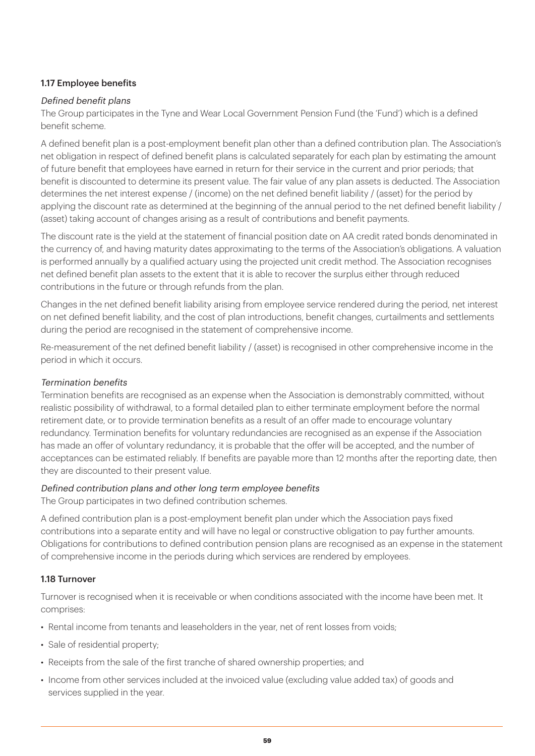### 1.17 Employee benefits

*Defined benefit plans*

The Group participates in the Tyne and Wear Local Government Pension Fund (the 'Fund') which is a defined benefit scheme.

A defined benefit plan is a post-employment benefit plan other than a defined contribution plan. The Association's net obligation in respect of defined benefit plans is calculated separately for each plan by estimating the amount of future benefit that employees have earned in return for their service in the current and prior periods; that benefit is discounted to determine its present value. The fair value of any plan assets is deducted. The Association determines the net interest expense / (income) on the net defined benefit liability / (asset) for the period by applying the discount rate as determined at the beginning of the annual period to the net defined benefit liability / (asset) taking account of changes arising as a result of contributions and benefit payments.

The discount rate is the yield at the statement of financial position date on AA credit rated bonds denominated in the currency of, and having maturity dates approximating to the terms of the Association's obligations. A valuation is performed annually by a qualified actuary using the projected unit credit method. The Association recognises net defined benefit plan assets to the extent that it is able to recover the surplus either through reduced contributions in the future or through refunds from the plan.

Changes in the net defined benefit liability arising from employee service rendered during the period, net interest on net defined benefit liability, and the cost of plan introductions, benefit changes, curtailments and settlements during the period are recognised in the statement of comprehensive income.

Re-measurement of the net defined benefit liability / (asset) is recognised in other comprehensive income in the period in which it occurs.

*Termination benefits*

Termination benefits are recognised as an expense when the Association is demonstrably committed, without realistic possibility of withdrawal, to a formal detailed plan to either terminate employment before the normal retirement date, or to provide termination benefits as a result of an offer made to encourage voluntary redundancy. Termination benefits for voluntary redundancies are recognised as an expense if the Association has made an offer of voluntary redundancy, it is probable that the offer will be accepted, and the number of acceptances can be estimated reliably. If benefits are payable more than 12 months after the reporting date, then they are discounted to their present value.

*Defined contribution plans and other long term employee benefits*

The Group participates in two defined contribution schemes.

A defined contribution plan is a post-employment benefit plan under which the Association pays fixed contributions into a separate entity and will have no legal or constructive obligation to pay further amounts. Obligations for contributions to defined contribution pension plans are recognised as an expense in the statement of comprehensive income in the periods during which services are rendered by employees.

### 1.18 Turnover

Turnover is recognised when it is receivable or when conditions associated with the income have been met. It comprises:

- Rental income from tenants and leaseholders in the year, net of rent losses from voids;
- Sale of residential property;
- Receipts from the sale of the first tranche of shared ownership properties; and
- Income from other services included at the invoiced value (excluding value added tax) of goods and services supplied in the year.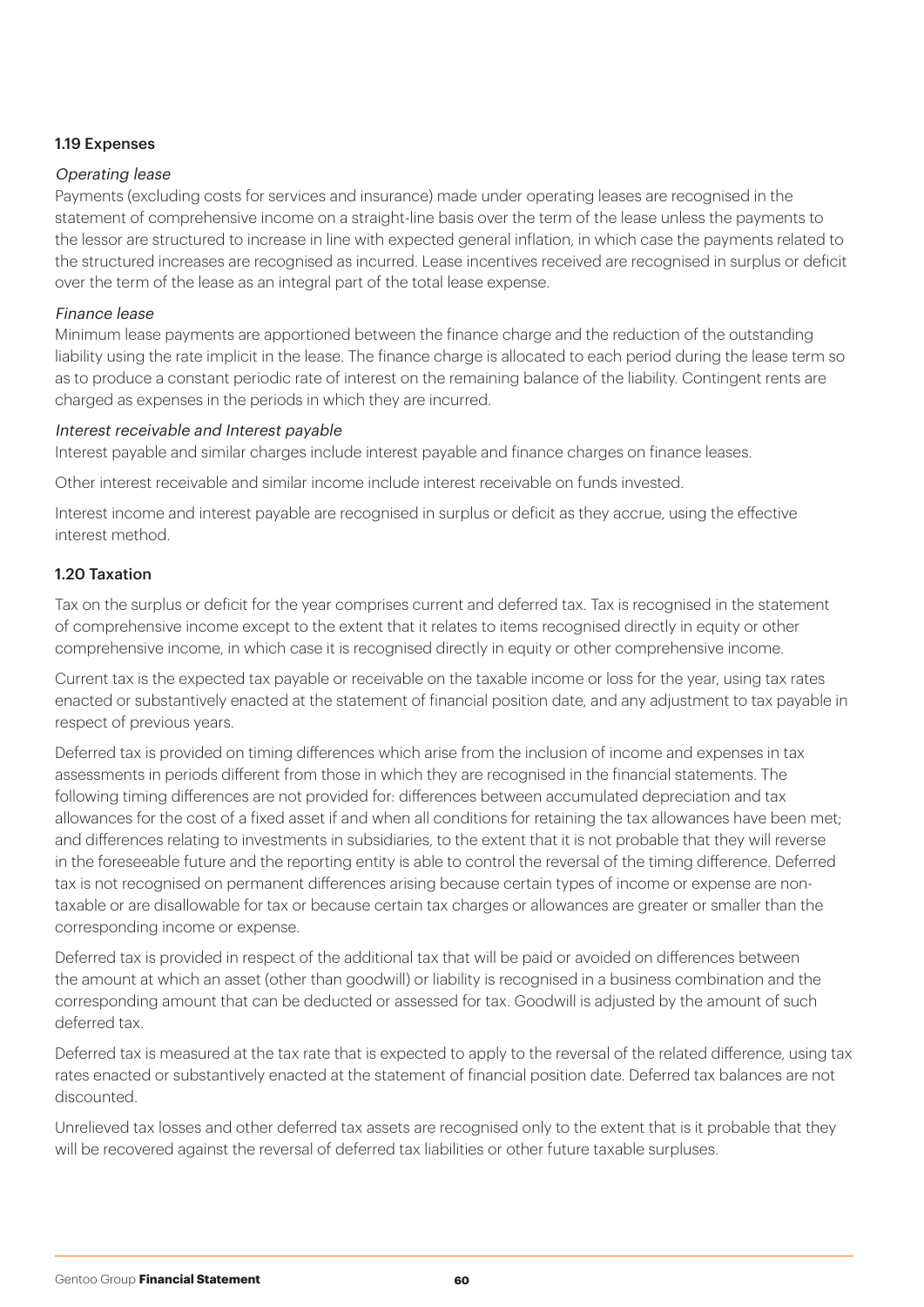### 1.19 Expenses

*Operating lease*

Payments (excluding costs for services and insurance) made under operating leases are recognised in the statement of comprehensive income on a straight-line basis over the term of the lease unless the payments to the lessor are structured to increase in line with expected general inflation, in which case the payments related to the structured increases are recognised as incurred. Lease incentives received are recognised in surplus or deficit over the term of the lease as an integral part of the total lease expense.

*Finance lease*

Minimum lease payments are apportioned between the finance charge and the reduction of the outstanding liability using the rate implicit in the lease. The finance charge is allocated to each period during the lease term so as to produce a constant periodic rate of interest on the remaining balance of the liability. Contingent rents are charged as expenses in the periods in which they are incurred.

*Interest receivable and Interest payable*

Interest payable and similar charges include interest payable and finance charges on finance leases.

Other interest receivable and similar income include interest receivable on funds invested.

Interest income and interest payable are recognised in surplus or deficit as they accrue, using the effective interest method.

### 1.20 Taxation

Tax on the surplus or deficit for the year comprises current and deferred tax. Tax is recognised in the statement of comprehensive income except to the extent that it relates to items recognised directly in equity or other comprehensive income, in which case it is recognised directly in equity or other comprehensive income.

Current tax is the expected tax payable or receivable on the taxable income or loss for the year, using tax rates enacted or substantively enacted at the statement of financial position date, and any adjustment to tax payable in respect of previous years.

Deferred tax is provided on timing differences which arise from the inclusion of income and expenses in tax assessments in periods different from those in which they are recognised in the financial statements. The following timing differences are not provided for: differences between accumulated depreciation and tax allowances for the cost of a fixed asset if and when all conditions for retaining the tax allowances have been met; and differences relating to investments in subsidiaries, to the extent that it is not probable that they will reverse in the foreseeable future and the reporting entity is able to control the reversal of the timing difference. Deferred tax is not recognised on permanent differences arising because certain types of income or expense are non-taxable or are disallowable for tax or because certain tax charges or allowances are greater or smaller than the corresponding income or expense.

Deferred tax is provided in respect of the additional tax that will be paid or avoided on differences between the amount at which an asset (other than goodwill) or liability is recognised in a business combination and the corresponding amount that can be deducted or assessed for tax. Goodwill is adjusted by the amount of such deferred tax.

Deferred tax is measured at the tax rate that is expected to apply to the reversal of the related difference, using tax rates enacted or substantively enacted at the statement of financial position date. Deferred tax balances are not discounted.

Unrelieved tax losses and other deferred tax assets are recognised only to the extent that is it probable that they will be recovered against the reversal of deferred tax liabilities or other future taxable surpluses.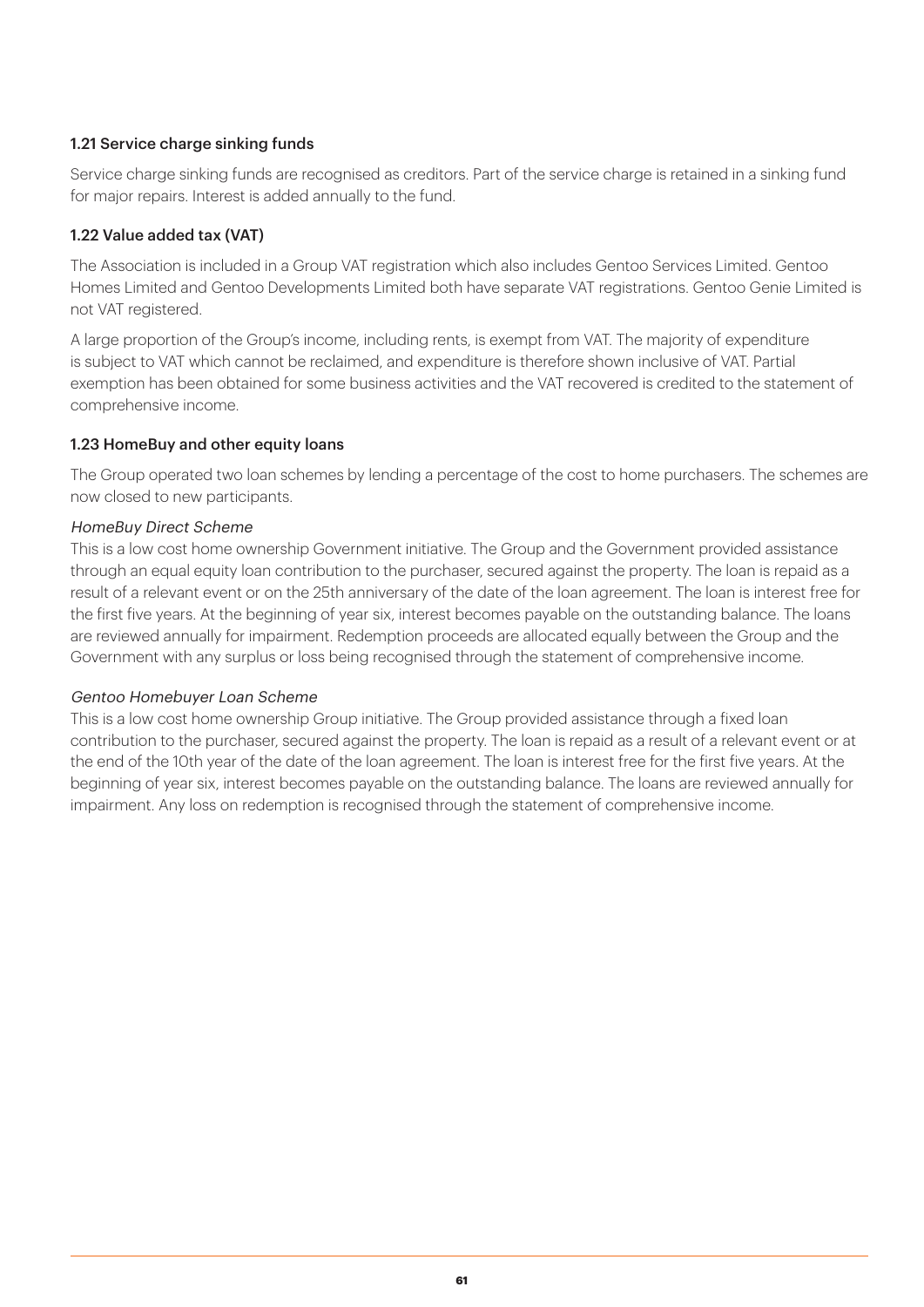### 1.21 Service charge sinking funds

Service charge sinking funds are recognised as creditors. Part of the service charge is retained in a sinking fund for major repairs. Interest is added annually to the fund.

### 1.22 Value added tax (VAT)

The Association is included in a Group VAT registration which also includes Gentoo Services Limited. Gentoo Homes Limited and Gentoo Developments Limited both have separate VAT registrations. Gentoo Genie Limited is not VAT registered.

A large proportion of the Group's income, including rents, is exempt from VAT. The majority of expenditure is subject to VAT which cannot be reclaimed, and expenditure is therefore shown inclusive of VAT. Partial exemption has been obtained for some business activities and the VAT recovered is credited to the statement of comprehensive income.

### 1.23 HomeBuy and other equity loans

The Group operated two loan schemes by lending a percentage of the cost to home purchasers. The schemes are now closed to new participants.

*HomeBuy Direct Scheme*
This is a low cost home ownership Government initiative. The Group and the Government provided assistance through an equal equity loan contribution to the purchaser, secured against the property. The loan is repaid as a result of a relevant event or on the 25th anniversary of the date of the loan agreement. The loan is interest free for the first five years. At the beginning of year six, interest becomes payable on the outstanding balance. The loans are reviewed annually for impairment. Redemption proceeds are allocated equally between the Group and the Government with any surplus or loss being recognised through the statement of comprehensive income.

*Gentoo Homebuyer Loan Scheme*
This is a low cost home ownership Group initiative. The Group provided assistance through a fixed loan contribution to the purchaser, secured against the property. The loan is repaid as a result of a relevant event or at the end of the 10th year of the date of the loan agreement. The loan is interest free for the first five years. At the beginning of year six, interest becomes payable on the outstanding balance. The loans are reviewed annually for impairment. Any loss on redemption is recognised through the statement of comprehensive income.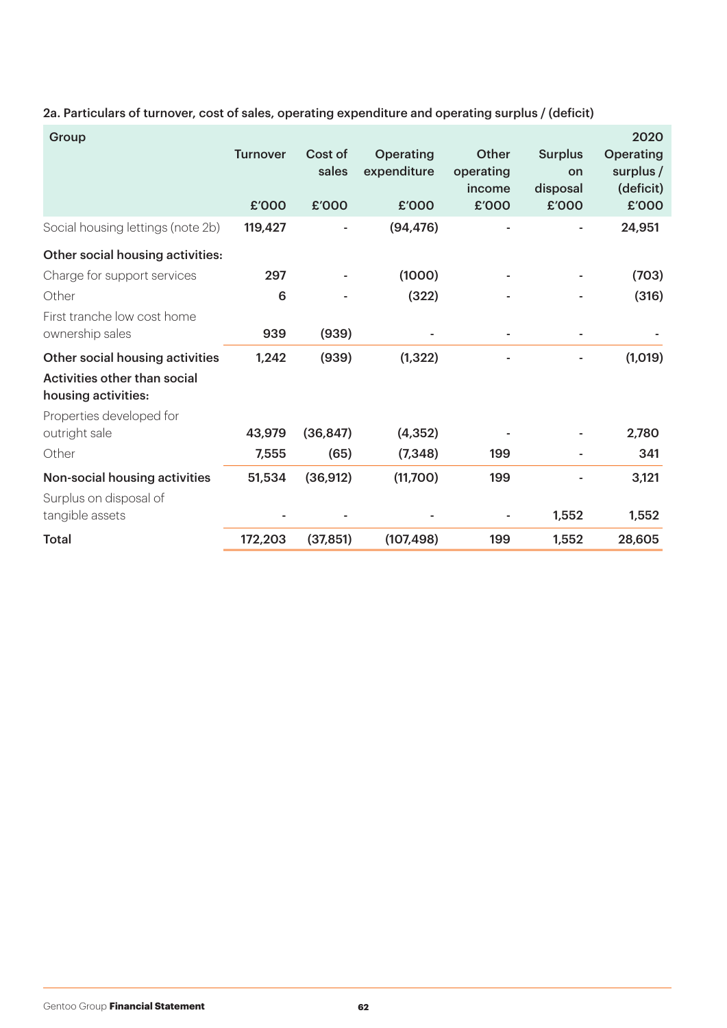## 2a. Particulars of turnover, cost of sales, operating expenditure and operating surplus / (deficit)

| Group | Turnover | Cost of sales | Operating expenditure | Other operating income | Surplus on disposal | 2020 Operating surplus / (deficit) |
|---|---|---|---|---|---|---|
| | £'000 | £'000 | £'000 | £'000 | £'000 | £'000 |
| Social housing lettings (note 2b) | 119,427 | - | (94,476) | - | - | 24,951 |
| **Other social housing activities:** | | | | | | |
| Charge for support services | 297 | - | (1000) | - | - | (703) |
| Other | 6 | - | (322) | - | - | (316) |
| First tranche low cost home ownership sales | 939 | (939) | - | - | - | - |
| **Other social housing activities** | 1,242 | (939) | (1,322) | - | - | (1,019) |
| **Activities other than social housing activities:** | | | | | | |
| Properties developed for outright sale | 43,979 | (36,847) | (4,352) | - | - | 2,780 |
| Other | 7,555 | (65) | (7,348) | 199 | - | 341 |
| **Non-social housing activities** | 51,534 | (36,912) | (11,700) | 199 | - | 3,121 |
| Surplus on disposal of tangible assets | - | - | - | - | 1,552 | 1,552 |
| **Total** | 172,203 | (37,851) | (107,498) | 199 | 1,552 | 28,605 |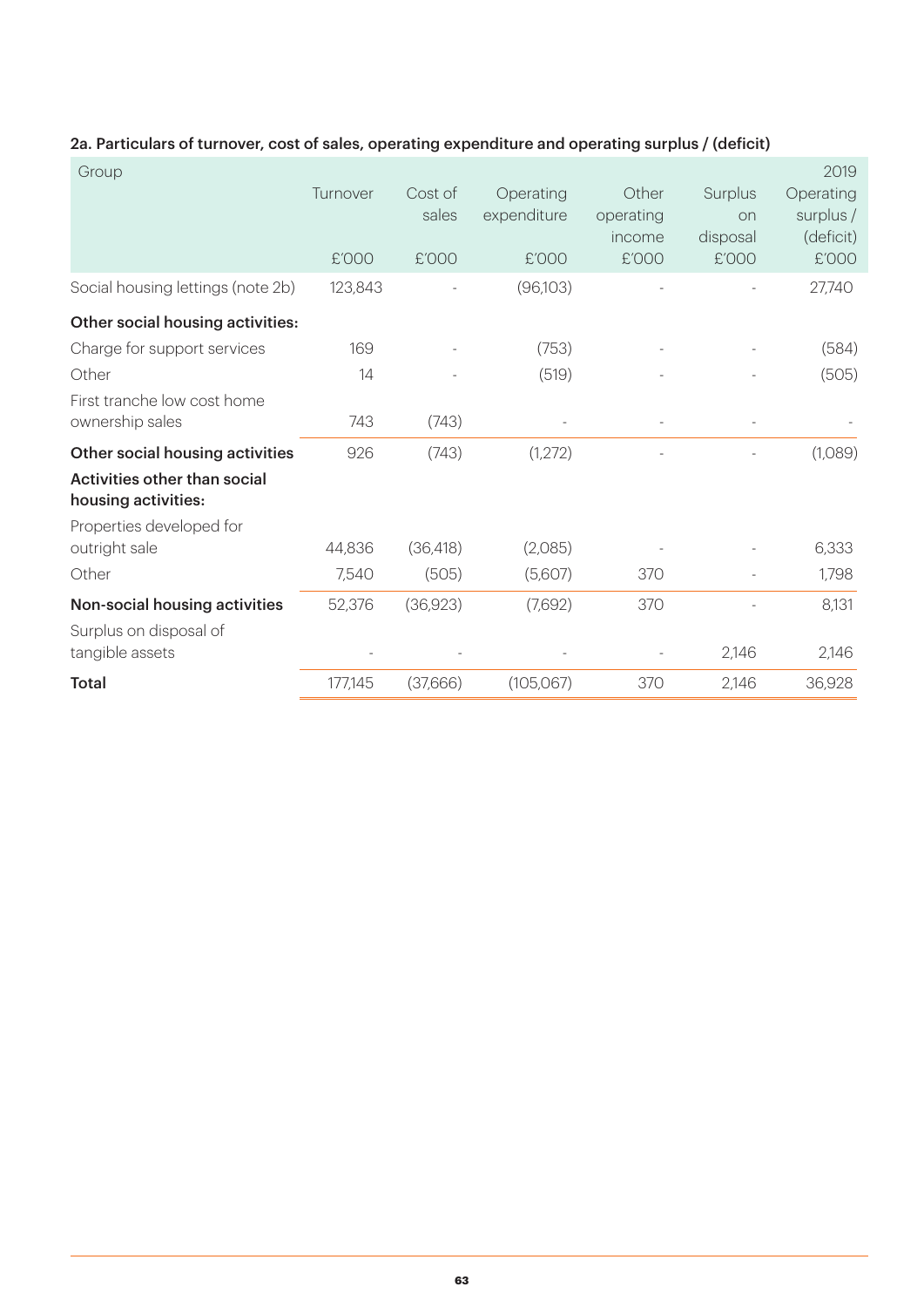### 2a. Particulars of turnover, cost of sales, operating expenditure and operating surplus / (deficit)

| Group | Turnover | Cost of sales | Operating expenditure | Other operating income | Surplus on disposal | 2019 Operating surplus / (deficit) |
|---|---|---|---|---|---|---|
| | £'000 | £'000 | £'000 | £'000 | £'000 | £'000 |
| Social housing lettings (note 2b) | 123,843 | - | (96,103) | - | - | 27,740 |
| **Other social housing activities:** | | | | | | |
| Charge for support services | 169 | - | (753) | - | - | (584) |
| Other | 14 | - | (519) | - | - | (505) |
| First tranche low cost home ownership sales | 743 | (743) | - | - | - | - |
| **Other social housing activities** | 926 | (743) | (1,272) | - | - | (1,089) |
| **Activities other than social housing activities:** | | | | | | |
| Properties developed for outright sale | 44,836 | (36,418) | (2,085) | - | - | 6,333 |
| Other | 7,540 | (505) | (5,607) | 370 | - | 1,798 |
| **Non-social housing activities** | 52,376 | (36,923) | (7,692) | 370 | - | 8,131 |
| Surplus on disposal of tangible assets | - | - | - | - | 2,146 | 2,146 |
| **Total** | 177,145 | (37,666) | (105,067) | 370 | 2,146 | 36,928 |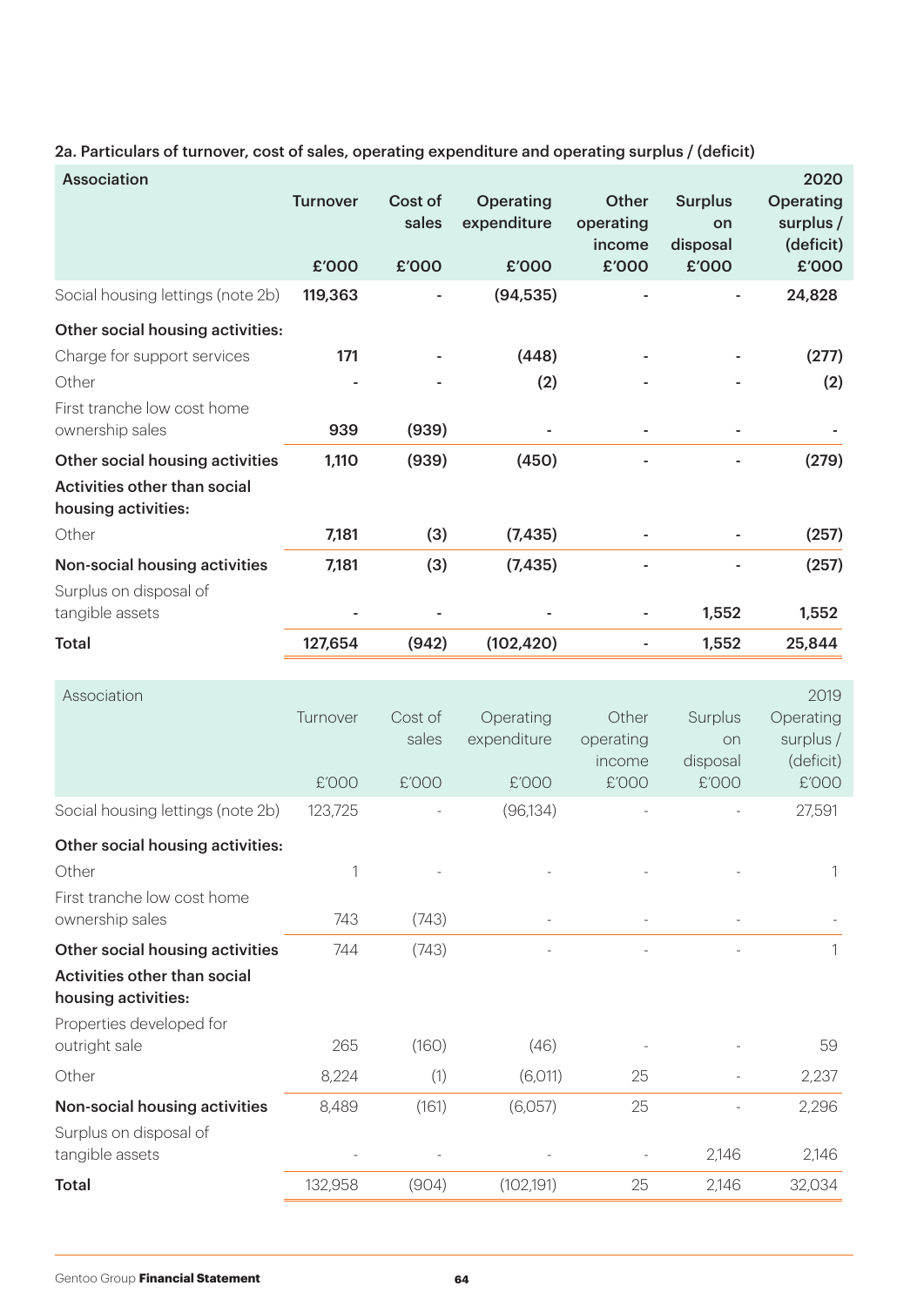### 2a. Particulars of turnover, cost of sales, operating expenditure and operating surplus / (deficit)

| Association | Turnover | Cost of sales | Operating expenditure | Other operating income | Surplus on disposal | 2020 Operating surplus / (deficit) |
|---|---|---|---|---|---|---|
| | £'000 | £'000 | £'000 | £'000 | £'000 | £'000 |
| Social housing lettings (note 2b) | **119,363** | - | **(94,535)** | - | - | **24,828** |
| **Other social housing activities:** | | | | | | |
| Charge for support services | **171** | - | **(448)** | - | - | **(277)** |
| Other | - | - | **(2)** | - | - | **(2)** |
| First tranche low cost home ownership sales | **939** | **(939)** | - | - | - | - |
| **Other social housing activities** | **1,110** | **(939)** | **(450)** | - | - | **(279)** |
| **Activities other than social housing activities:** | | | | | | |
| Other | **7,181** | **(3)** | **(7,435)** | - | - | **(257)** |
| **Non-social housing activities** | **7,181** | **(3)** | **(7,435)** | - | - | **(257)** |
| Surplus on disposal of tangible assets | - | - | - | - | **1,552** | **1,552** |
| **Total** | **127,654** | **(942)** | **(102,420)** | - | **1,552** | **25,844** |

| Association | Turnover | Cost of sales | Operating expenditure | Other operating income | Surplus on disposal | 2019 Operating surplus / (deficit) |
|---|---|---|---|---|---|---|
| | £'000 | £'000 | £'000 | £'000 | £'000 | £'000 |
| Social housing lettings (note 2b) | 123,725 | - | (96,134) | - | - | 27,591 |
| **Other social housing activities:** | | | | | | |
| Other | 1 | - | - | - | - | 1 |
| First tranche low cost home ownership sales | 743 | (743) | - | - | - | - |
| **Other social housing activities** | 744 | (743) | - | - | - | 1 |
| **Activities other than social housing activities:** | | | | | | |
| Properties developed for outright sale | 265 | (160) | (46) | - | - | 59 |
| Other | 8,224 | (1) | (6,011) | 25 | - | 2,237 |
| **Non-social housing activities** | 8,489 | (161) | (6,057) | 25 | - | 2,296 |
| Surplus on disposal of tangible assets | - | - | - | - | 2,146 | 2,146 |
| **Total** | 132,958 | (904) | (102,191) | 25 | 2,146 | 32,034 |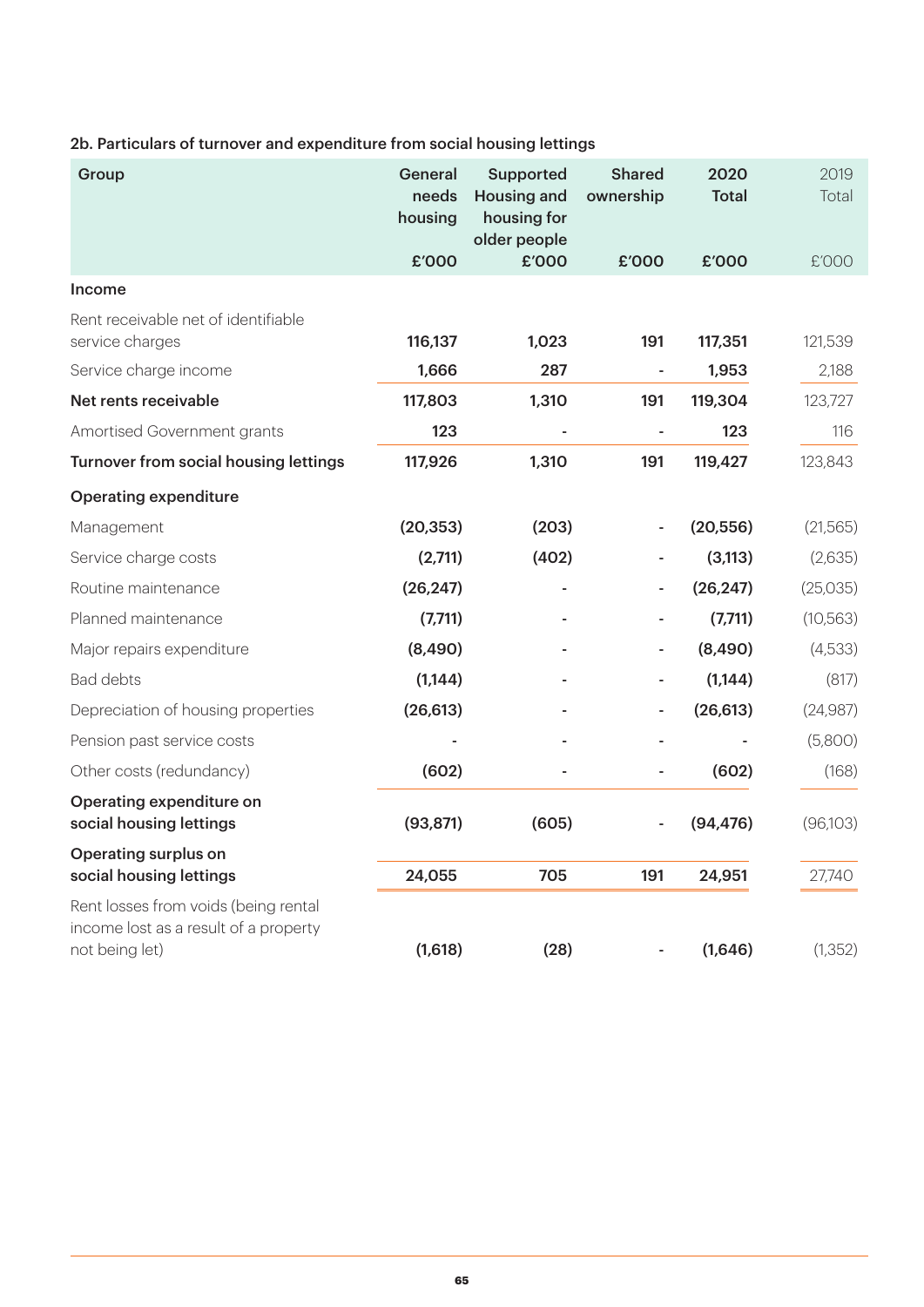## 2b. Particulars of turnover and expenditure from social housing lettings

| Group | General needs housing | Supported Housing and housing for older people | Shared ownership | 2020 Total | 2019 Total |
|---|---|---|---|---|---|
| | £'000 | £'000 | £'000 | £'000 | £'000 |
| **Income** | | | | | |
| Rent receivable net of identifiable service charges | 116,137 | 1,023 | 191 | 117,351 | 121,539 |
| Service charge income | 1,666 | 287 | - | 1,953 | 2,188 |
| **Net rents receivable** | 117,803 | 1,310 | 191 | 119,304 | 123,727 |
| Amortised Government grants | 123 | - | - | 123 | 116 |
| **Turnover from social housing lettings** | 117,926 | 1,310 | 191 | 119,427 | 123,843 |
| **Operating expenditure** | | | | | |
| Management | (20,353) | (203) | - | (20,556) | (21,565) |
| Service charge costs | (2,711) | (402) | - | (3,113) | (2,635) |
| Routine maintenance | (26,247) | - | - | (26,247) | (25,035) |
| Planned maintenance | (7,711) | - | - | (7,711) | (10,563) |
| Major repairs expenditure | (8,490) | - | - | (8,490) | (4,533) |
| Bad debts | (1,144) | - | - | (1,144) | (817) |
| Depreciation of housing properties | (26,613) | - | - | (26,613) | (24,987) |
| Pension past service costs | - | - | - | - | (5,800) |
| Other costs (redundancy) | (602) | - | - | (602) | (168) |
| **Operating expenditure on social housing lettings** | (93,871) | (605) | - | (94,476) | (96,103) |
| **Operating surplus on social housing lettings** | 24,055 | 705 | 191 | 24,951 | 27,740 |
| Rent losses from voids (being rental income lost as a result of a property not being let) | (1,618) | (28) | - | (1,646) | (1,352) |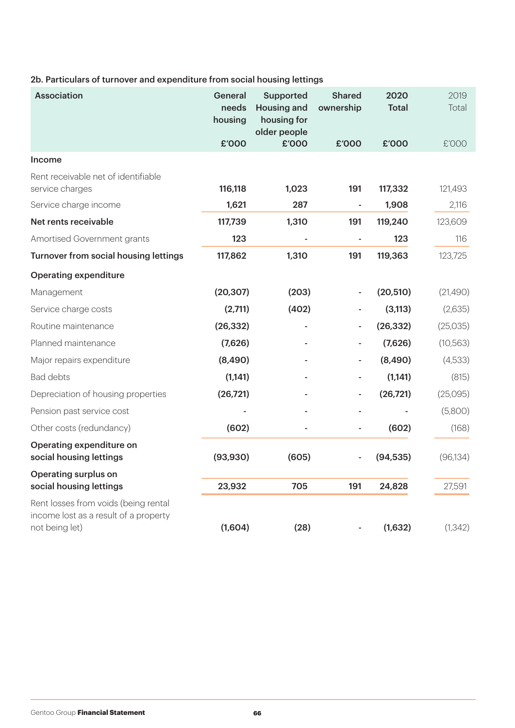### 2b. Particulars of turnover and expenditure from social housing lettings

| Association | General needs housing £'000 | Supported Housing and housing for older people £'000 | Shared ownership £'000 | 2020 Total £'000 | 2019 Total £'000 |
|---|---|---|---|---|---|
| **Income** | | | | | |
| Rent receivable net of identifiable service charges | **116,118** | **1,023** | **191** | **117,332** | 121,493 |
| Service charge income | **1,621** | **287** | **-** | **1,908** | 2,116 |
| **Net rents receivable** | **117,739** | **1,310** | **191** | **119,240** | 123,609 |
| Amortised Government grants | **123** | **-** | **-** | **123** | 116 |
| **Turnover from social housing lettings** | **117,862** | **1,310** | **191** | **119,363** | 123,725 |
| **Operating expenditure** | | | | | |
| Management | **(20,307)** | **(203)** | **-** | **(20,510)** | (21,490) |
| Service charge costs | **(2,711)** | **(402)** | **-** | **(3,113)** | (2,635) |
| Routine maintenance | **(26,332)** | **-** | **-** | **(26,332)** | (25,035) |
| Planned maintenance | **(7,626)** | **-** | **-** | **(7,626)** | (10,563) |
| Major repairs expenditure | **(8,490)** | **-** | **-** | **(8,490)** | (4,533) |
| Bad debts | **(1,141)** | **-** | **-** | **(1,141)** | (815) |
| Depreciation of housing properties | **(26,721)** | **-** | **-** | **(26,721)** | (25,095) |
| Pension past service cost | **-** | **-** | **-** | **-** | (5,800) |
| Other costs (redundancy) | **(602)** | **-** | **-** | **(602)** | (168) |
| **Operating expenditure on social housing lettings** | **(93,930)** | **(605)** | **-** | **(94,535)** | (96,134) |
| **Operating surplus on social housing lettings** | **23,932** | **705** | **191** | **24,828** | 27,591 |
| Rent losses from voids (being rental income lost as a result of a property not being let) | **(1,604)** | **(28)** | **-** | **(1,632)** | (1,342) |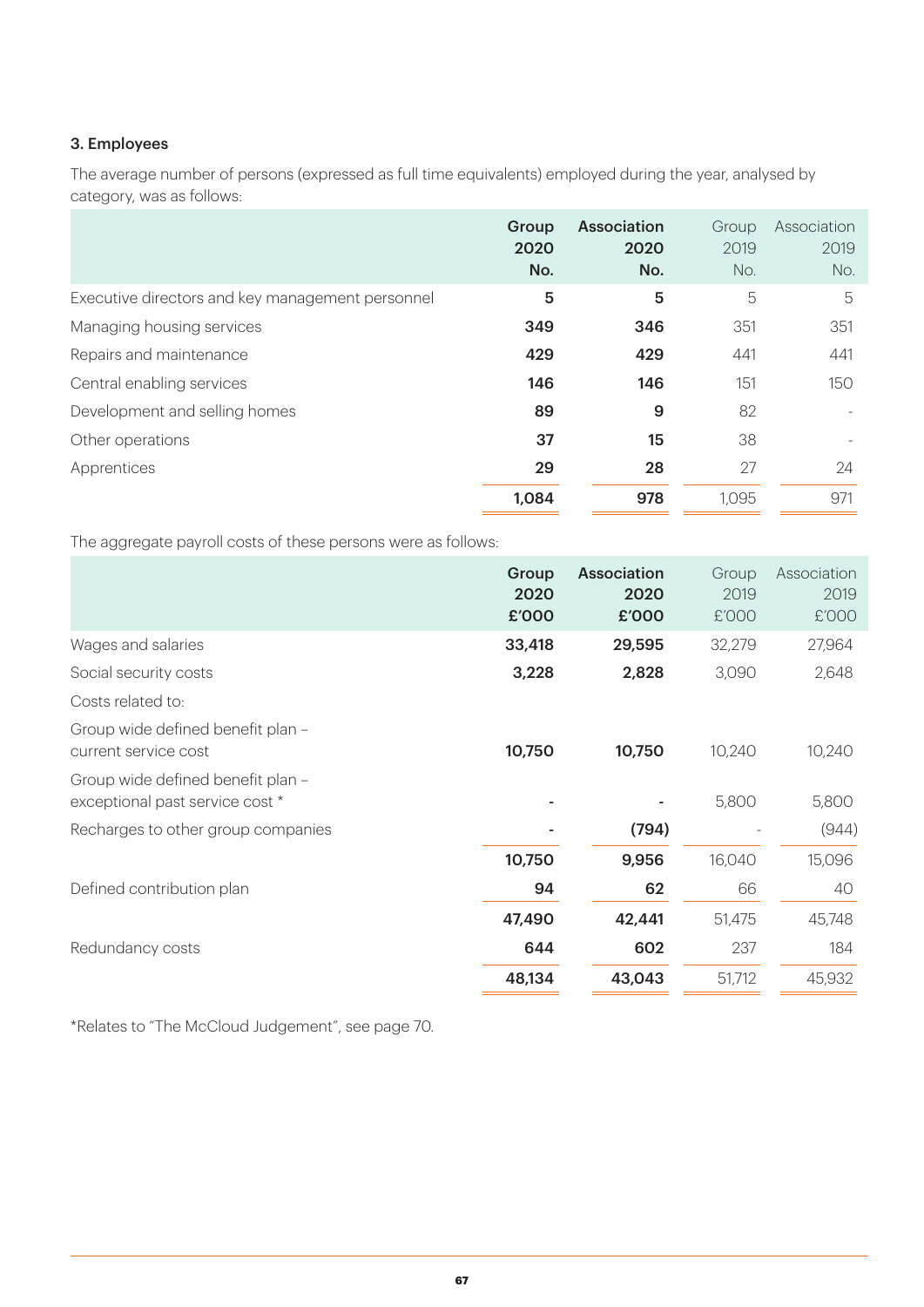### 3. Employees

The average number of persons (expressed as full time equivalents) employed during the year, analysed by category, was as follows:

| | Group 2020 No. | Association 2020 No. | Group 2019 No. | Association 2019 No. |
|---|---|---|---|---|
| Executive directors and key management personnel | **5** | **5** | 5 | 5 |
| Managing housing services | **349** | **346** | 351 | 351 |
| Repairs and maintenance | **429** | **429** | 441 | 441 |
| Central enabling services | **146** | **146** | 151 | 150 |
| Development and selling homes | **89** | **9** | 82 | - |
| Other operations | **37** | **15** | 38 | - |
| Apprentices | **29** | **28** | 27 | 24 |
| | **1,084** | **978** | 1,095 | 971 |

The aggregate payroll costs of these persons were as follows:

| | Group 2020 £'000 | Association 2020 £'000 | Group 2019 £'000 | Association 2019 £'000 |
|---|---|---|---|---|
| Wages and salaries | **33,418** | **29,595** | 32,279 | 27,964 |
| Social security costs | **3,228** | **2,828** | 3,090 | 2,648 |
| Costs related to: | | | | |
| Group wide defined benefit plan – current service cost | **10,750** | **10,750** | 10,240 | 10,240 |
| Group wide defined benefit plan – exceptional past service cost * | **-** | **-** | 5,800 | 5,800 |
| Recharges to other group companies | **-** | **(794)** | - | (944) |
| | **10,750** | **9,956** | 16,040 | 15,096 |
| Defined contribution plan | **94** | **62** | 66 | 40 |
| | **47,490** | **42,441** | 51,475 | 45,748 |
| Redundancy costs | **644** | **602** | 237 | 184 |
| | **48,134** | **43,043** | 51,712 | 45,932 |

*Relates to "The McCloud Judgement", see page 70.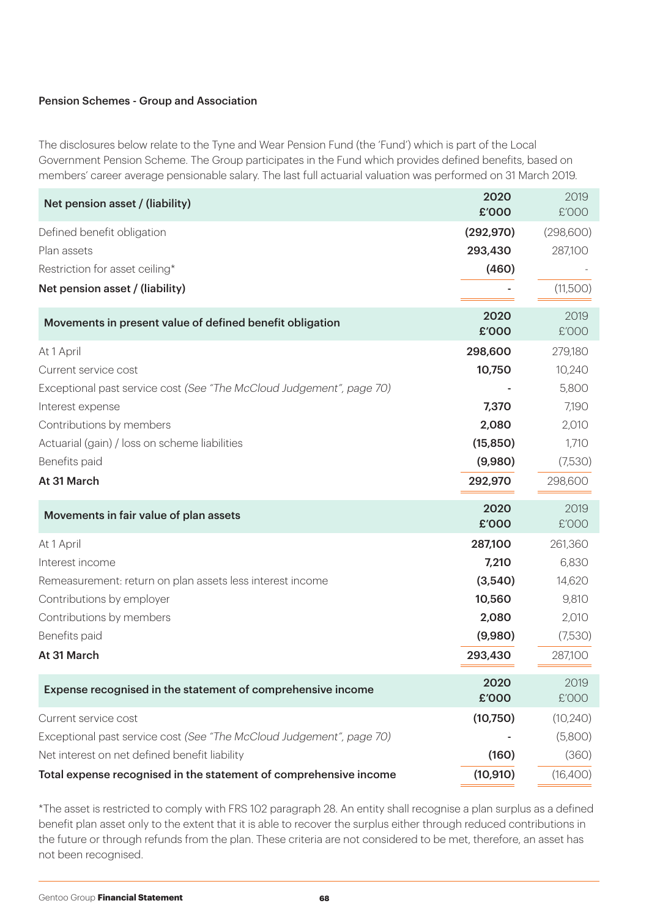### Pension Schemes - Group and Association

The disclosures below relate to the Tyne and Wear Pension Fund (the 'Fund') which is part of the Local Government Pension Scheme. The Group participates in the Fund which provides defined benefits, based on members' career average pensionable salary. The last full actuarial valuation was performed on 31 March 2019.

| Net pension asset / (liability) | 2020 £'000 | 2019 £'000 |
|---|---|---|
| Defined benefit obligation | (292,970) | (298,600) |
| Plan assets | 293,430 | 287,100 |
| Restriction for asset ceiling* | (460) | - |
| **Net pension asset / (liability)** | - | (11,500) |

| Movements in present value of defined benefit obligation | 2020 £'000 | 2019 £'000 |
|---|---|---|
| At 1 April | 298,600 | 279,180 |
| Current service cost | 10,750 | 10,240 |
| Exceptional past service cost *(See "The McCloud Judgement", page 70)* | - | 5,800 |
| Interest expense | 7,370 | 7,190 |
| Contributions by members | 2,080 | 2,010 |
| Actuarial (gain) / loss on scheme liabilities | (15,850) | 1,710 |
| Benefits paid | (9,980) | (7,530) |
| **At 31 March** | 292,970 | 298,600 |

| Movements in fair value of plan assets | 2020 £'000 | 2019 £'000 |
|---|---|---|
| At 1 April | 287,100 | 261,360 |
| Interest income | 7,210 | 6,830 |
| Remeasurement: return on plan assets less interest income | (3,540) | 14,620 |
| Contributions by employer | 10,560 | 9,810 |
| Contributions by members | 2,080 | 2,010 |
| Benefits paid | (9,980) | (7,530) |
| **At 31 March** | 293,430 | 287,100 |

| Expense recognised in the statement of comprehensive income | 2020 £'000 | 2019 £'000 |
|---|---|---|
| Current service cost | (10,750) | (10,240) |
| Exceptional past service cost *(See "The McCloud Judgement", page 70)* | - | (5,800) |
| Net interest on net defined benefit liability | (160) | (360) |
| **Total expense recognised in the statement of comprehensive income** | (10,910) | (16,400) |

*The asset is restricted to comply with FRS 102 paragraph 28. An entity shall recognise a plan surplus as a defined benefit plan asset only to the extent that it is able to recover the surplus either through reduced contributions in the future or through refunds from the plan. These criteria are not considered to be met, therefore, an asset has not been recognised.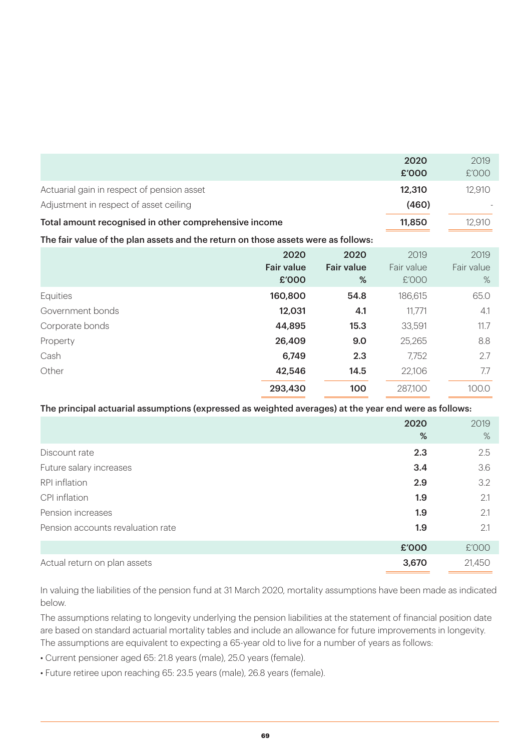| | 2020 £'000 | 2019 £'000 |
|---|---|---|
| Actuarial gain in respect of pension asset | **12,310** | 12,910 |
| Adjustment in respect of asset ceiling | **(460)** | - |
| **Total amount recognised in other comprehensive income** | **11,850** | 12,910 |

**The fair value of the plan assets and the return on those assets were as follows:**

| | 2020 Fair value £'000 | 2020 Fair value % | 2019 Fair value £'000 | 2019 Fair value % |
|---|---|---|---|---|
| Equities | **160,800** | **54.8** | 186,615 | 65.0 |
| Government bonds | **12,031** | **4.1** | 11,771 | 4.1 |
| Corporate bonds | **44,895** | **15.3** | 33,591 | 11.7 |
| Property | **26,409** | **9.0** | 25,265 | 8.8 |
| Cash | **6,749** | **2.3** | 7,752 | 2.7 |
| Other | **42,546** | **14.5** | 22,106 | 7.7 |
| | **293,430** | **100** | 287,100 | 100.0 |

**The principal actuarial assumptions (expressed as weighted averages) at the year end were as follows:**

| | 2020 % | 2019 % |
|---|---|---|
| Discount rate | **2.3** | 2.5 |
| Future salary increases | **3.4** | 3.6 |
| RPI inflation | **2.9** | 3.2 |
| CPI inflation | **1.9** | 2.1 |
| Pension increases | **1.9** | 2.1 |
| Pension accounts revaluation rate | **1.9** | 2.1 |

| | £'000 | £'000 |
|---|---|---|
| Actual return on plan assets | **3,670** | 21,450 |

In valuing the liabilities of the pension fund at 31 March 2020, mortality assumptions have been made as indicated below.

The assumptions relating to longevity underlying the pension liabilities at the statement of financial position date are based on standard actuarial mortality tables and include an allowance for future improvements in longevity. The assumptions are equivalent to expecting a 65-year old to live for a number of years as follows:

- Current pensioner aged 65: 21.8 years (male), 25.0 years (female).
- Future retiree upon reaching 65: 23.5 years (male), 26.8 years (female).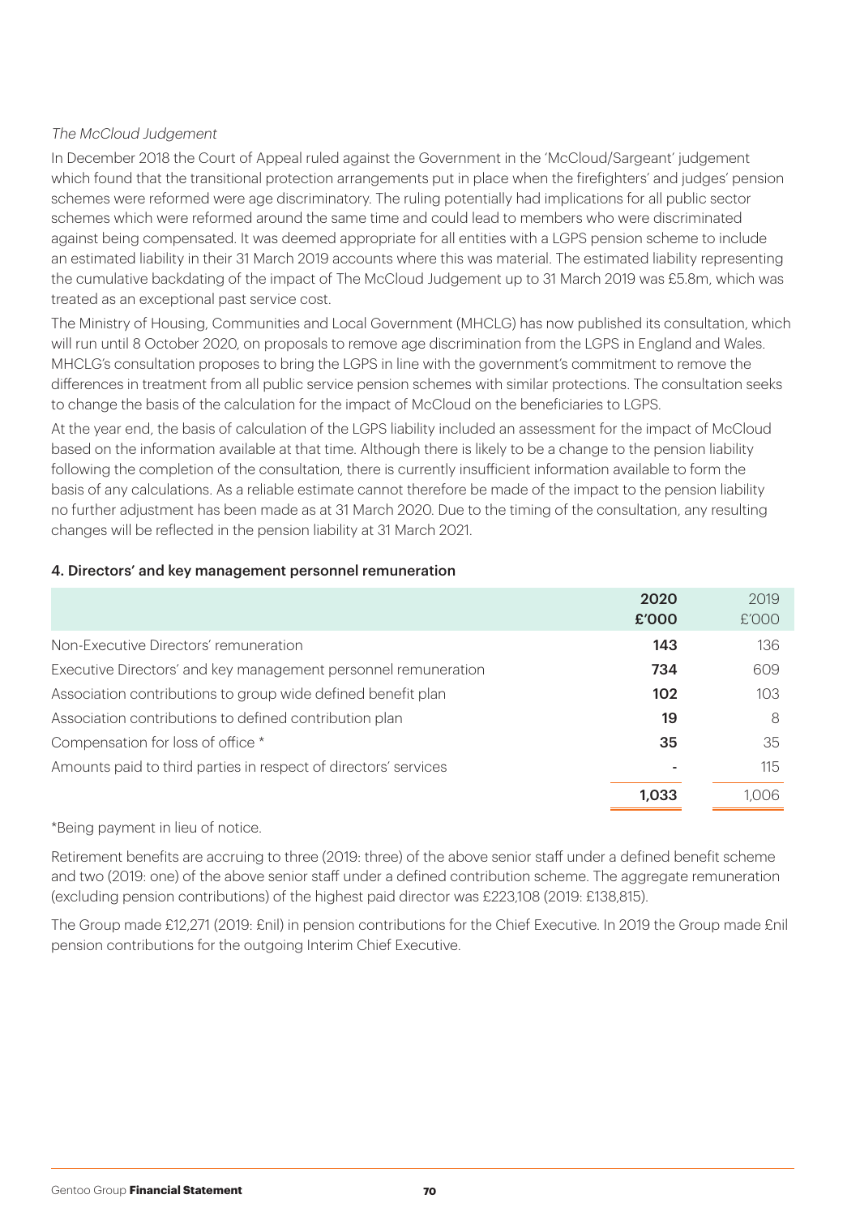*The McCloud Judgement*

In December 2018 the Court of Appeal ruled against the Government in the 'McCloud/Sargeant' judgement which found that the transitional protection arrangements put in place when the firefighters' and judges' pension schemes were reformed were age discriminatory. The ruling potentially had implications for all public sector schemes which were reformed around the same time and could lead to members who were discriminated against being compensated. It was deemed appropriate for all entities with a LGPS pension scheme to include an estimated liability in their 31 March 2019 accounts where this was material. The estimated liability representing the cumulative backdating of the impact of The McCloud Judgement up to 31 March 2019 was £5.8m, which was treated as an exceptional past service cost.

The Ministry of Housing, Communities and Local Government (MHCLG) has now published its consultation, which will run until 8 October 2020, on proposals to remove age discrimination from the LGPS in England and Wales. MHCLG's consultation proposes to bring the LGPS in line with the government's commitment to remove the differences in treatment from all public service pension schemes with similar protections. The consultation seeks to change the basis of the calculation for the impact of McCloud on the beneficiaries to LGPS.

At the year end, the basis of calculation of the LGPS liability included an assessment for the impact of McCloud based on the information available at that time. Although there is likely to be a change to the pension liability following the completion of the consultation, there is currently insufficient information available to form the basis of any calculations. As a reliable estimate cannot therefore be made of the impact to the pension liability no further adjustment has been made as at 31 March 2020. Due to the timing of the consultation, any resulting changes will be reflected in the pension liability at 31 March 2021.

## 4. Directors' and key management personnel remuneration

| | 2020 £'000 | 2019 £'000 |
|---|---|---|
| Non-Executive Directors' remuneration | 143 | 136 |
| Executive Directors' and key management personnel remuneration | 734 | 609 |
| Association contributions to group wide defined benefit plan | 102 | 103 |
| Association contributions to defined contribution plan | 19 | 8 |
| Compensation for loss of office * | 35 | 35 |
| Amounts paid to third parties in respect of directors' services | - | 115 |
| | 1,033 | 1,006 |

*Being payment in lieu of notice.

Retirement benefits are accruing to three (2019: three) of the above senior staff under a defined benefit scheme and two (2019: one) of the above senior staff under a defined contribution scheme. The aggregate remuneration (excluding pension contributions) of the highest paid director was £223,108 (2019: £138,815).

The Group made £12,271 (2019: £nil) in pension contributions for the Chief Executive. In 2019 the Group made £nil pension contributions for the outgoing Interim Chief Executive.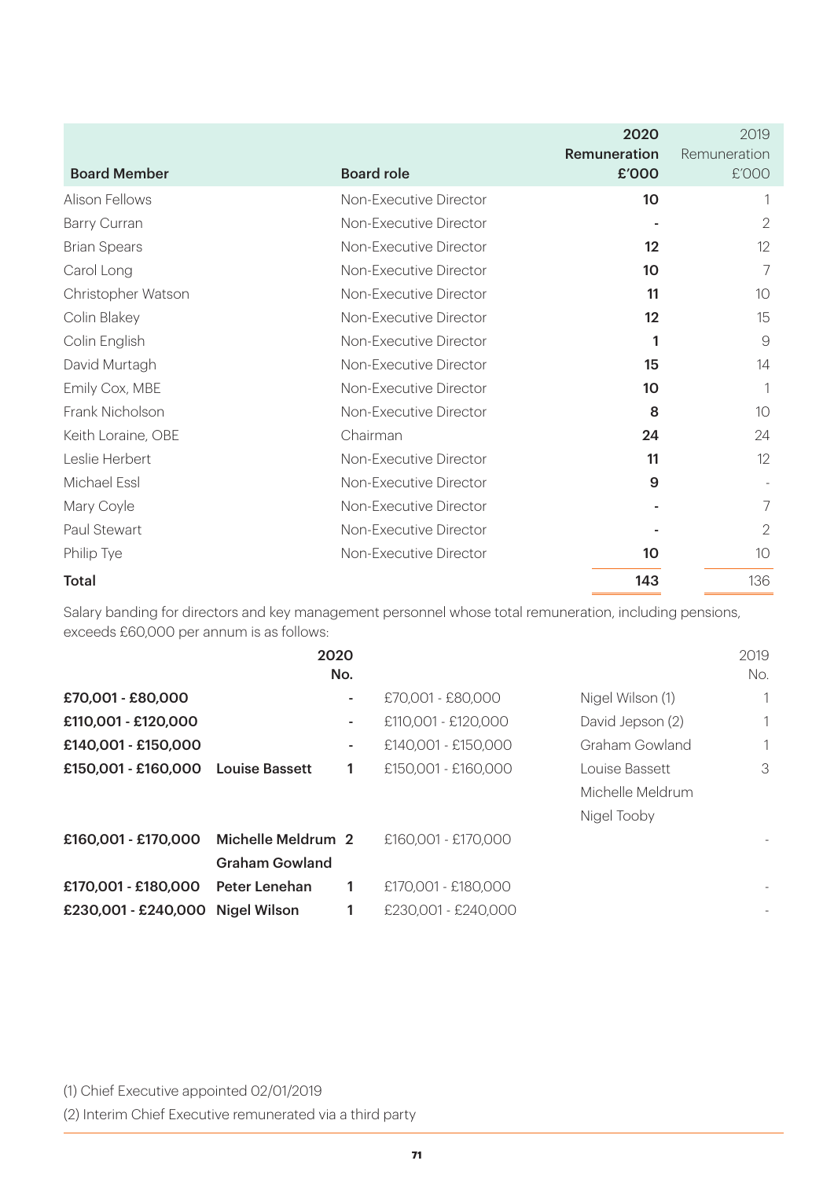| Board Member | Board role | 2020 Remuneration £'000 | 2019 Remuneration £'000 |
|---|---|---|---|
| Alison Fellows | Non-Executive Director | **10** | 1 |
| Barry Curran | Non-Executive Director | **-** | 2 |
| Brian Spears | Non-Executive Director | **12** | 12 |
| Carol Long | Non-Executive Director | **10** | 7 |
| Christopher Watson | Non-Executive Director | **11** | 10 |
| Colin Blakey | Non-Executive Director | **12** | 15 |
| Colin English | Non-Executive Director | **1** | 9 |
| David Murtagh | Non-Executive Director | **15** | 14 |
| Emily Cox, MBE | Non-Executive Director | **10** | 1 |
| Frank Nicholson | Non-Executive Director | **8** | 10 |
| Keith Loraine, OBE | Chairman | **24** | 24 |
| Leslie Herbert | Non-Executive Director | **11** | 12 |
| Michael Essl | Non-Executive Director | **9** | - |
| Mary Coyle | Non-Executive Director | **-** | 7 |
| Paul Stewart | Non-Executive Director | **-** | 2 |
| Philip Tye | Non-Executive Director | **10** | 10 |
| **Total** | | **143** | 136 |

Salary banding for directors and key management personnel whose total remuneration, including pensions, exceeds £60,000 per annum is as follows:

| 2020 Band | 2020 Name | 2020 No. | 2019 Band | 2019 Name | 2019 No. |
|---|---|---|---|---|---|
| **£70,001 - £80,000** | | **-** | £70,001 - £80,000 | Nigel Wilson (1) | 1 |
| **£110,001 - £120,000** | | **-** | £110,001 - £120,000 | David Jepson (2) | 1 |
| **£140,001 - £150,000** | | **-** | £140,001 - £150,000 | Graham Gowland | 1 |
| **£150,001 - £160,000** | **Louise Bassett** | **1** | £150,001 - £160,000 | Louise Bassett, Michelle Meldrum, Nigel Tooby | 3 |
| **£160,001 - £170,000** | **Michelle Meldrum, Graham Gowland** | **2** | £160,001 - £170,000 | | - |
| **£170,001 - £180,000** | **Peter Lenehan** | **1** | £170,001 - £180,000 | | - |
| **£230,001 - £240,000** | **Nigel Wilson** | **1** | £230,001 - £240,000 | | - |

(1) Chief Executive appointed 02/01/2019

(2) Interim Chief Executive remunerated via a third party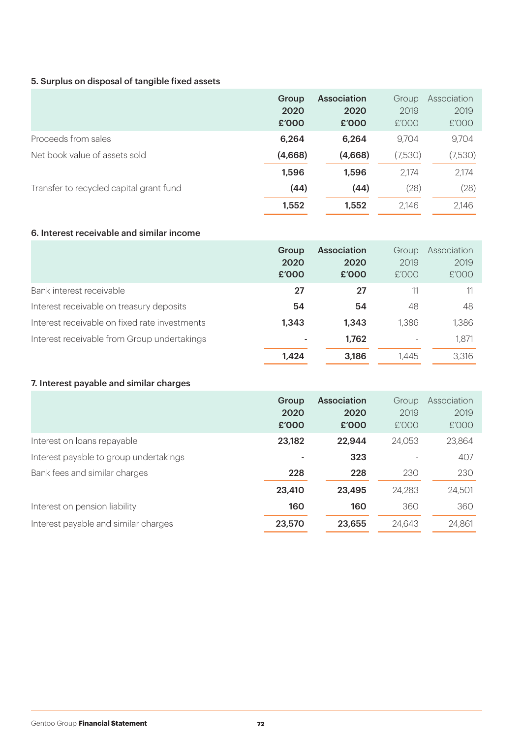### 5. Surplus on disposal of tangible fixed assets

| | **Group 2020 £'000** | **Association 2020 £'000** | Group 2019 £'000 | Association 2019 £'000 |
|---|---|---|---|---|
| Proceeds from sales | **6,264** | **6,264** | 9,704 | 9,704 |
| Net book value of assets sold | **(4,668)** | **(4,668)** | (7,530) | (7,530) |
| | **1,596** | **1,596** | 2,174 | 2,174 |
| Transfer to recycled capital grant fund | **(44)** | **(44)** | (28) | (28) |
| | **1,552** | **1,552** | 2,146 | 2,146 |

### 6. Interest receivable and similar income

| | **Group 2020 £'000** | **Association 2020 £'000** | Group 2019 £'000 | Association 2019 £'000 |
|---|---|---|---|---|
| Bank interest receivable | **27** | **27** | 11 | 11 |
| Interest receivable on treasury deposits | **54** | **54** | 48 | 48 |
| Interest receivable on fixed rate investments | **1,343** | **1,343** | 1,386 | 1,386 |
| Interest receivable from Group undertakings | **-** | **1,762** | - | 1,871 |
| | **1,424** | **3,186** | 1,445 | 3,316 |

### 7. Interest payable and similar charges

| | **Group 2020 £'000** | **Association 2020 £'000** | Group 2019 £'000 | Association 2019 £'000 |
|---|---|---|---|---|
| Interest on loans repayable | **23,182** | **22,944** | 24,053 | 23,864 |
| Interest payable to group undertakings | **-** | **323** | - | 407 |
| Bank fees and similar charges | **228** | **228** | 230 | 230 |
| | **23,410** | **23,495** | 24,283 | 24,501 |
| Interest on pension liability | **160** | **160** | 360 | 360 |
| Interest payable and similar charges | **23,570** | **23,655** | 24,643 | 24,861 |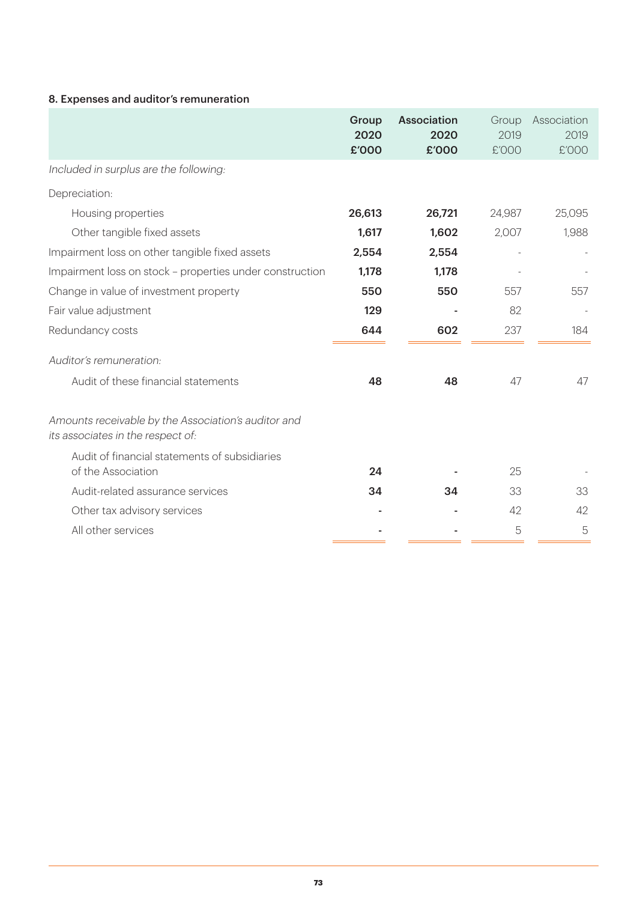## 8. Expenses and auditor's remuneration

| | Group 2020 £'000 | Association 2020 £'000 | Group 2019 £'000 | Association 2019 £'000 |
|---|---|---|---|---|
| *Included in surplus are the following:* | | | | |
| Depreciation: | | | | |
| Housing properties | **26,613** | **26,721** | 24,987 | 25,095 |
| Other tangible fixed assets | **1,617** | **1,602** | 2,007 | 1,988 |
| Impairment loss on other tangible fixed assets | **2,554** | **2,554** | - | - |
| Impairment loss on stock – properties under construction | **1,178** | **1,178** | - | - |
| Change in value of investment property | **550** | **550** | 557 | 557 |
| Fair value adjustment | **129** | **-** | 82 | - |
| Redundancy costs | **644** | **602** | 237 | 184 |
| *Auditor's remuneration:* | | | | |
| Audit of these financial statements | **48** | **48** | 47 | 47 |
| *Amounts receivable by the Association's auditor and its associates in the respect of:* | | | | |
| Audit of financial statements of subsidiaries of the Association | **24** | **-** | 25 | - |
| Audit-related assurance services | **34** | **34** | 33 | 33 |
| Other tax advisory services | **-** | **-** | 42 | 42 |
| All other services | **-** | **-** | 5 | 5 |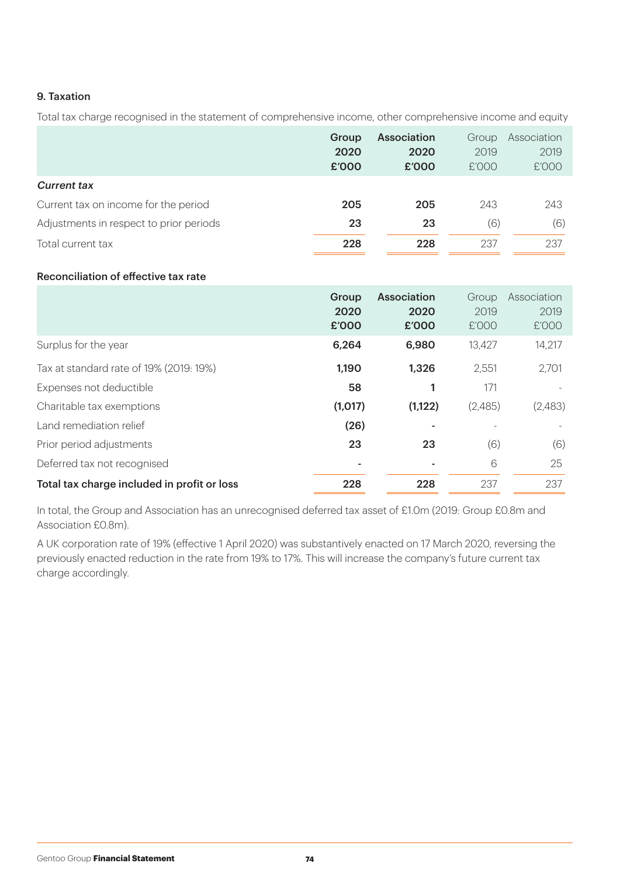## 9. Taxation

Total tax charge recognised in the statement of comprehensive income, other comprehensive income and equity

| | Group 2020 £'000 | Association 2020 £'000 | Group 2019 £'000 | Association 2019 £'000 |
|---|---|---|---|---|
| ***Current tax*** | | | | |
| Current tax on income for the period | **205** | **205** | 243 | 243 |
| Adjustments in respect to prior periods | **23** | **23** | (6) | (6) |
| Total current tax | **228** | **228** | 237 | 237 |

### Reconciliation of effective tax rate

| | Group 2020 £'000 | Association 2020 £'000 | Group 2019 £'000 | Association 2019 £'000 |
|---|---|---|---|---|
| Surplus for the year | **6,264** | **6,980** | 13,427 | 14,217 |
| Tax at standard rate of 19% (2019: 19%) | **1,190** | **1,326** | 2,551 | 2,701 |
| Expenses not deductible | **58** | **1** | 171 | - |
| Charitable tax exemptions | **(1,017)** | **(1,122)** | (2,485) | (2,483) |
| Land remediation relief | **(26)** | **-** | - | - |
| Prior period adjustments | **23** | **23** | (6) | (6) |
| Deferred tax not recognised | **-** | **-** | 6 | 25 |
| **Total tax charge included in profit or loss** | **228** | **228** | 237 | 237 |

In total, the Group and Association has an unrecognised deferred tax asset of £1.0m (2019: Group £0.8m and Association £0.8m).

A UK corporation rate of 19% (effective 1 April 2020) was substantively enacted on 17 March 2020, reversing the previously enacted reduction in the rate from 19% to 17%. This will increase the company's future current tax charge accordingly.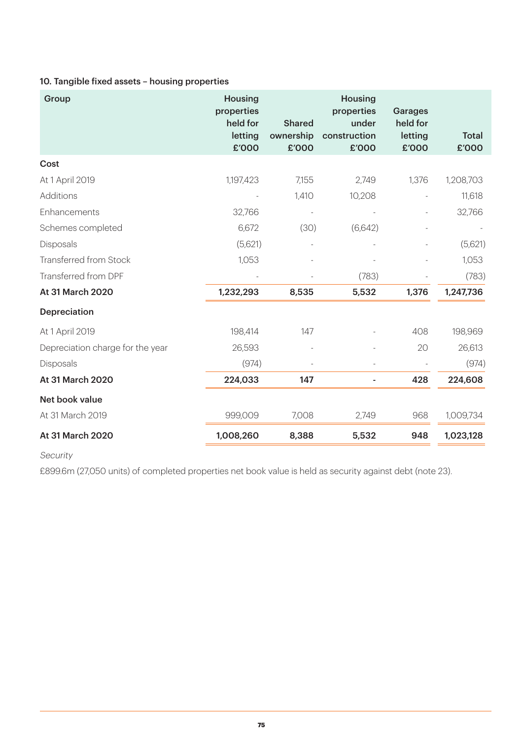### 10. Tangible fixed assets – housing properties

| Group | Housing properties held for letting £'000 | Shared ownership £'000 | Housing properties under construction £'000 | Garages held for letting £'000 | Total £'000 |
|---|---|---|---|---|---|
| **Cost** | | | | | |
| At 1 April 2019 | 1,197,423 | 7,155 | 2,749 | 1,376 | 1,208,703 |
| Additions | - | 1,410 | 10,208 | - | 11,618 |
| Enhancements | 32,766 | - | - | - | 32,766 |
| Schemes completed | 6,672 | (30) | (6,642) | - | - |
| Disposals | (5,621) | - | - | - | (5,621) |
| Transferred from Stock | 1,053 | - | - | - | 1,053 |
| Transferred from DPF | - | - | (783) | - | (783) |
| **At 31 March 2020** | **1,232,293** | **8,535** | **5,532** | **1,376** | **1,247,736** |
| **Depreciation** | | | | | |
| At 1 April 2019 | 198,414 | 147 | - | 408 | 198,969 |
| Depreciation charge for the year | 26,593 | - | - | 20 | 26,613 |
| Disposals | (974) | - | - | - | (974) |
| **At 31 March 2020** | **224,033** | **147** | **-** | **428** | **224,608** |
| **Net book value** | | | | | |
| At 31 March 2019 | 999,009 | 7,008 | 2,749 | 968 | 1,009,734 |
| **At 31 March 2020** | **1,008,260** | **8,388** | **5,532** | **948** | **1,023,128** |

*Security*

£899.6m (27,050 units) of completed properties net book value is held as security against debt (note 23).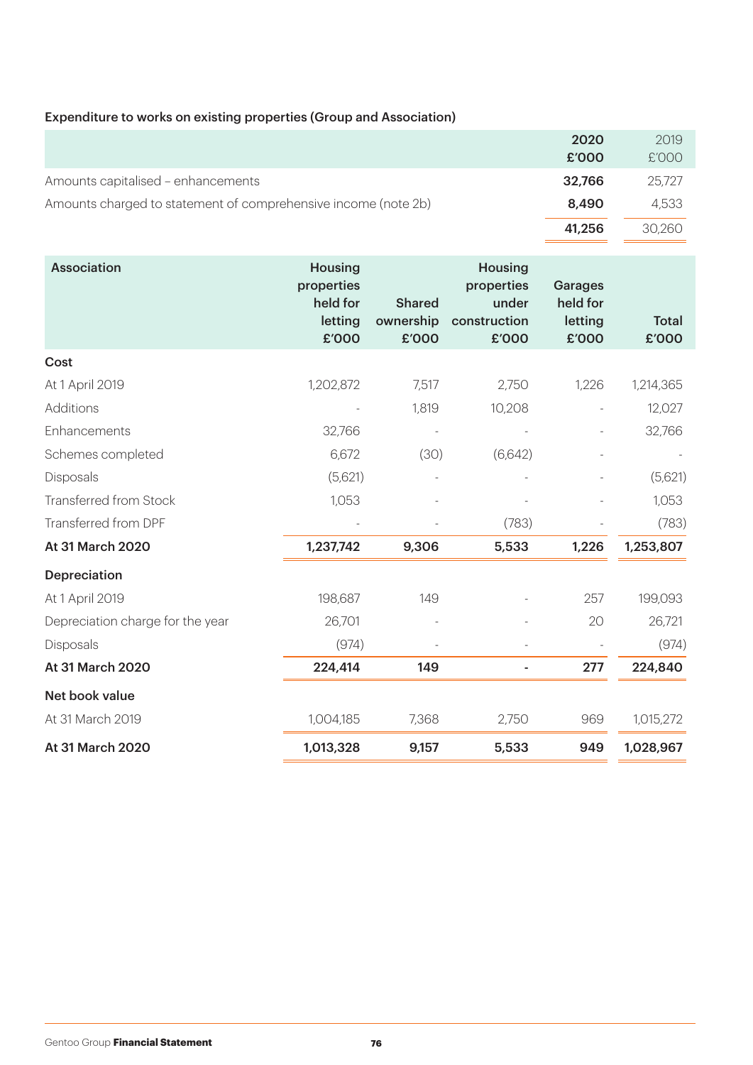### Expenditure to works on existing properties (Group and Association)

| | 2020 £'000 | 2019 £'000 |
|---|---|---|
| Amounts capitalised – enhancements | 32,766 | 25,727 |
| Amounts charged to statement of comprehensive income (note 2b) | 8,490 | 4,533 |
| | 41,256 | 30,260 |

| Association | Housing properties held for letting £'000 | Shared ownership £'000 | Housing properties under construction £'000 | Garages held for letting £'000 | Total £'000 |
|---|---|---|---|---|---|
| **Cost** | | | | | |
| At 1 April 2019 | 1,202,872 | 7,517 | 2,750 | 1,226 | 1,214,365 |
| Additions | - | 1,819 | 10,208 | - | 12,027 |
| Enhancements | 32,766 | - | - | - | 32,766 |
| Schemes completed | 6,672 | (30) | (6,642) | - | - |
| Disposals | (5,621) | - | - | - | (5,621) |
| Transferred from Stock | 1,053 | - | - | - | 1,053 |
| Transferred from DPF | - | - | (783) | - | (783) |
| **At 31 March 2020** | **1,237,742** | **9,306** | **5,533** | **1,226** | **1,253,807** |
| **Depreciation** | | | | | |
| At 1 April 2019 | 198,687 | 149 | - | 257 | 199,093 |
| Depreciation charge for the year | 26,701 | - | - | 20 | 26,721 |
| Disposals | (974) | - | - | - | (974) |
| **At 31 March 2020** | **224,414** | **149** | **-** | **277** | **224,840** |
| **Net book value** | | | | | |
| At 31 March 2019 | 1,004,185 | 7,368 | 2,750 | 969 | 1,015,272 |
| **At 31 March 2020** | **1,013,328** | **9,157** | **5,533** | **949** | **1,028,967** |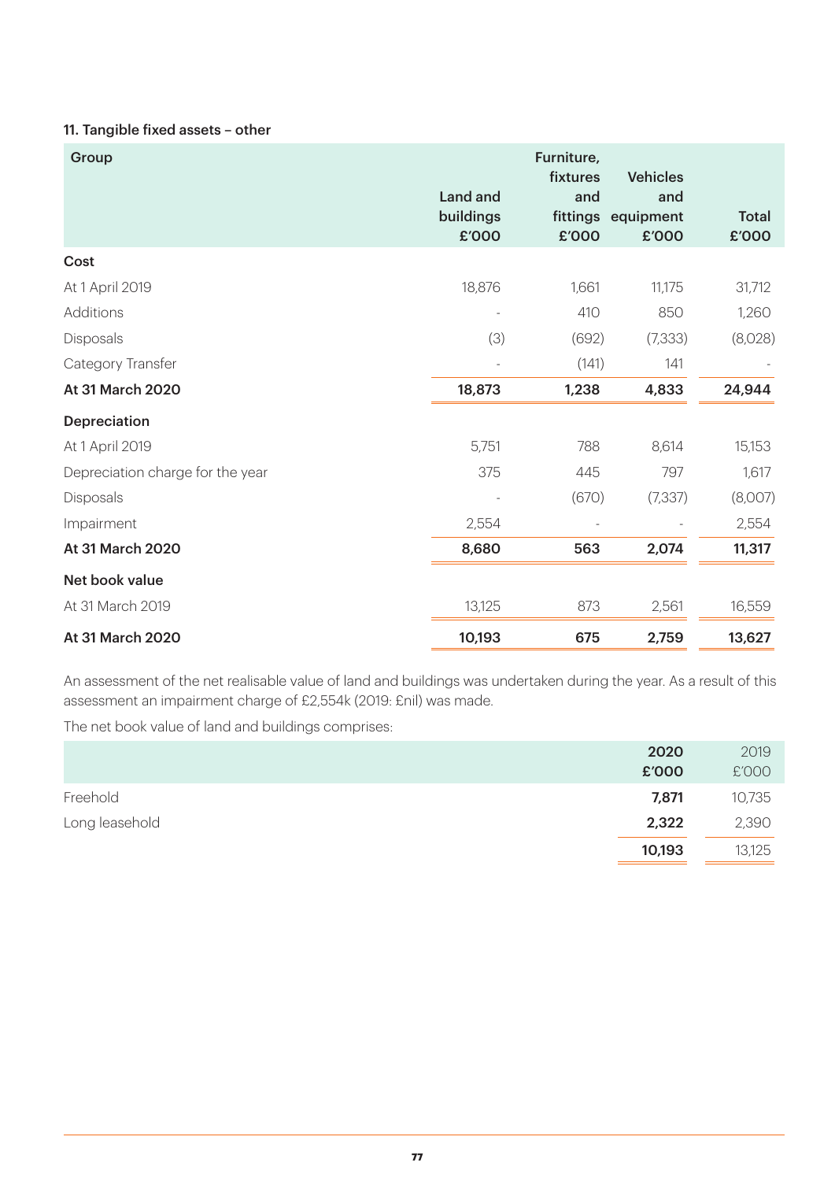### 11. Tangible fixed assets – other

| Group | Land and buildings £'000 | Furniture, fixtures and fittings £'000 | Vehicles and equipment £'000 | Total £'000 |
|---|---|---|---|---|
| **Cost** | | | | |
| At 1 April 2019 | 18,876 | 1,661 | 11,175 | 31,712 |
| Additions | - | 410 | 850 | 1,260 |
| Disposals | (3) | (692) | (7,333) | (8,028) |
| Category Transfer | - | (141) | 141 | - |
| **At 31 March 2020** | **18,873** | **1,238** | **4,833** | **24,944** |
| **Depreciation** | | | | |
| At 1 April 2019 | 5,751 | 788 | 8,614 | 15,153 |
| Depreciation charge for the year | 375 | 445 | 797 | 1,617 |
| Disposals | - | (670) | (7,337) | (8,007) |
| Impairment | 2,554 | - | - | 2,554 |
| **At 31 March 2020** | **8,680** | **563** | **2,074** | **11,317** |
| **Net book value** | | | | |
| At 31 March 2019 | 13,125 | 873 | 2,561 | 16,559 |
| **At 31 March 2020** | **10,193** | **675** | **2,759** | **13,627** |

An assessment of the net realisable value of land and buildings was undertaken during the year. As a result of this assessment an impairment charge of £2,554k (2019: £nil) was made.

The net book value of land and buildings comprises:

| | 2020 £'000 | 2019 £'000 |
|---|---|---|
| Freehold | **7,871** | 10,735 |
| Long leasehold | **2,322** | 2,390 |
| | **10,193** | 13,125 |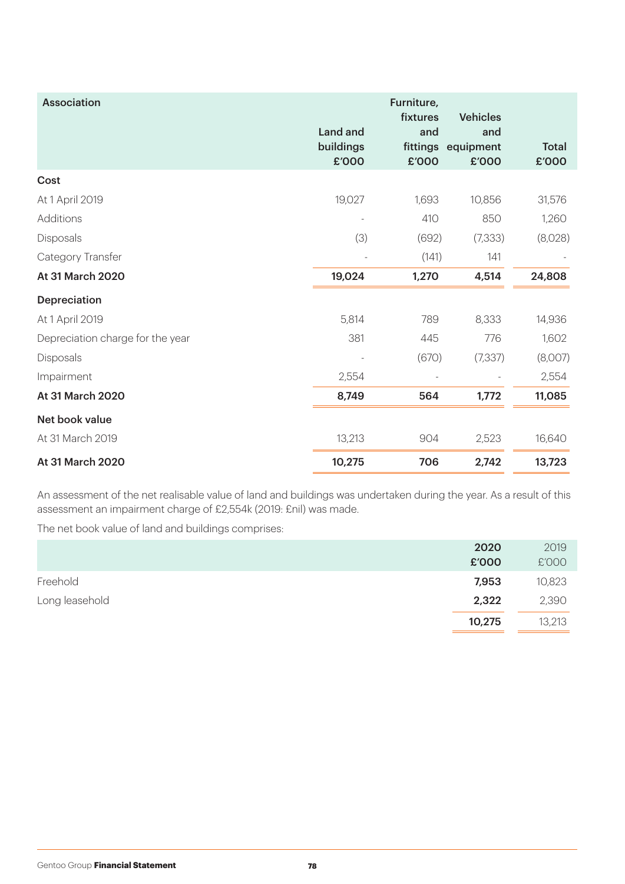| Association | Land and buildings £'000 | Furniture, fixtures and fittings £'000 | Vehicles and equipment £'000 | Total £'000 |
|---|---|---|---|---|
| **Cost** | | | | |
| At 1 April 2019 | 19,027 | 1,693 | 10,856 | 31,576 |
| Additions | - | 410 | 850 | 1,260 |
| Disposals | (3) | (692) | (7,333) | (8,028) |
| Category Transfer | - | (141) | 141 | - |
| **At 31 March 2020** | **19,024** | **1,270** | **4,514** | **24,808** |
| **Depreciation** | | | | |
| At 1 April 2019 | 5,814 | 789 | 8,333 | 14,936 |
| Depreciation charge for the year | 381 | 445 | 776 | 1,602 |
| Disposals | - | (670) | (7,337) | (8,007) |
| Impairment | 2,554 | - | - | 2,554 |
| **At 31 March 2020** | **8,749** | **564** | **1,772** | **11,085** |
| **Net book value** | | | | |
| At 31 March 2019 | 13,213 | 904 | 2,523 | 16,640 |
| **At 31 March 2020** | **10,275** | **706** | **2,742** | **13,723** |

An assessment of the net realisable value of land and buildings was undertaken during the year. As a result of this assessment an impairment charge of £2,554k (2019: £nil) was made.

The net book value of land and buildings comprises:

| | **2020 £'000** | 2019 £'000 |
|---|---|---|
| Freehold | **7,953** | 10,823 |
| Long leasehold | **2,322** | 2,390 |
| | **10,275** | 13,213 |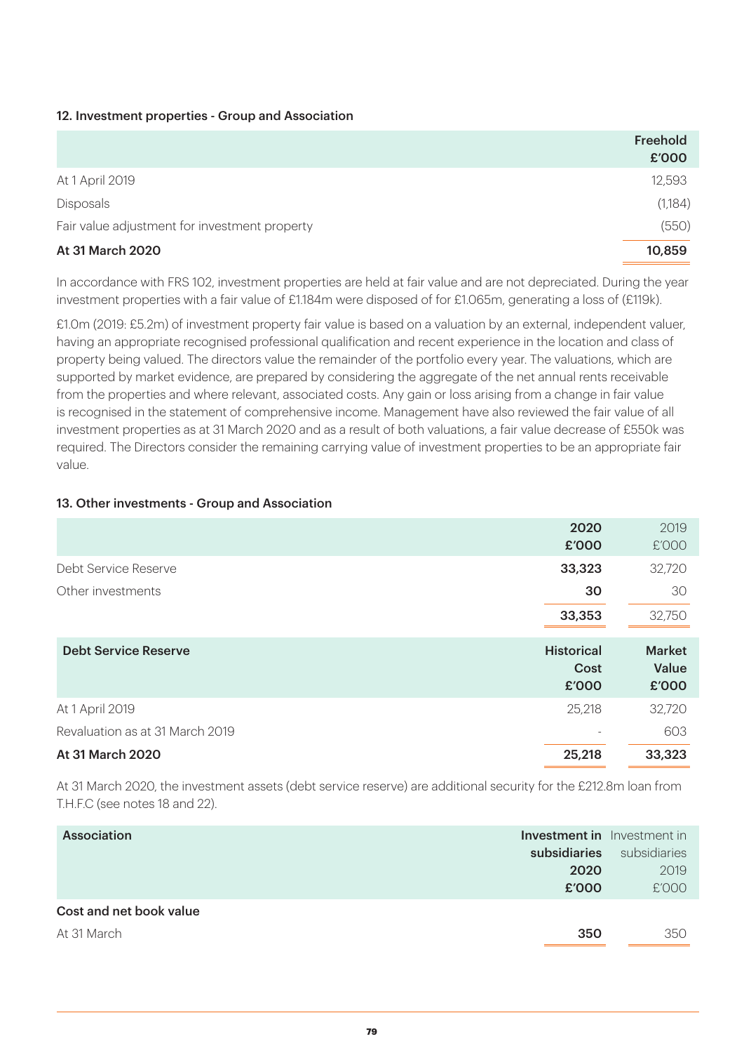### 12. Investment properties - Group and Association

| | Freehold £'000 |
|---|---|
| At 1 April 2019 | 12,593 |
| Disposals | (1,184) |
| Fair value adjustment for investment property | (550) |
| **At 31 March 2020** | **10,859** |

In accordance with FRS 102, investment properties are held at fair value and are not depreciated. During the year investment properties with a fair value of £1.184m were disposed of for £1.065m, generating a loss of (£119k).

£1.0m (2019: £5.2m) of investment property fair value is based on a valuation by an external, independent valuer, having an appropriate recognised professional qualification and recent experience in the location and class of property being valued. The directors value the remainder of the portfolio every year. The valuations, which are supported by market evidence, are prepared by considering the aggregate of the net annual rents receivable from the properties and where relevant, associated costs. Any gain or loss arising from a change in fair value is recognised in the statement of comprehensive income. Management have also reviewed the fair value of all investment properties as at 31 March 2020 and as a result of both valuations, a fair value decrease of £550k was required. The Directors consider the remaining carrying value of investment properties to be an appropriate fair value.

### 13. Other investments - Group and Association

| | 2020 £'000 | 2019 £'000 |
|---|---|---|
| Debt Service Reserve | **33,323** | 32,720 |
| Other investments | **30** | 30 |
| | **33,353** | 32,750 |

| Debt Service Reserve | Historical Cost £'000 | Market Value £'000 |
|---|---|---|
| At 1 April 2019 | 25,218 | 32,720 |
| Revaluation as at 31 March 2019 | - | 603 |
| **At 31 March 2020** | **25,218** | **33,323** |

At 31 March 2020, the investment assets (debt service reserve) are additional security for the £212.8m loan from T.H.F.C (see notes 18 and 22).

| Association | Investment in subsidiaries 2020 £'000 | Investment in subsidiaries 2019 £'000 |
|---|---|---|
| **Cost and net book value** | | |
| At 31 March | **350** | 350 |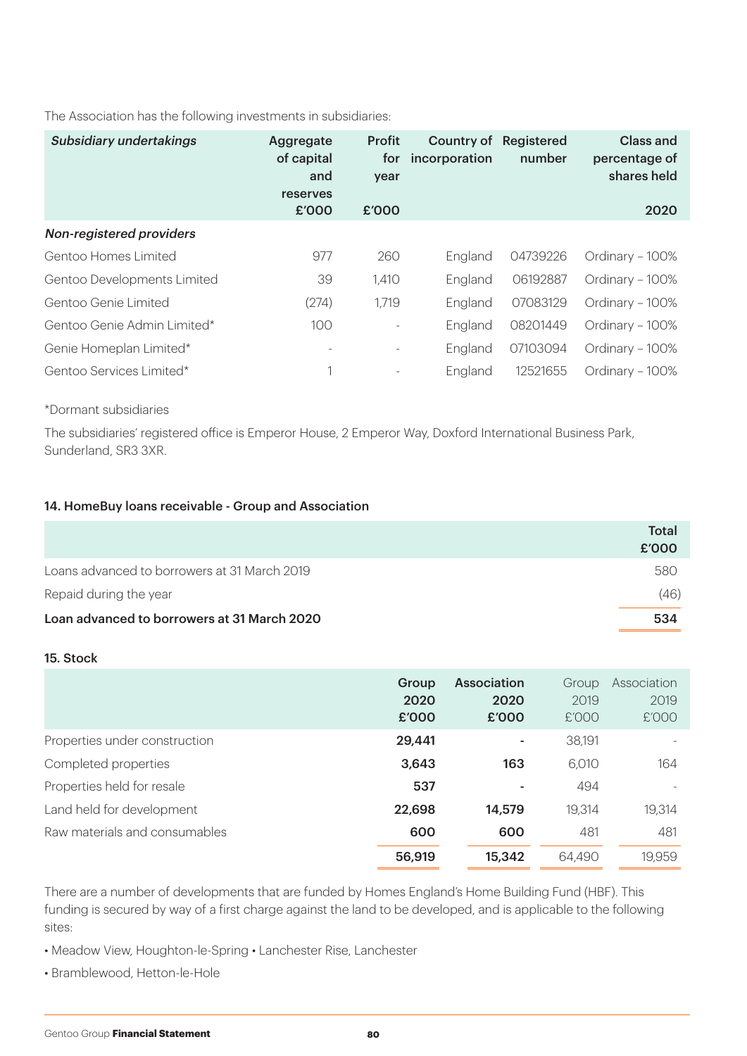The Association has the following investments in subsidiaries:

| *Subsidiary undertakings* | Aggregate of capital and reserves £'000 | Profit for year £'000 | Country of incorporation | Registered number | Class and percentage of shares held 2020 |
|---|---|---|---|---|---|
| ***Non-registered providers*** | | | | | |
| Gentoo Homes Limited | 977 | 260 | England | 04739226 | Ordinary – 100% |
| Gentoo Developments Limited | 39 | 1,410 | England | 06192887 | Ordinary – 100% |
| Gentoo Genie Limited | (274) | 1,719 | England | 07083129 | Ordinary – 100% |
| Gentoo Genie Admin Limited* | 100 | - | England | 08201449 | Ordinary – 100% |
| Genie Homeplan Limited* | - | - | England | 07103094 | Ordinary – 100% |
| Gentoo Services Limited* | 1 | - | England | 12521655 | Ordinary – 100% |

*Dormant subsidiaries

The subsidiaries' registered office is Emperor House, 2 Emperor Way, Doxford International Business Park, Sunderland, SR3 3XR.

### 14. HomeBuy loans receivable - Group and Association

| | Total £'000 |
|---|---|
| Loans advanced to borrowers at 31 March 2019 | 580 |
| Repaid during the year | (46) |
| **Loan advanced to borrowers at 31 March 2020** | **534** |

### 15. Stock

| | Group 2020 £'000 | Association 2020 £'000 | Group 2019 £'000 | Association 2019 £'000 |
|---|---|---|---|---|
| Properties under construction | **29,441** | **-** | 38,191 | - |
| Completed properties | **3,643** | **163** | 6,010 | 164 |
| Properties held for resale | **537** | **-** | 494 | - |
| Land held for development | **22,698** | **14,579** | 19,314 | 19,314 |
| Raw materials and consumables | **600** | **600** | 481 | 481 |
| | **56,919** | **15,342** | 64,490 | 19,959 |

There are a number of developments that are funded by Homes England's Home Building Fund (HBF). This funding is secured by way of a first charge against the land to be developed, and is applicable to the following sites:

- Meadow View, Houghton-le-Spring • Lanchester Rise, Lanchester
- Bramblewood, Hetton-le-Hole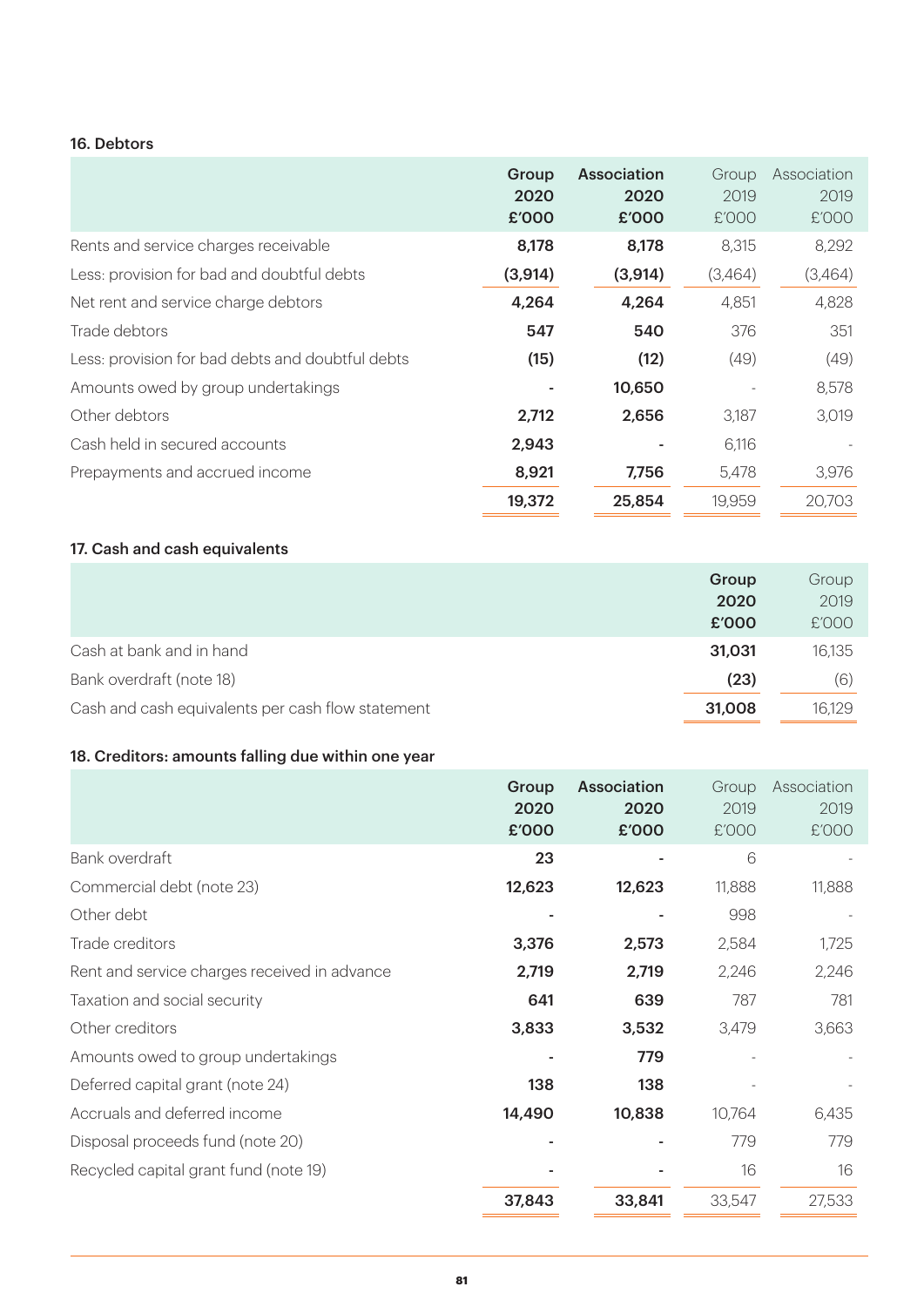### 16. Debtors

| | Group 2020 £'000 | Association 2020 £'000 | Group 2019 £'000 | Association 2019 £'000 |
|---|---|---|---|---|
| Rents and service charges receivable | 8,178 | 8,178 | 8,315 | 8,292 |
| Less: provision for bad and doubtful debts | (3,914) | (3,914) | (3,464) | (3,464) |
| Net rent and service charge debtors | 4,264 | 4,264 | 4,851 | 4,828 |
| Trade debtors | 547 | 540 | 376 | 351 |
| Less: provision for bad debts and doubtful debts | (15) | (12) | (49) | (49) |
| Amounts owed by group undertakings | - | 10,650 | - | 8,578 |
| Other debtors | 2,712 | 2,656 | 3,187 | 3,019 |
| Cash held in secured accounts | 2,943 | - | 6,116 | - |
| Prepayments and accrued income | 8,921 | 7,756 | 5,478 | 3,976 |
| | 19,372 | 25,854 | 19,959 | 20,703 |

### 17. Cash and cash equivalents

| | Group 2020 £'000 | Group 2019 £'000 |
|---|---|---|
| Cash at bank and in hand | 31,031 | 16,135 |
| Bank overdraft (note 18) | (23) | (6) |
| Cash and cash equivalents per cash flow statement | 31,008 | 16,129 |

### 18. Creditors: amounts falling due within one year

| | Group 2020 £'000 | Association 2020 £'000 | Group 2019 £'000 | Association 2019 £'000 |
|---|---|---|---|---|
| Bank overdraft | 23 | - | 6 | - |
| Commercial debt (note 23) | 12,623 | 12,623 | 11,888 | 11,888 |
| Other debt | - | - | 998 | - |
| Trade creditors | 3,376 | 2,573 | 2,584 | 1,725 |
| Rent and service charges received in advance | 2,719 | 2,719 | 2,246 | 2,246 |
| Taxation and social security | 641 | 639 | 787 | 781 |
| Other creditors | 3,833 | 3,532 | 3,479 | 3,663 |
| Amounts owed to group undertakings | - | 779 | - | - |
| Deferred capital grant (note 24) | 138 | 138 | - | - |
| Accruals and deferred income | 14,490 | 10,838 | 10,764 | 6,435 |
| Disposal proceeds fund (note 20) | - | - | 779 | 779 |
| Recycled capital grant fund (note 19) | - | - | 16 | 16 |
| | 37,843 | 33,841 | 33,547 | 27,533 |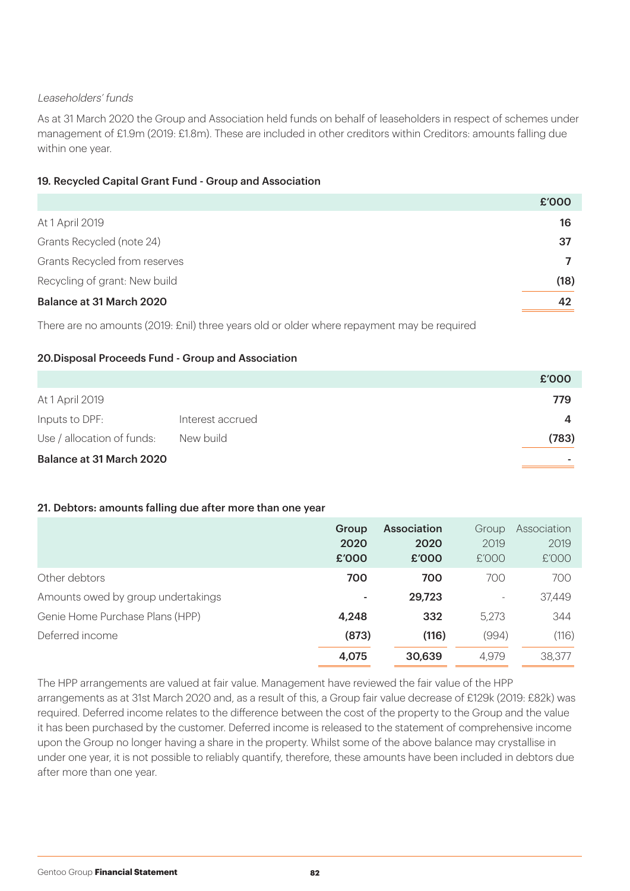*Leaseholders' funds*

As at 31 March 2020 the Group and Association held funds on behalf of leaseholders in respect of schemes under management of £1.9m (2019: £1.8m). These are included in other creditors within Creditors: amounts falling due within one year.

### 19. Recycled Capital Grant Fund - Group and Association

| | £'000 |
|---|---|
| At 1 April 2019 | 16 |
| Grants Recycled (note 24) | 37 |
| Grants Recycled from reserves | 7 |
| Recycling of grant: New build | (18) |
| **Balance at 31 March 2020** | 42 |

There are no amounts (2019: £nil) three years old or older where repayment may be required

### 20.Disposal Proceeds Fund - Group and Association

| | | £'000 |
|---|---|---|
| At 1 April 2019 | | 779 |
| Inputs to DPF: | Interest accrued | 4 |
| Use / allocation of funds: | New build | (783) |
| **Balance at 31 March 2020** | | - |

### 21. Debtors: amounts falling due after more than one year

| | Group 2020 £'000 | Association 2020 £'000 | Group 2019 £'000 | Association 2019 £'000 |
|---|---|---|---|---|
| Other debtors | 700 | 700 | 700 | 700 |
| Amounts owed by group undertakings | - | 29,723 | - | 37,449 |
| Genie Home Purchase Plans (HPP) | 4,248 | 332 | 5,273 | 344 |
| Deferred income | (873) | (116) | (994) | (116) |
| | 4,075 | 30,639 | 4,979 | 38,377 |

The HPP arrangements are valued at fair value. Management have reviewed the fair value of the HPP arrangements as at 31st March 2020 and, as a result of this, a Group fair value decrease of £129k (2019: £82k) was required. Deferred income relates to the difference between the cost of the property to the Group and the value it has been purchased by the customer. Deferred income is released to the statement of comprehensive income upon the Group no longer having a share in the property. Whilst some of the above balance may crystallise in under one year, it is not possible to reliably quantify, therefore, these amounts have been included in debtors due after more than one year.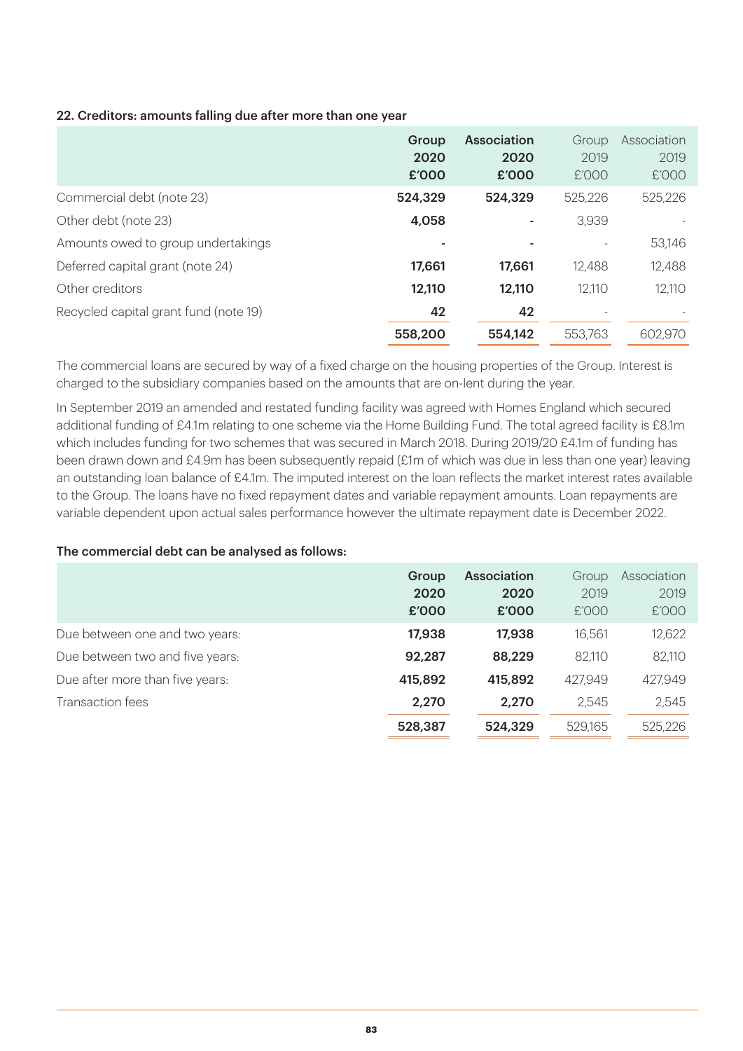### 22. Creditors: amounts falling due after more than one year

| | Group 2020 £'000 | Association 2020 £'000 | Group 2019 £'000 | Association 2019 £'000 |
|---|---|---|---|---|
| Commercial debt (note 23) | 524,329 | 524,329 | 525,226 | 525,226 |
| Other debt (note 23) | 4,058 | - | 3,939 | - |
| Amounts owed to group undertakings | - | - | - | 53,146 |
| Deferred capital grant (note 24) | 17,661 | 17,661 | 12,488 | 12,488 |
| Other creditors | 12,110 | 12,110 | 12,110 | 12,110 |
| Recycled capital grant fund (note 19) | 42 | 42 | - | - |
| | 558,200 | 554,142 | 553,763 | 602,970 |

The commercial loans are secured by way of a fixed charge on the housing properties of the Group. Interest is charged to the subsidiary companies based on the amounts that are on-lent during the year.

In September 2019 an amended and restated funding facility was agreed with Homes England which secured additional funding of £4.1m relating to one scheme via the Home Building Fund. The total agreed facility is £8.1m which includes funding for two schemes that was secured in March 2018. During 2019/20 £4.1m of funding has been drawn down and £4.9m has been subsequently repaid (£1m of which was due in less than one year) leaving an outstanding loan balance of £4.1m. The imputed interest on the loan reflects the market interest rates available to the Group. The loans have no fixed repayment dates and variable repayment amounts. Loan repayments are variable dependent upon actual sales performance however the ultimate repayment date is December 2022.

#### The commercial debt can be analysed as follows:

| | Group 2020 £'000 | Association 2020 £'000 | Group 2019 £'000 | Association 2019 £'000 |
|---|---|---|---|---|
| Due between one and two years: | 17,938 | 17,938 | 16,561 | 12,622 |
| Due between two and five years: | 92,287 | 88,229 | 82,110 | 82,110 |
| Due after more than five years: | 415,892 | 415,892 | 427,949 | 427,949 |
| Transaction fees | 2,270 | 2,270 | 2,545 | 2,545 |
| | 528,387 | 524,329 | 529,165 | 525,226 |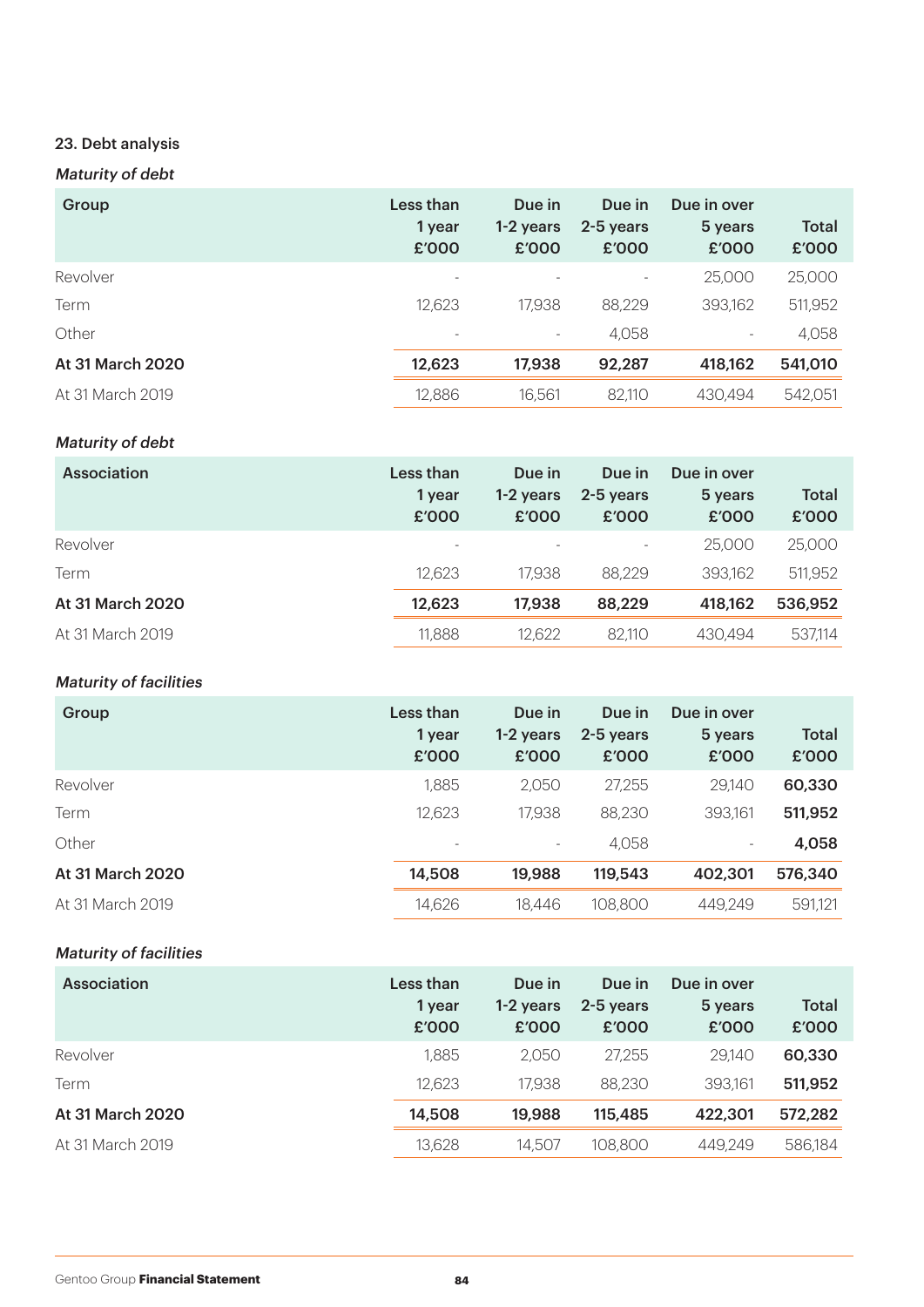### 23. Debt analysis

*Maturity of debt*

| Group | Less than 1 year £'000 | Due in 1-2 years £'000 | Due in 2-5 years £'000 | Due in over 5 years £'000 | Total £'000 |
|---|---|---|---|---|---|
| Revolver | - | - | - | 25,000 | 25,000 |
| Term | 12,623 | 17,938 | 88,229 | 393,162 | 511,952 |
| Other | - | - | 4,058 | - | 4,058 |
| **At 31 March 2020** | **12,623** | **17,938** | **92,287** | **418,162** | **541,010** |
| At 31 March 2019 | 12,886 | 16,561 | 82,110 | 430,494 | 542,051 |

*Maturity of debt*

| Association | Less than 1 year £'000 | Due in 1-2 years £'000 | Due in 2-5 years £'000 | Due in over 5 years £'000 | Total £'000 |
|---|---|---|---|---|---|
| Revolver | - | - | - | 25,000 | 25,000 |
| Term | 12,623 | 17,938 | 88,229 | 393,162 | 511,952 |
| **At 31 March 2020** | **12,623** | **17,938** | **88,229** | **418,162** | **536,952** |
| At 31 March 2019 | 11,888 | 12,622 | 82,110 | 430,494 | 537,114 |

*Maturity of facilities*

| Group | Less than 1 year £'000 | Due in 1-2 years £'000 | Due in 2-5 years £'000 | Due in over 5 years £'000 | Total £'000 |
|---|---|---|---|---|---|
| Revolver | 1,885 | 2,050 | 27,255 | 29,140 | **60,330** |
| Term | 12,623 | 17,938 | 88,230 | 393,161 | **511,952** |
| Other | - | - | 4,058 | - | **4,058** |
| **At 31 March 2020** | **14,508** | **19,988** | **119,543** | **402,301** | **576,340** |
| At 31 March 2019 | 14,626 | 18,446 | 108,800 | 449,249 | 591,121 |

*Maturity of facilities*

| Association | Less than 1 year £'000 | Due in 1-2 years £'000 | Due in 2-5 years £'000 | Due in over 5 years £'000 | Total £'000 |
|---|---|---|---|---|---|
| Revolver | 1,885 | 2,050 | 27,255 | 29,140 | **60,330** |
| Term | 12,623 | 17,938 | 88,230 | 393,161 | **511,952** |
| **At 31 March 2020** | **14,508** | **19,988** | **115,485** | **422,301** | **572,282** |
| At 31 March 2019 | 13,628 | 14,507 | 108,800 | 449,249 | 586,184 |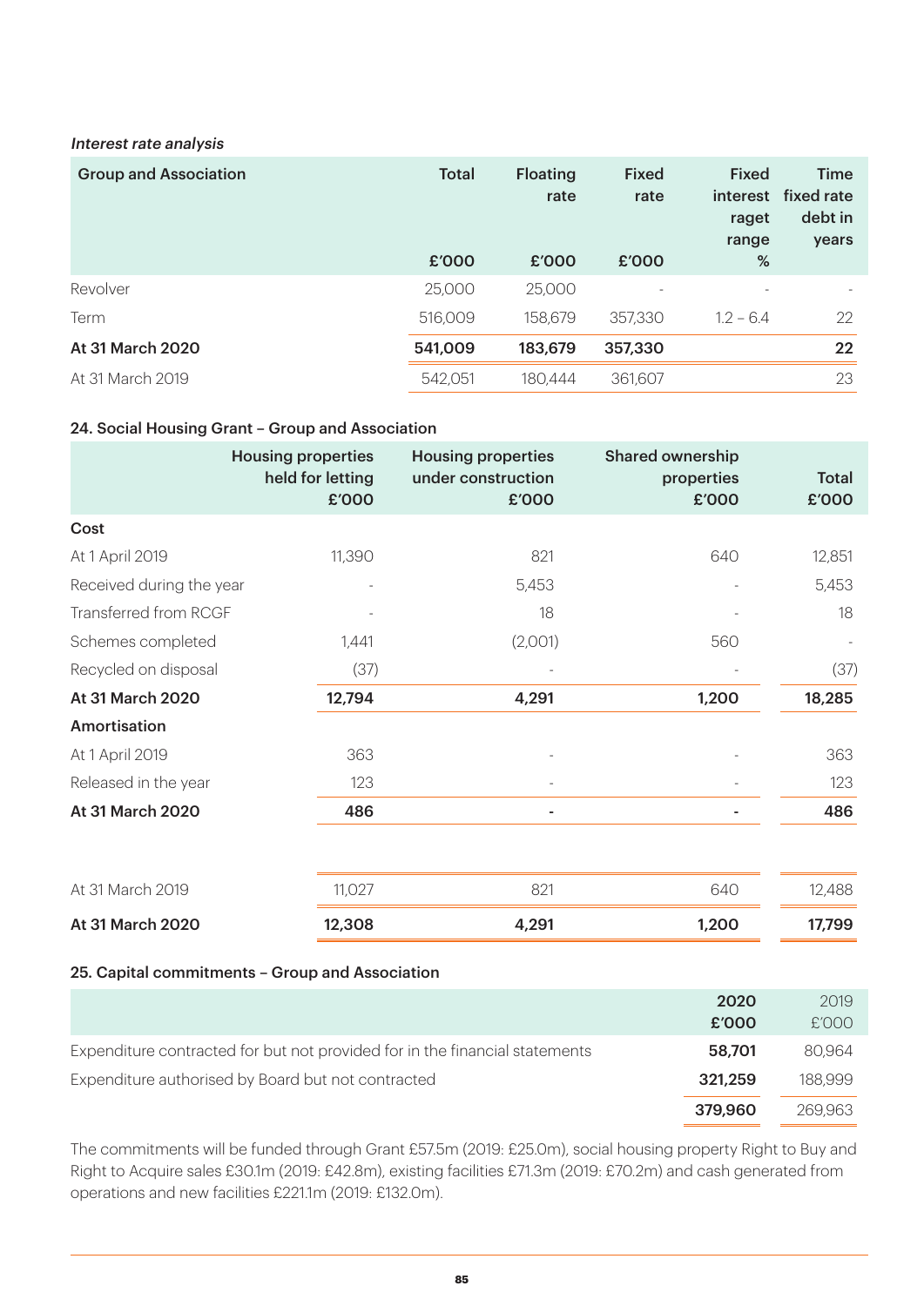*Interest rate analysis*

| Group and Association | Total £'000 | Floating rate £'000 | Fixed rate £'000 | Fixed interest raget range % | Time fixed rate debt in years |
|---|---|---|---|---|---|
| Revolver | 25,000 | 25,000 | - | - | - |
| Term | 516,009 | 158,679 | 357,330 | 1.2 – 6.4 | 22 |
| **At 31 March 2020** | **541,009** | **183,679** | **357,330** | | **22** |
| At 31 March 2019 | 542,051 | 180,444 | 361,607 | | 23 |

### 24. Social Housing Grant – Group and Association

| | Housing properties held for letting £'000 | Housing properties under construction £'000 | Shared ownership properties £'000 | Total £'000 |
|---|---|---|---|---|
| **Cost** | | | | |
| At 1 April 2019 | 11,390 | 821 | 640 | 12,851 |
| Received during the year | - | 5,453 | - | 5,453 |
| Transferred from RCGF | - | 18 | - | 18 |
| Schemes completed | 1,441 | (2,001) | 560 | - |
| Recycled on disposal | (37) | - | - | (37) |
| **At 31 March 2020** | **12,794** | **4,291** | **1,200** | **18,285** |
| **Amortisation** | | | | |
| At 1 April 2019 | 363 | - | - | 363 |
| Released in the year | 123 | - | - | 123 |
| **At 31 March 2020** | **486** | **-** | **-** | **486** |
| | | | | |
| At 31 March 2019 | 11,027 | 821 | 640 | 12,488 |
| **At 31 March 2020** | **12,308** | **4,291** | **1,200** | **17,799** |

### 25. Capital commitments – Group and Association

| | 2020 £'000 | 2019 £'000 |
|---|---|---|
| Expenditure contracted for but not provided for in the financial statements | **58,701** | 80,964 |
| Expenditure authorised by Board but not contracted | **321,259** | 188,999 |
| | **379,960** | 269,963 |

The commitments will be funded through Grant £57.5m (2019: £25.0m), social housing property Right to Buy and Right to Acquire sales £30.1m (2019: £42.8m), existing facilities £71.3m (2019: £70.2m) and cash generated from operations and new facilities £221.1m (2019: £132.0m).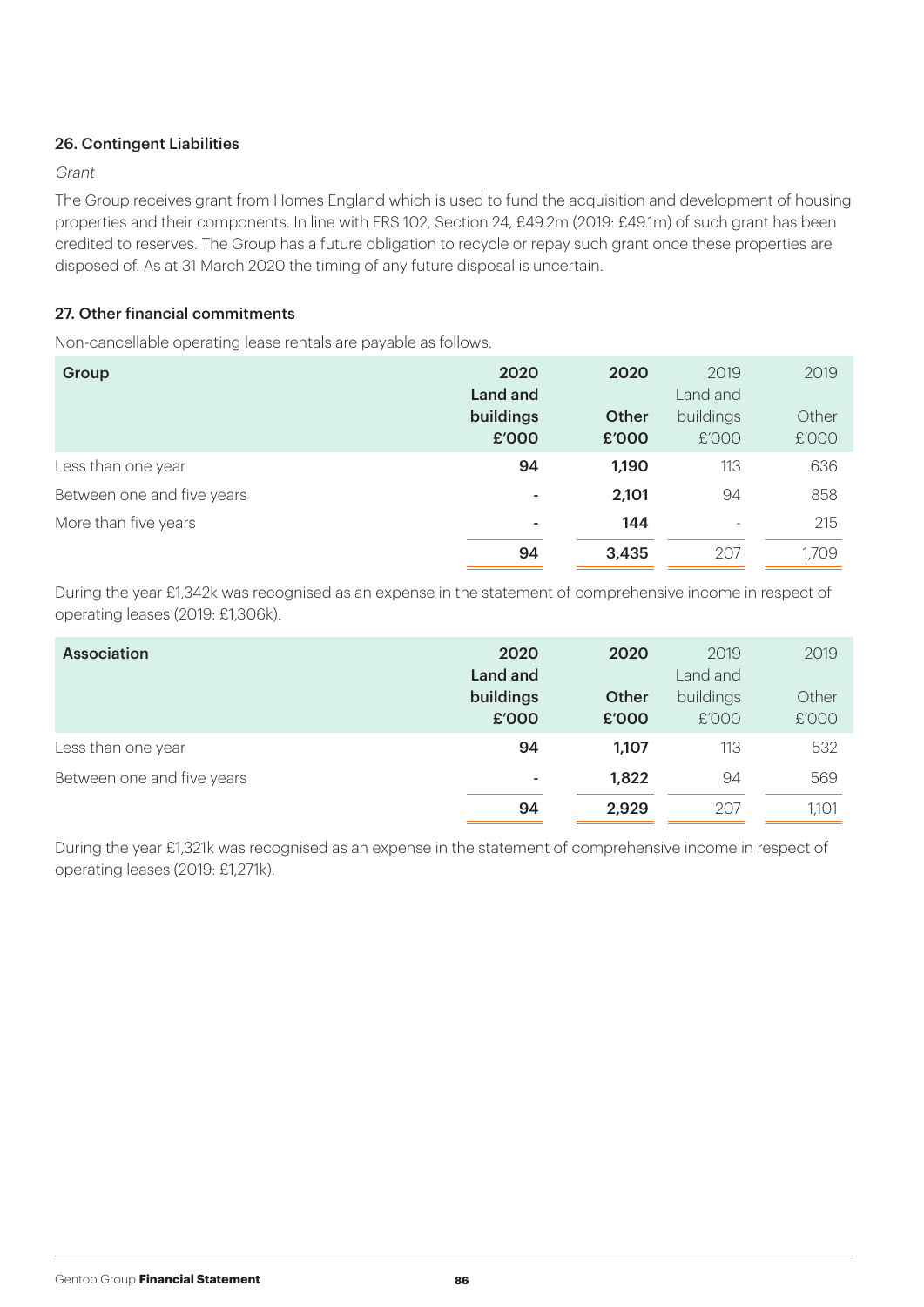### 26. Contingent Liabilities

*Grant*

The Group receives grant from Homes England which is used to fund the acquisition and development of housing properties and their components. In line with FRS 102, Section 24, £49.2m (2019: £49.1m) of such grant has been credited to reserves. The Group has a future obligation to recycle or repay such grant once these properties are disposed of. As at 31 March 2020 the timing of any future disposal is uncertain.

### 27. Other financial commitments

Non-cancellable operating lease rentals are payable as follows:

| Group | 2020 Land and buildings £'000 | 2020 Other £'000 | 2019 Land and buildings £'000 | 2019 Other £'000 |
|---|---|---|---|---|
| Less than one year | 94 | 1,190 | 113 | 636 |
| Between one and five years | - | 2,101 | 94 | 858 |
| More than five years | - | 144 | - | 215 |
| | 94 | 3,435 | 207 | 1,709 |

During the year £1,342k was recognised as an expense in the statement of comprehensive income in respect of operating leases (2019: £1,306k).

| Association | 2020 Land and buildings £'000 | 2020 Other £'000 | 2019 Land and buildings £'000 | 2019 Other £'000 |
|---|---|---|---|---|
| Less than one year | 94 | 1,107 | 113 | 532 |
| Between one and five years | - | 1,822 | 94 | 569 |
| | 94 | 2,929 | 207 | 1,101 |

During the year £1,321k was recognised as an expense in the statement of comprehensive income in respect of operating leases (2019: £1,271k).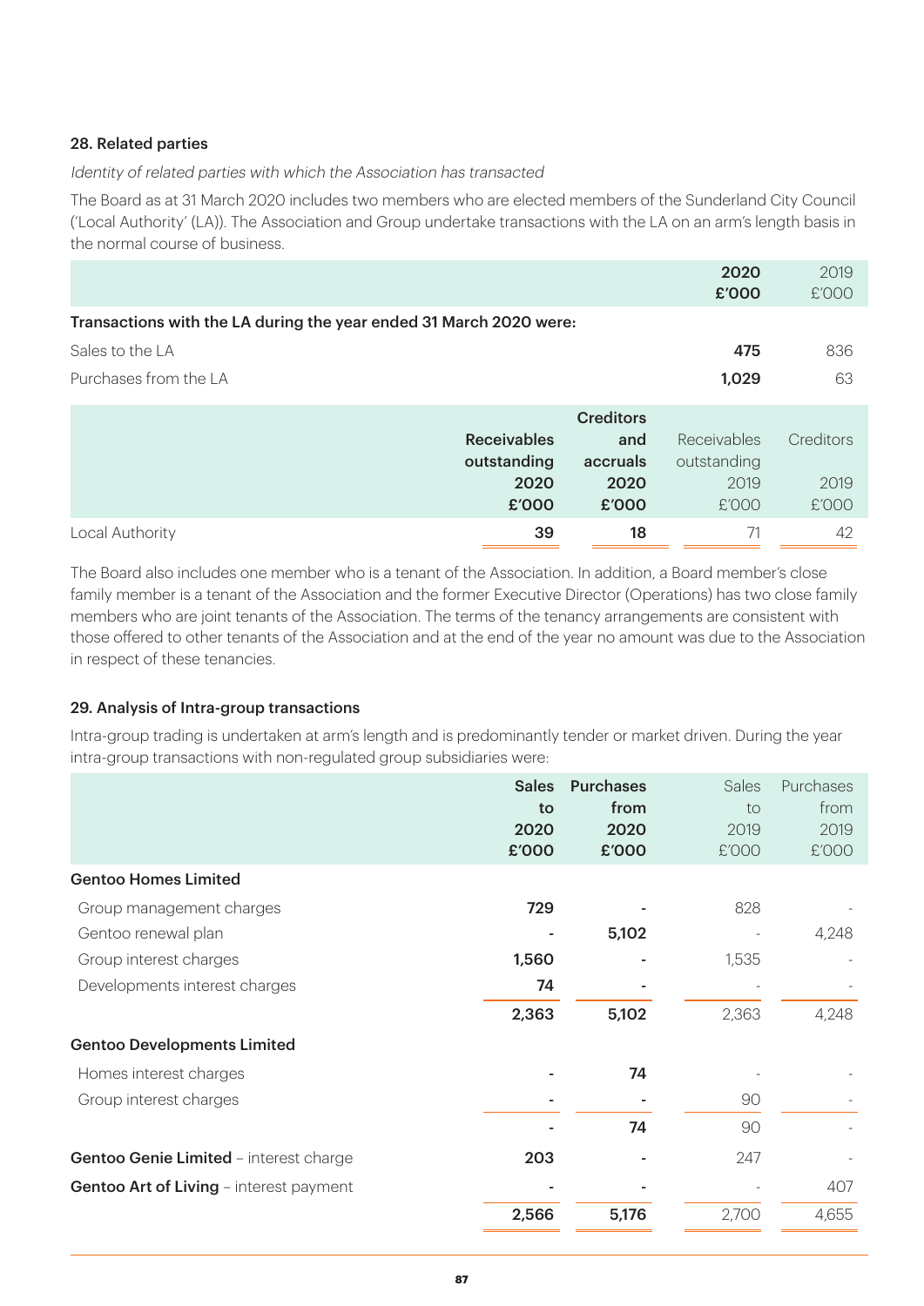### 28. Related parties

*Identity of related parties with which the Association has transacted*

The Board as at 31 March 2020 includes two members who are elected members of the Sunderland City Council ('Local Authority' (LA)). The Association and Group undertake transactions with the LA on an arm's length basis in the normal course of business.

| | 2020 £'000 | 2019 £'000 |
|---|---|---|
| **Transactions with the LA during the year ended 31 March 2020 were:** | | |
| Sales to the LA | **475** | 836 |
| Purchases from the LA | **1,029** | 63 |

| | Receivables outstanding 2020 £'000 | Creditors and accruals 2020 £'000 | Receivables outstanding 2019 £'000 | Creditors 2019 £'000 |
|---|---|---|---|---|
| Local Authority | **39** | **18** | 71 | 42 |

The Board also includes one member who is a tenant of the Association. In addition, a Board member's close family member is a tenant of the Association and the former Executive Director (Operations) has two close family members who are joint tenants of the Association. The terms of the tenancy arrangements are consistent with those offered to other tenants of the Association and at the end of the year no amount was due to the Association in respect of these tenancies.

### 29. Analysis of Intra-group transactions

Intra-group trading is undertaken at arm's length and is predominantly tender or market driven. During the year intra-group transactions with non-regulated group subsidiaries were:

| | Sales to 2020 £'000 | Purchases from 2020 £'000 | Sales to 2019 £'000 | Purchases from 2019 £'000 |
|---|---|---|---|---|
| **Gentoo Homes Limited** | | | | |
| Group management charges | **729** | **-** | 828 | - |
| Gentoo renewal plan | **-** | **5,102** | - | 4,248 |
| Group interest charges | **1,560** | **-** | 1,535 | - |
| Developments interest charges | **74** | **-** | - | - |
| | **2,363** | **5,102** | 2,363 | 4,248 |
| **Gentoo Developments Limited** | | | | |
| Homes interest charges | **-** | **74** | - | - |
| Group interest charges | **-** | **-** | 90 | - |
| | **-** | **74** | 90 | - |
| **Gentoo Genie Limited** – interest charge | **203** | **-** | 247 | - |
| **Gentoo Art of Living** – interest payment | **-** | **-** | - | 407 |
| | **2,566** | **5,176** | 2,700 | 4,655 |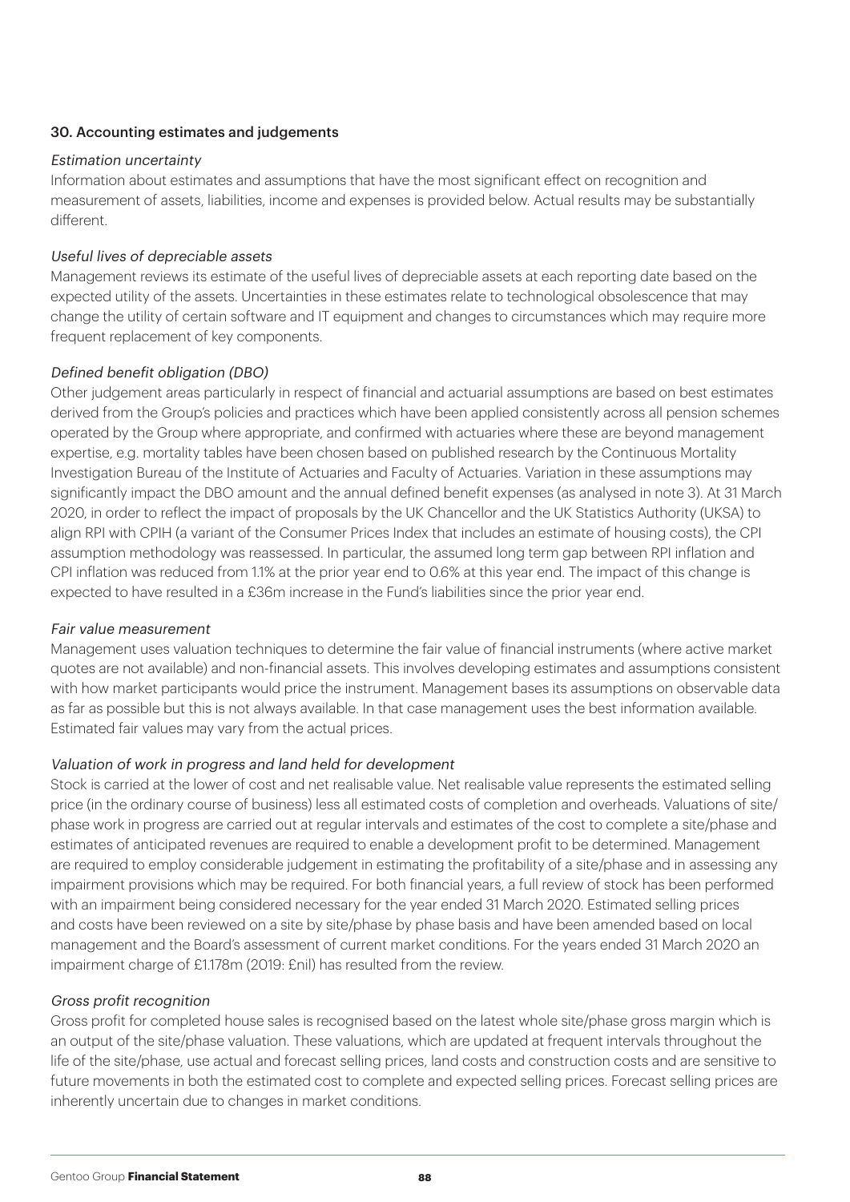### 30. Accounting estimates and judgements

*Estimation uncertainty*

Information about estimates and assumptions that have the most significant effect on recognition and measurement of assets, liabilities, income and expenses is provided below. Actual results may be substantially different.

*Useful lives of depreciable assets*

Management reviews its estimate of the useful lives of depreciable assets at each reporting date based on the expected utility of the assets. Uncertainties in these estimates relate to technological obsolescence that may change the utility of certain software and IT equipment and changes to circumstances which may require more frequent replacement of key components.

*Defined benefit obligation (DBO)*

Other judgement areas particularly in respect of financial and actuarial assumptions are based on best estimates derived from the Group's policies and practices which have been applied consistently across all pension schemes operated by the Group where appropriate, and confirmed with actuaries where these are beyond management expertise, e.g. mortality tables have been chosen based on published research by the Continuous Mortality Investigation Bureau of the Institute of Actuaries and Faculty of Actuaries. Variation in these assumptions may significantly impact the DBO amount and the annual defined benefit expenses (as analysed in note 3). At 31 March 2020, in order to reflect the impact of proposals by the UK Chancellor and the UK Statistics Authority (UKSA) to align RPI with CPIH (a variant of the Consumer Prices Index that includes an estimate of housing costs), the CPI assumption methodology was reassessed. In particular, the assumed long term gap between RPI inflation and CPI inflation was reduced from 1.1% at the prior year end to 0.6% at this year end. The impact of this change is expected to have resulted in a £36m increase in the Fund's liabilities since the prior year end.

*Fair value measurement*

Management uses valuation techniques to determine the fair value of financial instruments (where active market quotes are not available) and non-financial assets. This involves developing estimates and assumptions consistent with how market participants would price the instrument. Management bases its assumptions on observable data as far as possible but this is not always available. In that case management uses the best information available. Estimated fair values may vary from the actual prices.

*Valuation of work in progress and land held for development*

Stock is carried at the lower of cost and net realisable value. Net realisable value represents the estimated selling price (in the ordinary course of business) less all estimated costs of completion and overheads. Valuations of site/phase work in progress are carried out at regular intervals and estimates of the cost to complete a site/phase and estimates of anticipated revenues are required to enable a development profit to be determined. Management are required to employ considerable judgement in estimating the profitability of a site/phase and in assessing any impairment provisions which may be required. For both financial years, a full review of stock has been performed with an impairment being considered necessary for the year ended 31 March 2020. Estimated selling prices and costs have been reviewed on a site by site/phase by phase basis and have been amended based on local management and the Board's assessment of current market conditions. For the years ended 31 March 2020 an impairment charge of £1.178m (2019: £nil) has resulted from the review.

*Gross profit recognition*

Gross profit for completed house sales is recognised based on the latest whole site/phase gross margin which is an output of the site/phase valuation. These valuations, which are updated at frequent intervals throughout the life of the site/phase, use actual and forecast selling prices, land costs and construction costs and are sensitive to future movements in both the estimated cost to complete and expected selling prices. Forecast selling prices are inherently uncertain due to changes in market conditions.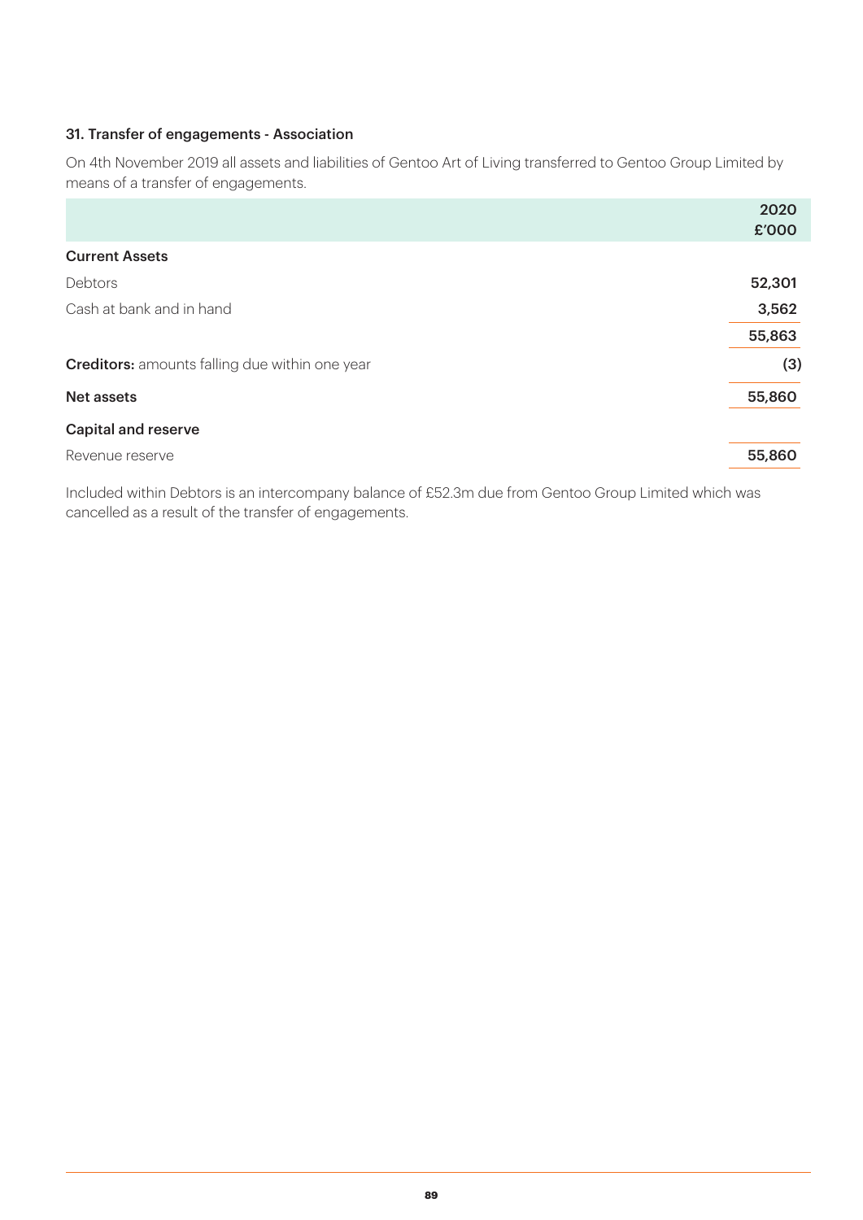## 31. Transfer of engagements - Association

On 4th November 2019 all assets and liabilities of Gentoo Art of Living transferred to Gentoo Group Limited by means of a transfer of engagements.

| | 2020 £'000 |
|---|---|
| **Current Assets** | |
| Debtors | 52,301 |
| Cash at bank and in hand | 3,562 |
| | 55,863 |
| **Creditors:** amounts falling due within one year | (3) |
| **Net assets** | 55,860 |
| **Capital and reserve** | |
| Revenue reserve | 55,860 |

Included within Debtors is an intercompany balance of £52.3m due from Gentoo Group Limited which was cancelled as a result of the transfer of engagements.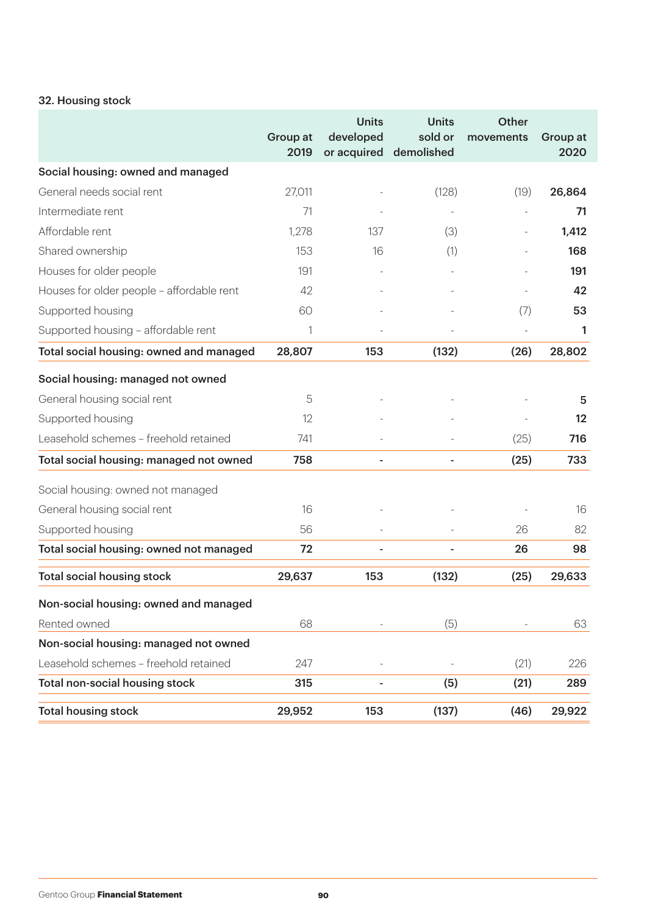### 32. Housing stock

| | Group at 2019 | Units developed or acquired | Units sold or demolished | Other movements | Group at 2020 |
|---|---|---|---|---|---|
| **Social housing: owned and managed** | | | | | |
| General needs social rent | 27,011 | - | (128) | (19) | **26,864** |
| Intermediate rent | 71 | - | - | - | **71** |
| Affordable rent | 1,278 | 137 | (3) | - | **1,412** |
| Shared ownership | 153 | 16 | (1) | - | **168** |
| Houses for older people | 191 | - | - | - | **191** |
| Houses for older people – affordable rent | 42 | - | - | - | **42** |
| Supported housing | 60 | - | - | (7) | **53** |
| Supported housing – affordable rent | 1 | - | - | - | **1** |
| **Total social housing: owned and managed** | **28,807** | **153** | **(132)** | **(26)** | **28,802** |
| **Social housing: managed not owned** | | | | | |
| General housing social rent | 5 | - | - | - | **5** |
| Supported housing | 12 | - | - | - | **12** |
| Leasehold schemes – freehold retained | 741 | - | - | (25) | **716** |
| **Total social housing: managed not owned** | **758** | **-** | **-** | **(25)** | **733** |
| Social housing: owned not managed | | | | | |
| General housing social rent | 16 | - | - | - | 16 |
| Supported housing | 56 | - | - | 26 | 82 |
| **Total social housing: owned not managed** | **72** | **-** | **-** | **26** | **98** |
| **Total social housing stock** | **29,637** | **153** | **(132)** | **(25)** | **29,633** |
| **Non-social housing: owned and managed** | | | | | |
| Rented owned | 68 | - | (5) | - | 63 |
| **Non-social housing: managed not owned** | | | | | |
| Leasehold schemes – freehold retained | 247 | - | - | (21) | 226 |
| **Total non-social housing stock** | **315** | **-** | **(5)** | **(21)** | **289** |
| **Total housing stock** | **29,952** | **153** | **(137)** | **(46)** | **29,922** |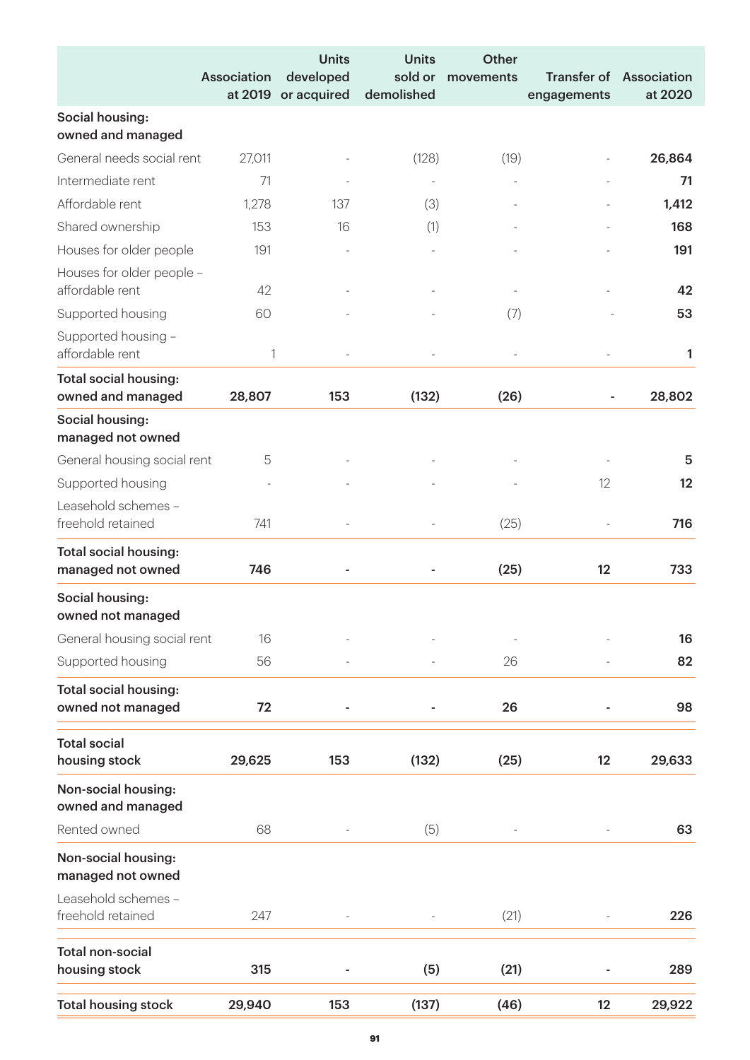| | Association at 2019 | Units developed or acquired | Units sold or demolished | Other movements | Transfer of engagements | Association at 2020 |
|---|---|---|---|---|---|---|
| **Social housing: owned and managed** | | | | | | |
| General needs social rent | 27,011 | - | (128) | (19) | - | **26,864** |
| Intermediate rent | 71 | - | - | - | - | **71** |
| Affordable rent | 1,278 | 137 | (3) | - | - | **1,412** |
| Shared ownership | 153 | 16 | (1) | - | - | **168** |
| Houses for older people | 191 | - | - | - | - | **191** |
| Houses for older people – affordable rent | 42 | - | - | - | - | **42** |
| Supported housing | 60 | - | - | (7) | - | **53** |
| Supported housing – affordable rent | 1 | - | - | - | - | **1** |
| **Total social housing: owned and managed** | **28,807** | **153** | **(132)** | **(26)** | **-** | **28,802** |
| **Social housing: managed not owned** | | | | | | |
| General housing social rent | 5 | - | - | - | - | **5** |
| Supported housing | - | - | - | - | 12 | **12** |
| Leasehold schemes – freehold retained | 741 | - | - | (25) | - | **716** |
| **Total social housing: managed not owned** | **746** | **-** | **-** | **(25)** | **12** | **733** |
| **Social housing: owned not managed** | | | | | | |
| General housing social rent | 16 | - | - | - | - | **16** |
| Supported housing | 56 | - | - | 26 | - | **82** |
| **Total social housing: owned not managed** | **72** | **-** | **-** | **26** | **-** | **98** |
| **Total social housing stock** | **29,625** | **153** | **(132)** | **(25)** | **12** | **29,633** |
| **Non-social housing: owned and managed** | | | | | | |
| Rented owned | 68 | - | (5) | - | - | **63** |
| **Non-social housing: managed not owned** | | | | | | |
| Leasehold schemes – freehold retained | 247 | - | - | (21) | - | **226** |
| **Total non-social housing stock** | **315** | **-** | **(5)** | **(21)** | **-** | **289** |
| **Total housing stock** | **29,940** | **153** | **(137)** | **(46)** | **12** | **29,922** |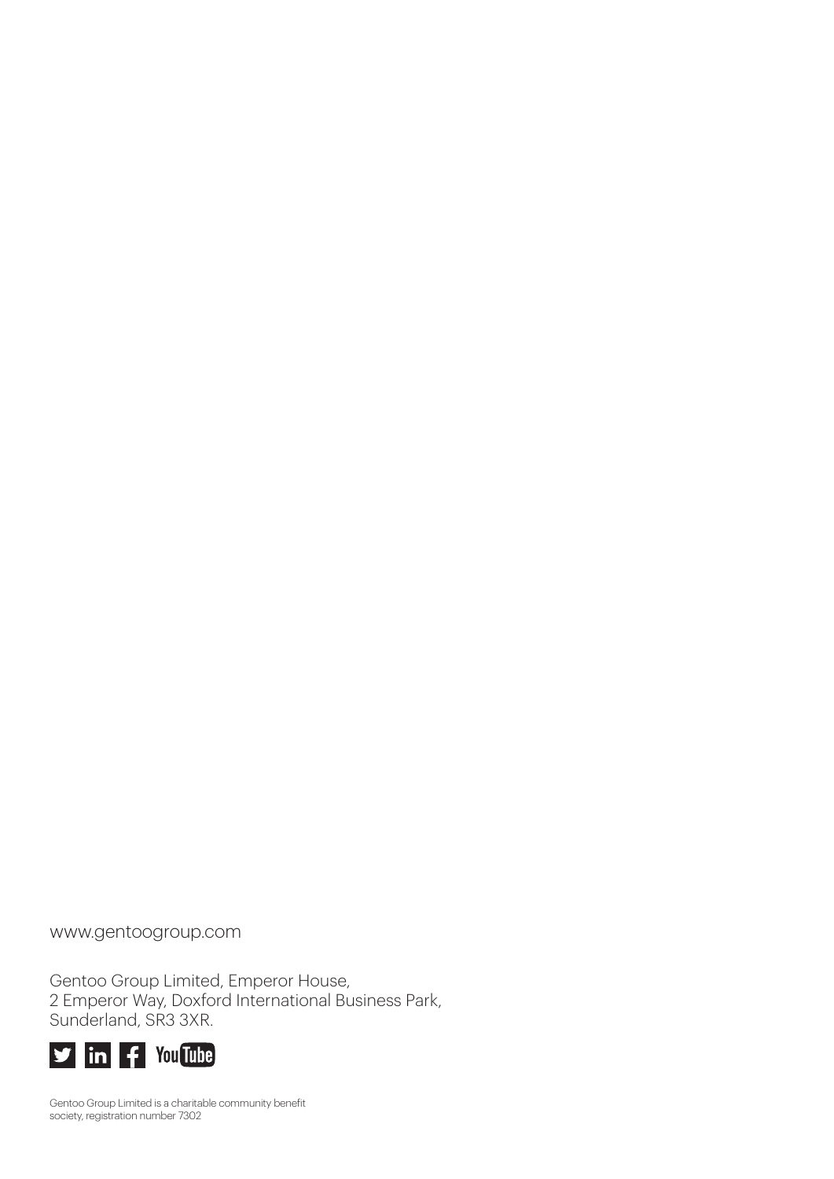www.gentoogroup.com

Gentoo Group Limited, Emperor House,
2 Emperor Way, Doxford International Business Park,
Sunderland, SR3 3XR.

Gentoo Group Limited is a charitable community benefit society, registration number 7302